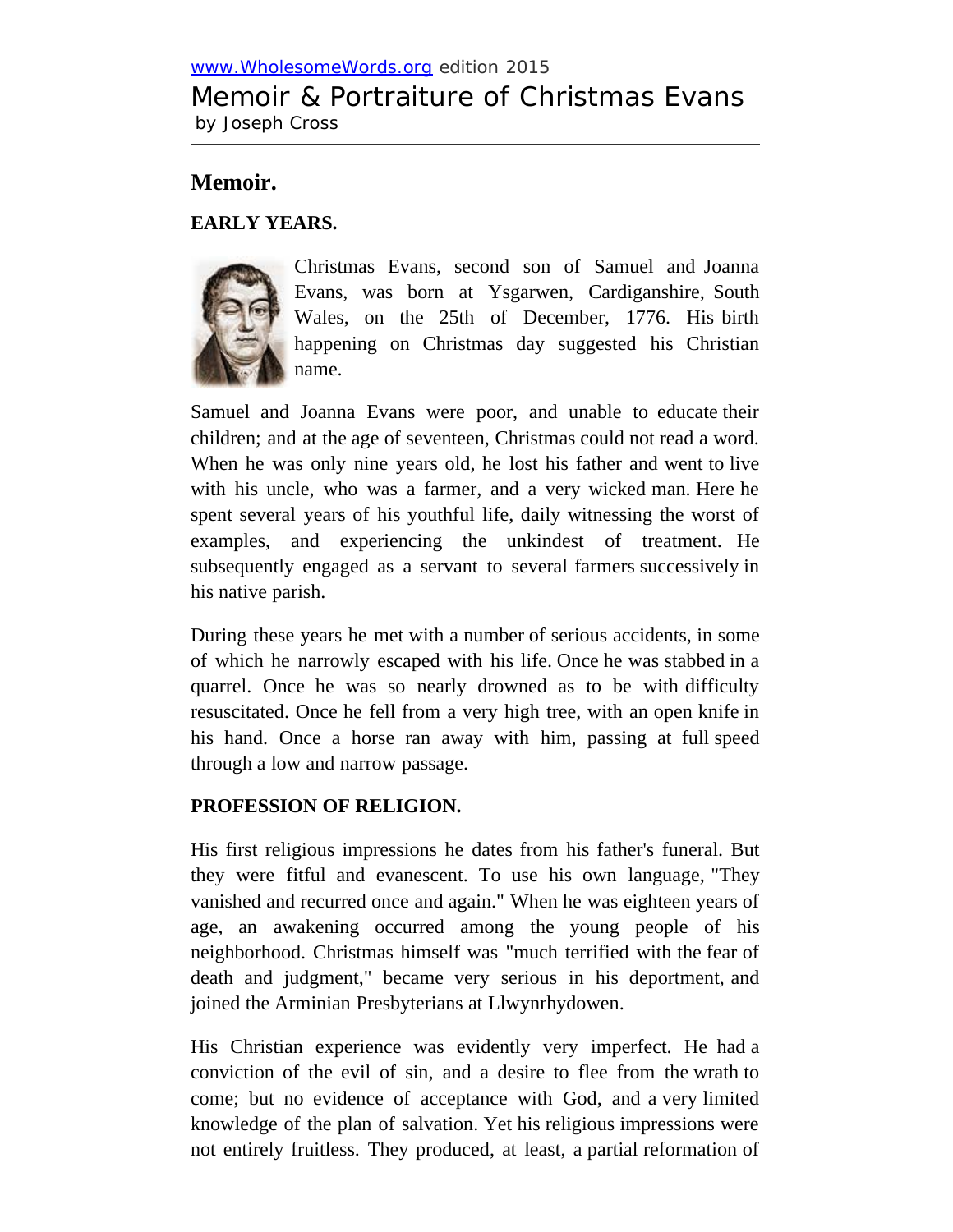www.WholesomeWords.org edition 2015

# Memoir & Portraiture of Christmas Evans

by Joseph Cross

## Memoir.

### EARLY YEARS.

Christmas Evans, second son of Samuel and Joanna Evans, was born at Ysgarwen, Cardiganshire, South Wales, on the 25th of December, 1776. His birth happening on Christmas day suggested his Christian name.

Samuel and Joanna Evans were poor, and unable to educate their children; and at the age of seventeen, Christmas could not read a word. When he was only nine years old, he lost his father and went to live with his uncle, who was a farmer, and a very wicked man. Here he spent several years of his youthful life, daily witnessing the worst of examples, and experiencing the unkindest of treatment. He subsequently engaged as a servant to several farmers successively in his native parish.

During these years he met with a number of serious accidents, in some of which he narrowly escaped with his life. Once he was stabbed in a quarrel. Once he was so nearly drowned as to be with difficulty resuscitated. Once he fell from a very high tree, with an open knife in his hand. Once a horse ran away with him, passing at full speed through a low and narrow passage.

### PROFESSION OF RELIGION.

His first religious impressions he dates from his father's funeral. But they were fitful and evanescent. To use his own language, "They vanished and recurred once and again." When he was eighteen years of age, an awakening occurred among the young people of his neighborhood. Christmas himself was "much terrified with the fear of death and judgment," became very serious in his deportment, and joined the Arminian Presbyterians at Llwynrhydowen.

His Christian experience was evidently very imperfect. He had a conviction of the evil of sin, and a desire to flee from the wrath to come; but no evidence of acceptance with God, and a very limited knowledge of the plan of salvation. Yet his religious impressions were not entirely fruitless. They produced, at least, a partial reformation of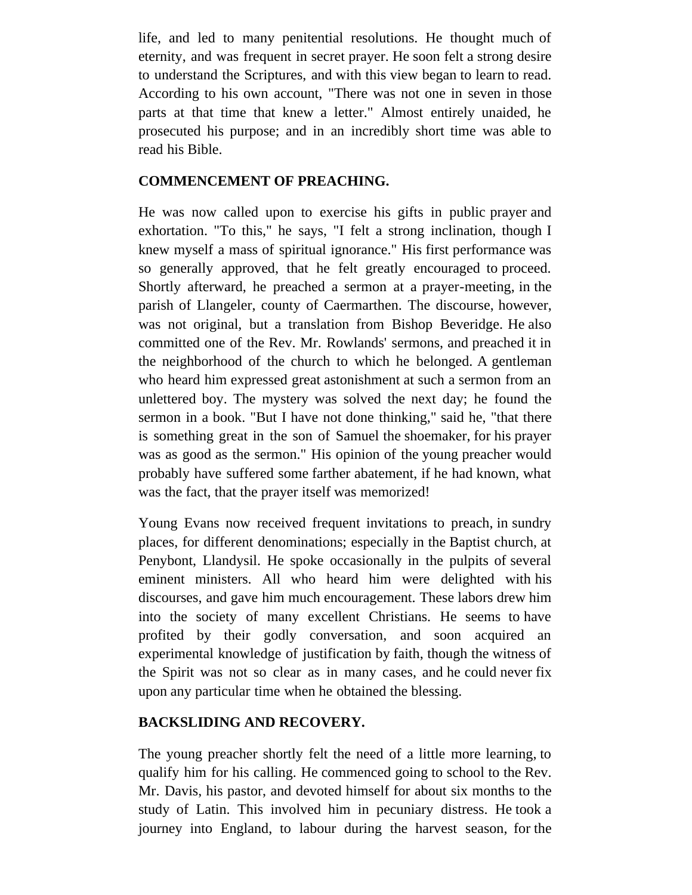life, and led to many penitential resolutions. He thought much of eternity, and was frequent in secret prayer. He soon felt a strong desire to understand the Scriptures, and with this view began to learn to read. According to his own account, "There was not one in seven in those parts at that time that knew a letter." Almost entirely unaided, he prosecuted his purpose; and in an incredibly short time was able to read his Bible.

## COMMENCEMENT OF PREACHING.

He was now called upon to exercise his gifts in public prayer and exhortation. "To this," he says, "I felt a strong inclination, though I knew myself a mass of spiritual ignorance." His first performance was so generally approved, that he felt greatly encouraged to proceed. Shortly afterward, he preached a sermon at a prayer-meeting, in the parish of Llangeler, county of Caermarthen. The discourse, however, was not original, but a translation from Bishop Beveridge. He also committed one of the Rev. Mr. Rowlands' sermons, and preached it in the neighborhood of the church to which he belonged. A gentleman who heard him expressed great astonishment at such a sermon from an unlettered boy. The mystery was solved the next day; he found the sermon in a book. "But I have not done thinking," said he, "that there is something great in the son of Samuel the shoemaker, for his prayer was as good as the sermon." His opinion of the young preacher would probably have suffered some farther abatement, if he had known, what was the fact, that the prayer itself was memorized!

Young Evans now received frequent invitations to preach, in sundry places, for different denominations; especially in the Baptist church, at Penybont, Llandysil. He spoke occasionally in the pulpits of several eminent ministers. All who heard him were delighted with his discourses, and gave him much encouragement. These labors drew him into the society of many excellent Christians. He seems to have profited by their godly conversation, and soon acquired an experimental knowledge of justification by faith, though the witness of the Spirit was not so clear as in many cases, and he could never fix upon any particular time when he obtained the blessing.

## BACKSLIDING AND RECOVERY.

The young preacher shortly felt the need of a little more learning, to qualify him for his calling. He commenced going to school to the Rev. Mr. Davis, his pastor, and devoted himself for about six months to the study of Latin. This involved him in pecuniary distress. He took a journey into England, to labour during the harvest season, for the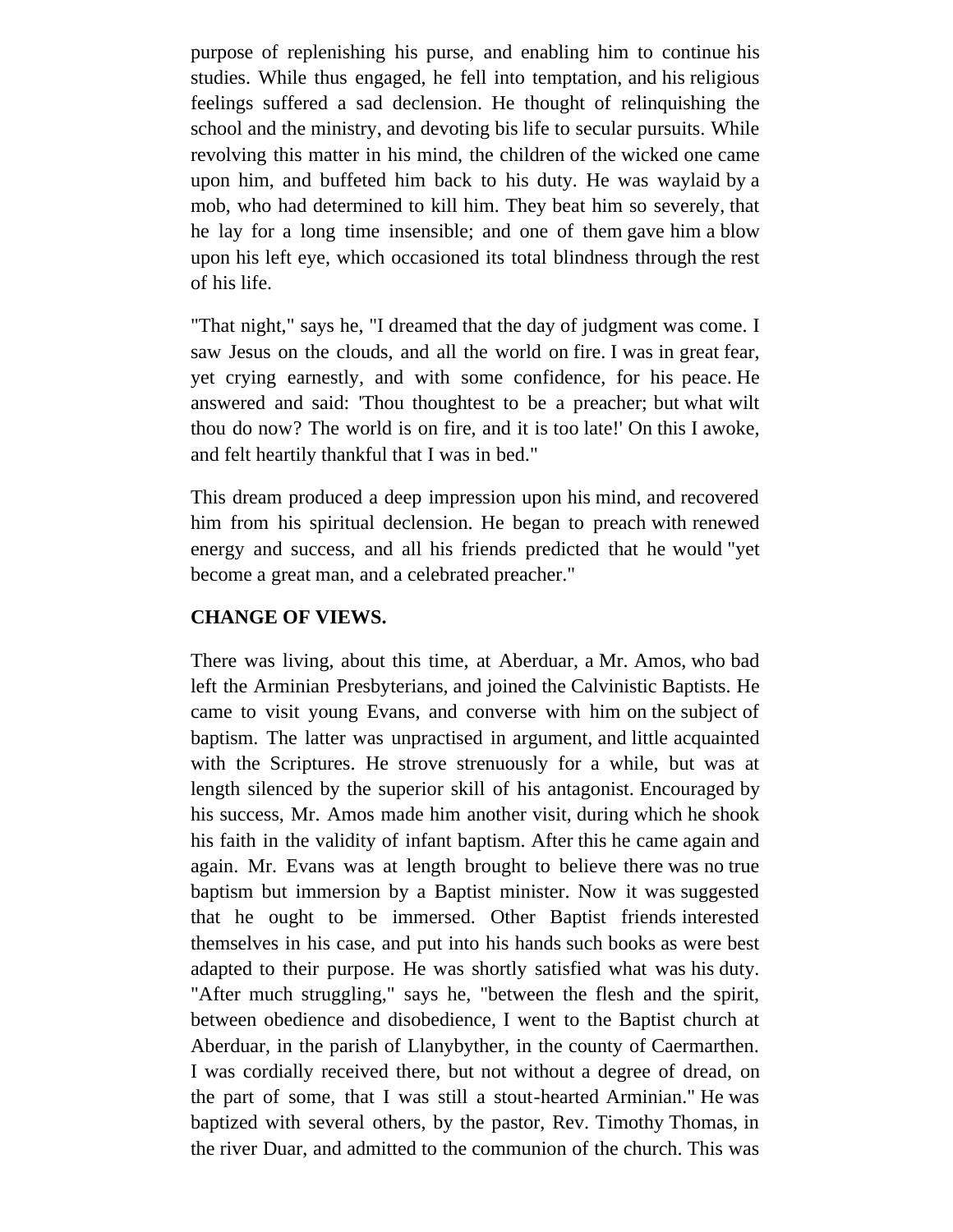purpose of replenishing his purse, and enabling him to continue his studies. While thus engaged, he fell into temptation, and his religious feelings suffered a sad declension. He thought of relinquishing the school and the ministry, and devoting bis life to secular pursuits. While revolving this matter in his mind, the children of the wicked one came upon him, and buffeted him back to his duty. He was waylaid by a mob, who had determined to kill him. They beat him so severely, that he lay for a long time insensible; and one of them gave him a blow upon his left eye, which occasioned its total blindness through the rest of his life.

"That night," says he, "I dreamed that the day of judgment was come. I saw Jesus on the clouds, and all the world on fire. I was in great fear, yet crying earnestly, and with some confidence, for his peace. He answered and said: 'Thou thoughtest to be a preacher; but what wilt thou do now? The world is on fire, and it is too late!' On this I awoke, and felt heartily thankful that I was in bed."

This dream produced a deep impression upon his mind, and recovered him from his spiritual declension. He began to preach with renewed energy and success, and all his friends predicted that he would "yet become a great man, and a celebrated preacher."

**CHANGE OF VIEWS.**

There was living, about this time, at Aberduar, a Mr. Amos, who bad left the Arminian Presbyterians, and joined the Calvinistic Baptists. He came to visit young Evans, and converse with him on the subject of baptism. The latter was unpractised in argument, and little acquainted with the Scriptures. He strove strenuously for a while, but was at length silenced by the superior skill of his antagonist. Encouraged by his success, Mr. Amos made him another visit, during which he shook his faith in the validity of infant baptism. After this he came again and again. Mr. Evans was at length brought to believe there was no true baptism but immersion by a Baptist minister. Now it was suggested that he ought to be immersed. Other Baptist friends interested themselves in his case, and put into his hands such books as were best adapted to their purpose. He was shortly satisfied what was his duty. "After much struggling," says he, "between the flesh and the spirit, between obedience and disobedience, I went to the Baptist church at Aberduar, in the parish of Llanybyther, in the county of Caermarthen. I was cordially received there, but not without a degree of dread, on the part of some, that I was still a stout-hearted Arminian." He was baptized with several others, by the pastor, Rev. Timothy Thomas, in the river Duar, and admitted to the communion of the church. This was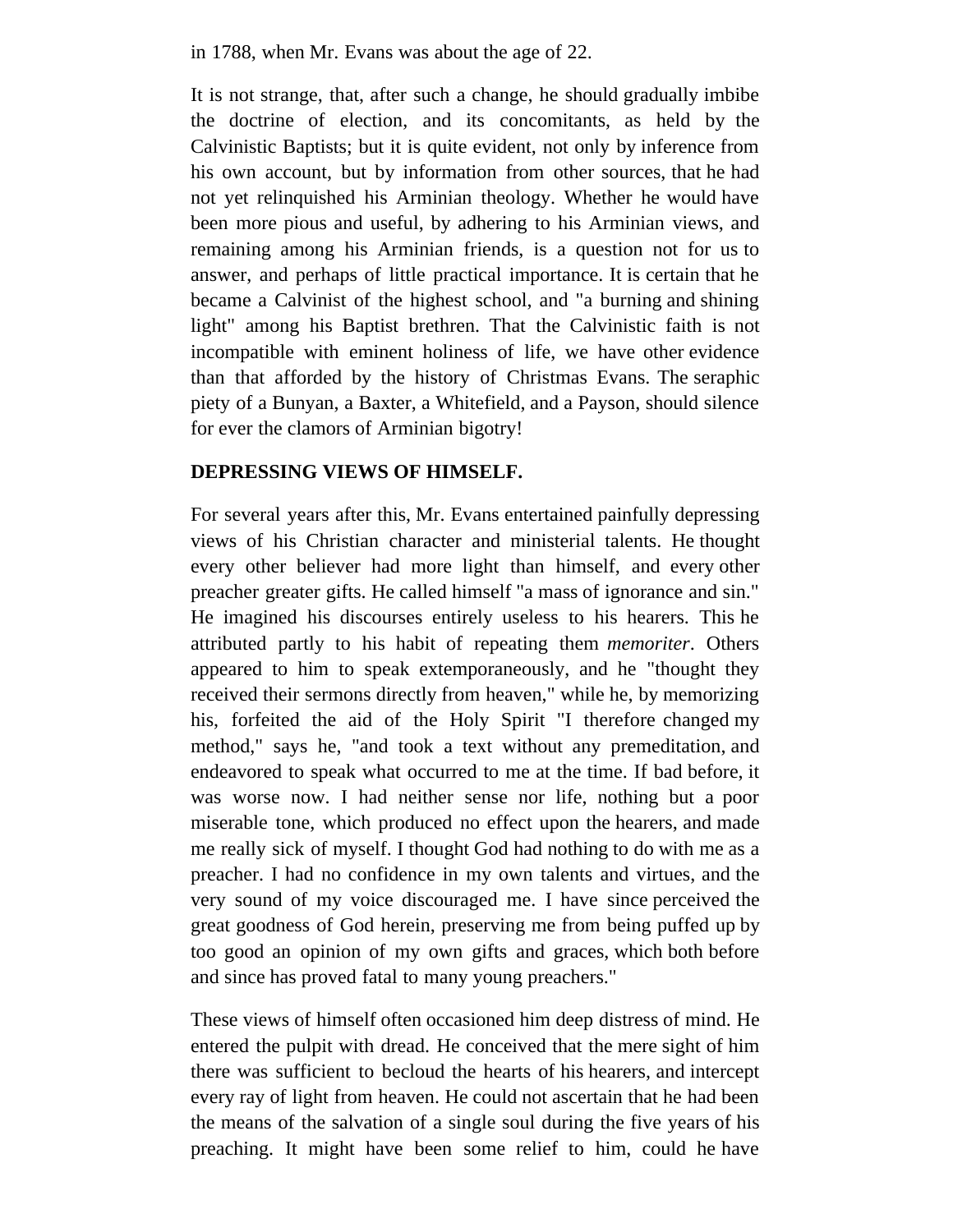in 1788, when Mr. Evans was about the age of 22.

It is not strange, that, after such a change, he should gradually imbibe the doctrine of election, and its concomitants, as held by the Calvinistic Baptists; but it is quite evident, not only by inference from his own account, but by information from other sources, that he had not yet relinquished his Arminian theology. Whether he would have been more pious and useful, by adhering to his Arminian views, and remaining among his Arminian friends, is a question not for us to answer, and perhaps of little practical importance. It is certain that he became a Calvinist of the highest school, and "a burning and shining light" among his Baptist brethren. That the Calvinistic faith is not incompatible with eminent holiness of life, we have other evidence than that afforded by the history of Christmas Evans. The seraphic piety of a Bunyan, a Baxter, a Whitefield, and a Payson, should silence for ever the clamors of Arminian bigotry!

**DEPRESSING VIEWS OF HIMSELF.**

For several years after this, Mr. Evans entertained painfully depressing views of his Christian character and ministerial talents. He thought every other believer had more light than himself, and every other preacher greater gifts. He called himself "a mass of ignorance and sin." He imagined his discourses entirely useless to his hearers. This he attributed partly to his habit of repeating them *memoriter*. Others appeared to him to speak extemporaneously, and he "thought they received their sermons directly from heaven," while he, by memorizing his, forfeited the aid of the Holy Spirit "I therefore changed my method," says he, "and took a text without any premeditation, and endeavored to speak what occurred to me at the time. If bad before, it was worse now. I had neither sense nor life, nothing but a poor miserable tone, which produced no effect upon the hearers, and made me really sick of myself. I thought God had nothing to do with me as a preacher. I had no confidence in my own talents and virtues, and the very sound of my voice discouraged me. I have since perceived the great goodness of God herein, preserving me from being puffed up by too good an opinion of my own gifts and graces, which both before and since has proved fatal to many young preachers."

These views of himself often occasioned him deep distress of mind. He entered the pulpit with dread. He conceived that the mere sight of him there was sufficient to becloud the hearts of his hearers, and intercept every ray of light from heaven. He could not ascertain that he had been the means of the salvation of a single soul during the five years of his preaching. It might have been some relief to him, could he have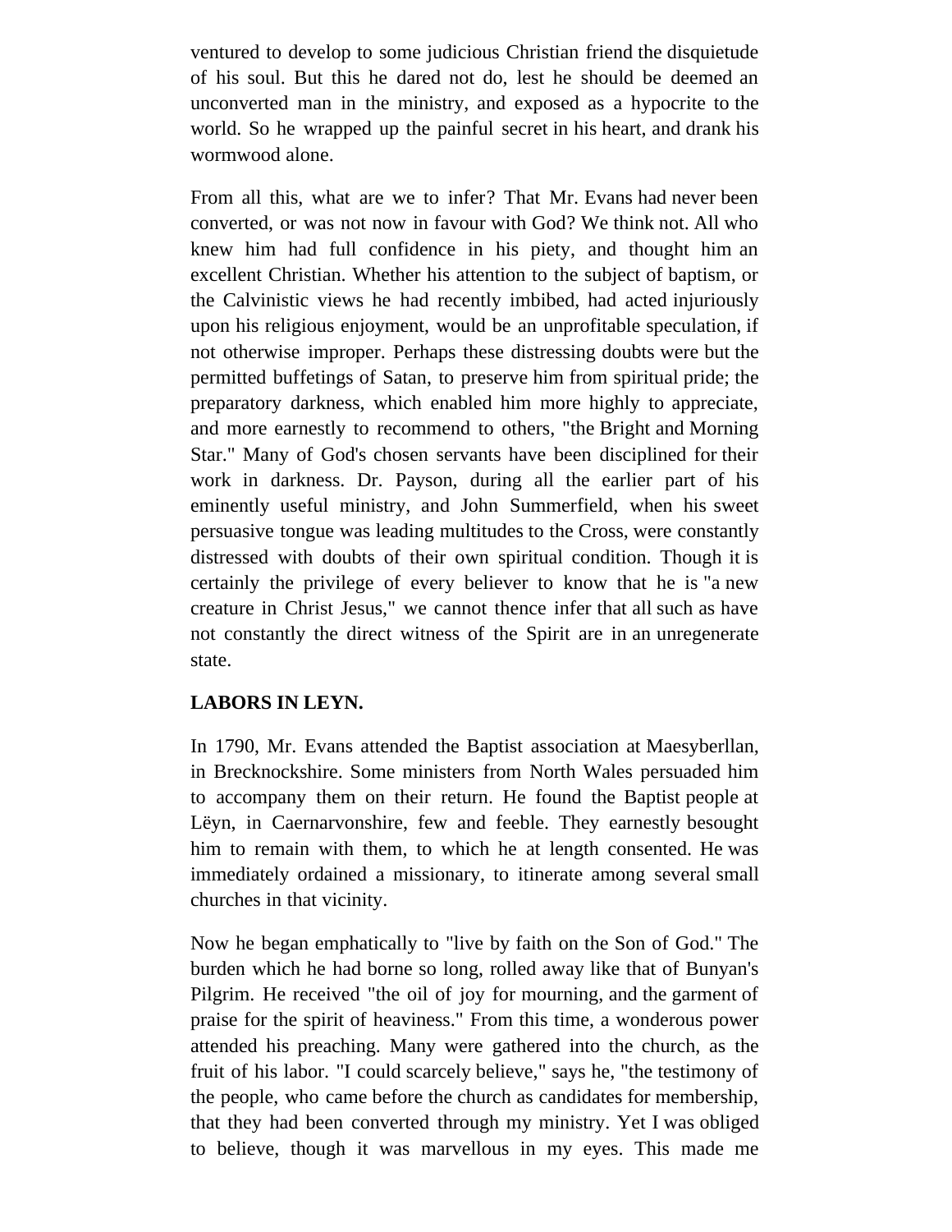ventured to develop to some judicious Christian friend the disquietude of his soul. But this he dared not do, lest he should be deemed an unconverted man in the ministry, and exposed as a hypocrite to the world. So he wrapped up the painful secret in his heart, and drank his wormwood alone.

From all this, what are we to infer? That Mr. Evans had never been converted, or was not now in favour with God? We think not. All who knew him had full confidence in his piety, and thought him an excellent Christian. Whether his attention to the subject of baptism, or the Calvinistic views he had recently imbibed, had acted injuriously upon his religious enjoyment, would be an unprofitable speculation, if not otherwise improper. Perhaps these distressing doubts were but the permitted buffetings of Satan, to preserve him from spiritual pride; the preparatory darkness, which enabled him more highly to appreciate, and more earnestly to recommend to others, "the Bright and Morning Star." Many of God's chosen servants have been disciplined for their work in darkness. Dr. Payson, during all the earlier part of his eminently useful ministry, and John Summerfield, when his sweet persuasive tongue was leading multitudes to the Cross, were constantly distressed with doubts of their own spiritual condition. Though it is certainly the privilege of every believer to know that he is "a new creature in Christ Jesus," we cannot thence infer that all such as have not constantly the direct witness of the Spirit are in an unregenerate state.

**LABORS IN LEYN.**

In 1790, Mr. Evans attended the Baptist association at Maesyberllan, in Brecknockshire. Some ministers from North Wales persuaded him to accompany them on their return. He found the Baptist people at Lëyn, in Caernarvonshire, few and feeble. They earnestly besought him to remain with them, to which he at length consented. He was immediately ordained a missionary, to itinerate among several small churches in that vicinity.

Now he began emphatically to "live by faith on the Son of God." The burden which he had borne so long, rolled away like that of Bunyan's Pilgrim. He received "the oil of joy for mourning, and the garment of praise for the spirit of heaviness." From this time, a wonderous power attended his preaching. Many were gathered into the church, as the fruit of his labor. "I could scarcely believe," says he, "the testimony of the people, who came before the church as candidates for membership, that they had been converted through my ministry. Yet I was obliged to believe, though it was marvellous in my eyes. This made me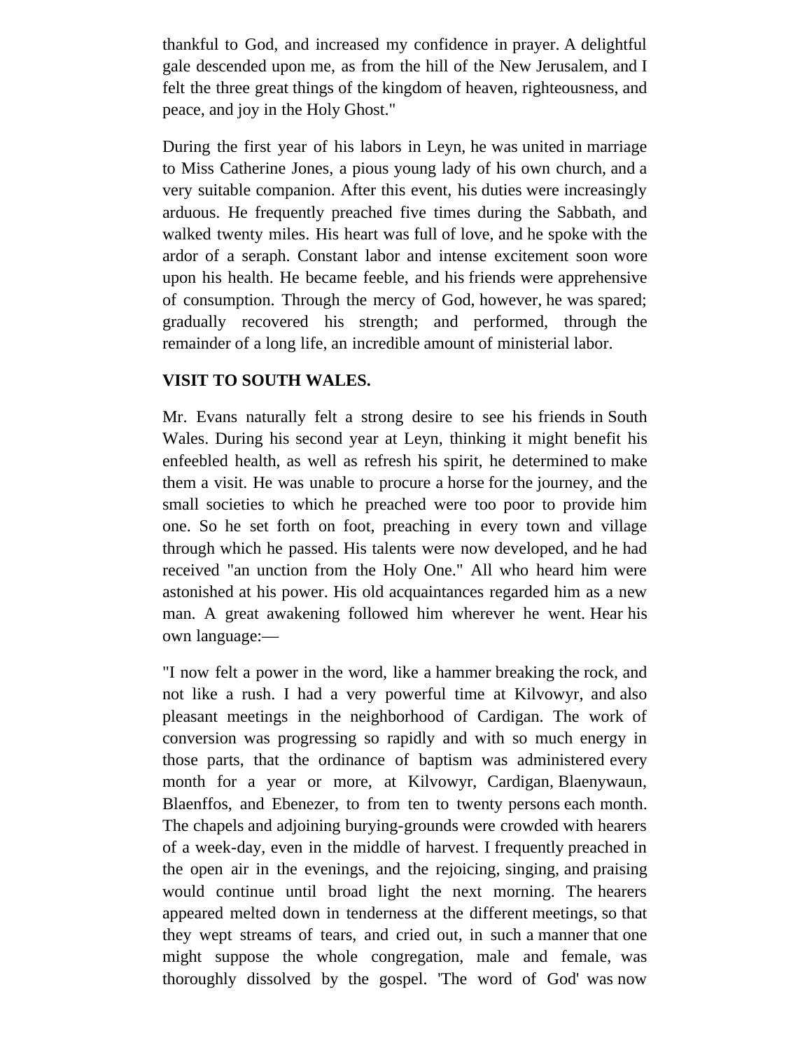thankful to God, and increased my confidence in prayer. A delightful gale descended upon me, as from the hill of the New Jerusalem, and I felt the three great things of the kingdom of heaven, righteousness, and peace, and joy in the Holy Ghost."

During the first year of his labors in Leyn, he was united in marriage to Miss Catherine Jones, a pious young lady of his own church, and a very suitable companion. After this event, his duties were increasingly arduous. He frequently preached five times during the Sabbath, and walked twenty miles. His heart was full of love, and he spoke with the ardor of a seraph. Constant labor and intense excitement soon wore upon his health. He became feeble, and his friends were apprehensive of consumption. Through the mercy of God, however, he was spared; gradually recovered his strength; and performed, through the remainder of a long life, an incredible amount of ministerial labor.

**VISIT TO SOUTH WALES.**

Mr. Evans naturally felt a strong desire to see his friends in South Wales. During his second year at Leyn, thinking it might benefit his enfeebled health, as well as refresh his spirit, he determined to make them a visit. He was unable to procure a horse for the journey, and the small societies to which he preached were too poor to provide him one. So he set forth on foot, preaching in every town and village through which he passed. His talents were now developed, and he had received "an unction from the Holy One." All who heard him were astonished at his power. His old acquaintances regarded him as a new man. A great awakening followed him wherever he went. Hear his own language:—

"I now felt a power in the word, like a hammer breaking the rock, and not like a rush. I had a very powerful time at Kilvowyr, and also pleasant meetings in the neighborhood of Cardigan. The work of conversion was progressing so rapidly and with so much energy in those parts, that the ordinance of baptism was administered every month for a year or more, at Kilvowyr, Cardigan, Blaenywaun, Blaenffos, and Ebenezer, to from ten to twenty persons each month. The chapels and adjoining burying-grounds were crowded with hearers of a week-day, even in the middle of harvest. I frequently preached in the open air in the evenings, and the rejoicing, singing, and praising would continue until broad light the next morning. The hearers appeared melted down in tenderness at the different meetings, so that they wept streams of tears, and cried out, in such a manner that one might suppose the whole congregation, male and female, was thoroughly dissolved by the gospel. 'The word of God' was now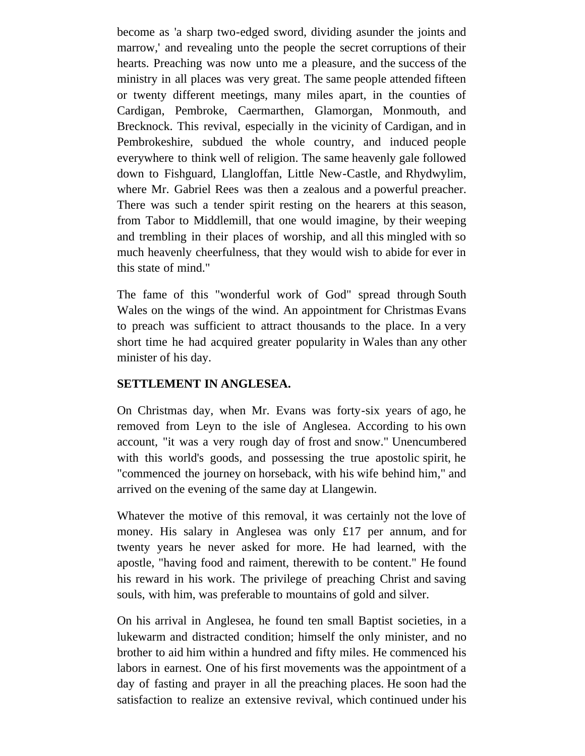become as 'a sharp two-edged sword, dividing asunder the joints and marrow,' and revealing unto the people the secret corruptions of their hearts. Preaching was now unto me a pleasure, and the success of the ministry in all places was very great. The same people attended fifteen or twenty different meetings, many miles apart, in the counties of Cardigan, Pembroke, Caermarthen, Glamorgan, Monmouth, and Brecknock. This revival, especially in the vicinity of Cardigan, and in Pembrokeshire, subdued the whole country, and induced people everywhere to think well of religion. The same heavenly gale followed down to Fishguard, Llangloffan, Little New-Castle, and Rhydwylim, where Mr. Gabriel Rees was then a zealous and a powerful preacher. There was such a tender spirit resting on the hearers at this season, from Tabor to Middlemill, that one would imagine, by their weeping and trembling in their places of worship, and all this mingled with so much heavenly cheerfulness, that they would wish to abide for ever in this state of mind."

The fame of this "wonderful work of God" spread through South Wales on the wings of the wind. An appointment for Christmas Evans to preach was sufficient to attract thousands to the place. In a very short time he had acquired greater popularity in Wales than any other minister of his day.

**SETTLEMENT IN ANGLESEA.**

On Christmas day, when Mr. Evans was forty-six years of ago, he removed from Leyn to the isle of Anglesea. According to his own account, "it was a very rough day of frost and snow." Unencumbered with this world's goods, and possessing the true apostolic spirit, he "commenced the journey on horseback, with his wife behind him," and arrived on the evening of the same day at Llangewin.

Whatever the motive of this removal, it was certainly not the love of money. His salary in Anglesea was only £17 per annum, and for twenty years he never asked for more. He had learned, with the apostle, "having food and raiment, therewith to be content." He found his reward in his work. The privilege of preaching Christ and saving souls, with him, was preferable to mountains of gold and silver.

On his arrival in Anglesea, he found ten small Baptist societies, in a lukewarm and distracted condition; himself the only minister, and no brother to aid him within a hundred and fifty miles. He commenced his labors in earnest. One of his first movements was the appointment of a day of fasting and prayer in all the preaching places. He soon had the satisfaction to realize an extensive revival, which continued under his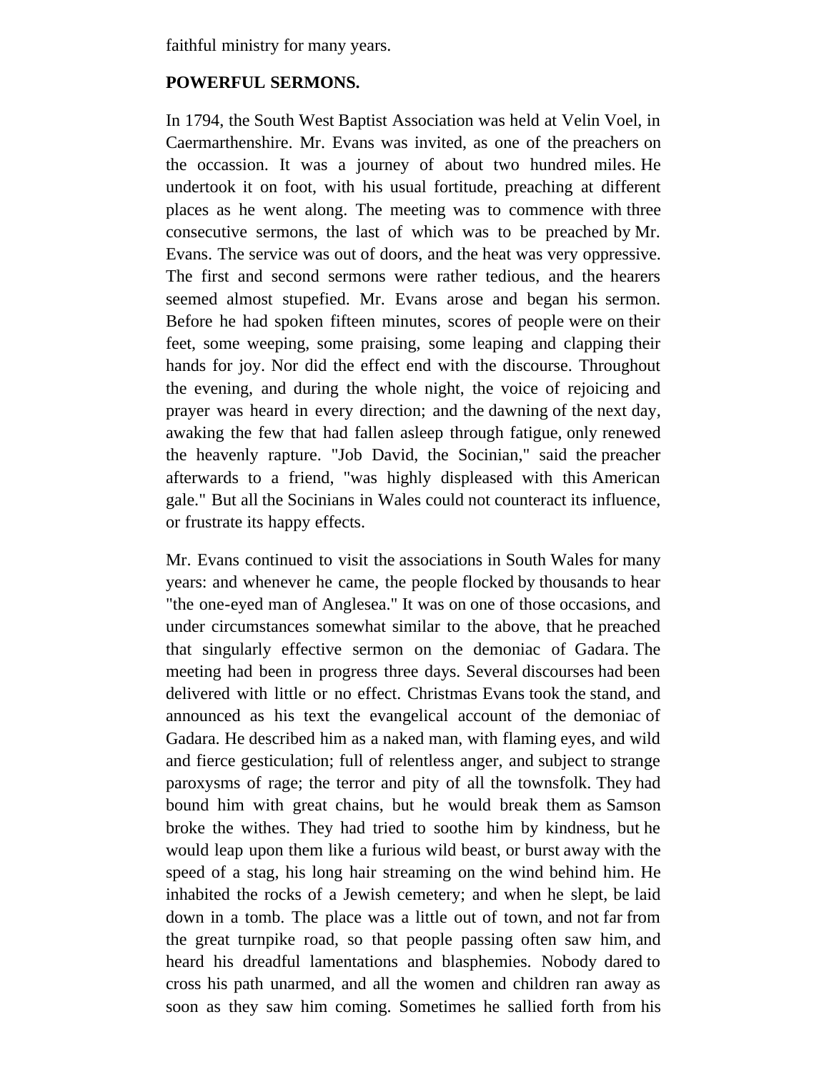faithful ministry for many years.

**POWERFUL SERMONS.**

In 1794, the South West Baptist Association was held at Velin Voel, in Caermarthenshire. Mr. Evans was invited, as one of the preachers on the occassion. It was a journey of about two hundred miles. He undertook it on foot, with his usual fortitude, preaching at different places as he went along. The meeting was to commence with three consecutive sermons, the last of which was to be preached by Mr. Evans. The service was out of doors, and the heat was very oppressive. The first and second sermons were rather tedious, and the hearers seemed almost stupefied. Mr. Evans arose and began his sermon. Before he had spoken fifteen minutes, scores of people were on their feet, some weeping, some praising, some leaping and clapping their hands for joy. Nor did the effect end with the discourse. Throughout the evening, and during the whole night, the voice of rejoicing and prayer was heard in every direction; and the dawning of the next day, awaking the few that had fallen asleep through fatigue, only renewed the heavenly rapture. "Job David, the Socinian," said the preacher afterwards to a friend, "was highly displeased with this American gale." But all the Socinians in Wales could not counteract its influence, or frustrate its happy effects.

Mr. Evans continued to visit the associations in South Wales for many years: and whenever he came, the people flocked by thousands to hear "the one-eyed man of Anglesea." It was on one of those occasions, and under circumstances somewhat similar to the above, that he preached that singularly effective sermon on the demoniac of Gadara. The meeting had been in progress three days. Several discourses had been delivered with little or no effect. Christmas Evans took the stand, and announced as his text the evangelical account of the demoniac of Gadara. He described him as a naked man, with flaming eyes, and wild and fierce gesticulation; full of relentless anger, and subject to strange paroxysms of rage; the terror and pity of all the townsfolk. They had bound him with great chains, but he would break them as Samson broke the withes. They had tried to soothe him by kindness, but he would leap upon them like a furious wild beast, or burst away with the speed of a stag, his long hair streaming on the wind behind him. He inhabited the rocks of a Jewish cemetery; and when he slept, be laid down in a tomb. The place was a little out of town, and not far from the great turnpike road, so that people passing often saw him, and heard his dreadful lamentations and blasphemies. Nobody dared to cross his path unarmed, and all the women and children ran away as soon as they saw him coming. Sometimes he sallied forth from his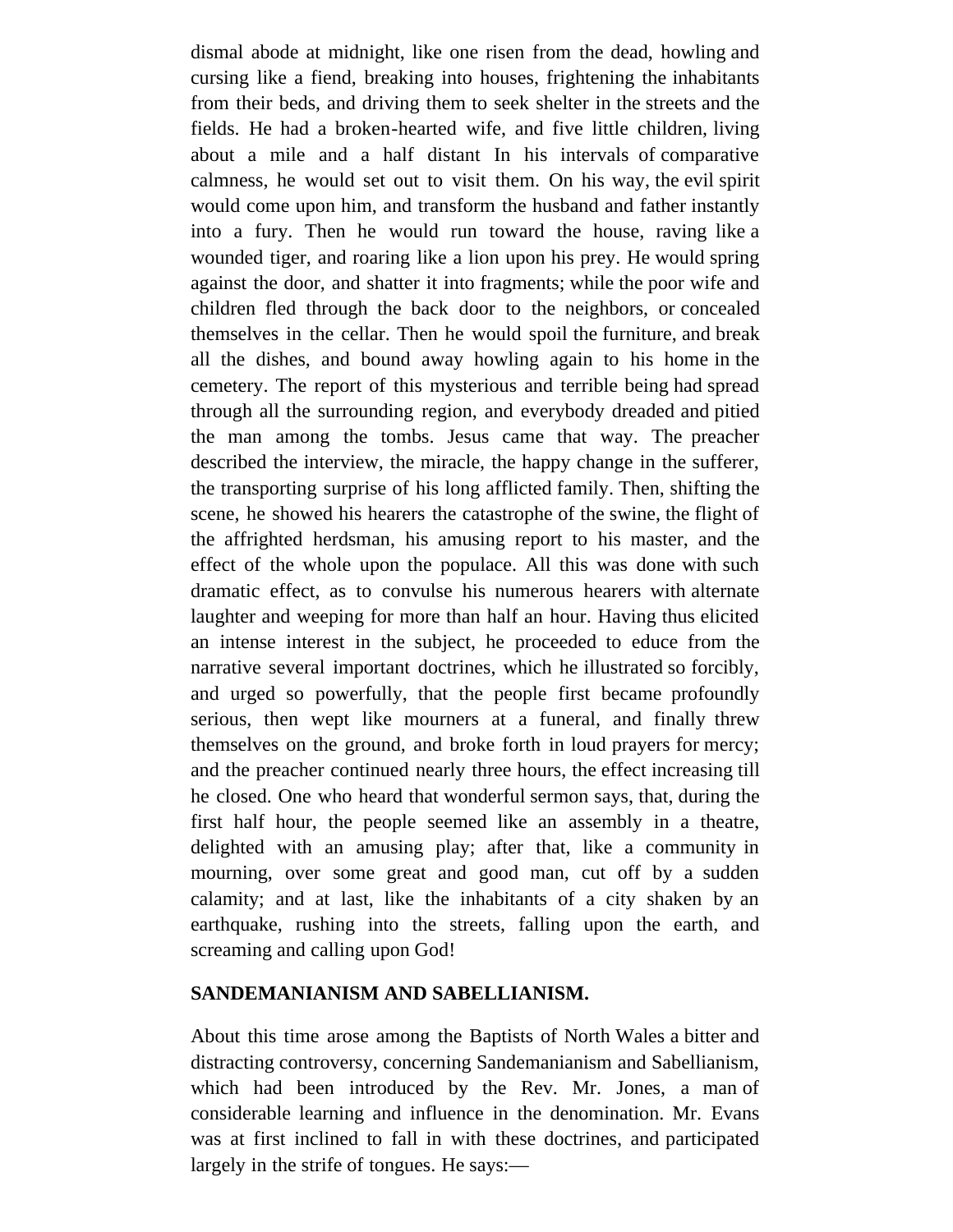dismal abode at midnight, like one risen from the dead, howling and cursing like a fiend, breaking into houses, frightening the inhabitants from their beds, and driving them to seek shelter in the streets and the fields. He had a broken-hearted wife, and five little children, living about a mile and a half distant In his intervals of comparative calmness, he would set out to visit them. On his way, the evil spirit would come upon him, and transform the husband and father instantly into a fury. Then he would run toward the house, raving like a wounded tiger, and roaring like a lion upon his prey. He would spring against the door, and shatter it into fragments; while the poor wife and children fled through the back door to the neighbors, or concealed themselves in the cellar. Then he would spoil the furniture, and break all the dishes, and bound away howling again to his home in the cemetery. The report of this mysterious and terrible being had spread through all the surrounding region, and everybody dreaded and pitied the man among the tombs. Jesus came that way. The preacher described the interview, the miracle, the happy change in the sufferer, the transporting surprise of his long afflicted family. Then, shifting the scene, he showed his hearers the catastrophe of the swine, the flight of the affrighted herdsman, his amusing report to his master, and the effect of the whole upon the populace. All this was done with such dramatic effect, as to convulse his numerous hearers with alternate laughter and weeping for more than half an hour. Having thus elicited an intense interest in the subject, he proceeded to educe from the narrative several important doctrines, which he illustrated so forcibly, and urged so powerfully, that the people first became profoundly serious, then wept like mourners at a funeral, and finally threw themselves on the ground, and broke forth in loud prayers for mercy; and the preacher continued nearly three hours, the effect increasing till he closed. One who heard that wonderful sermon says, that, during the first half hour, the people seemed like an assembly in a theatre, delighted with an amusing play; after that, like a community in mourning, over some great and good man, cut off by a sudden calamity; and at last, like the inhabitants of a city shaken by an earthquake, rushing into the streets, falling upon the earth, and screaming and calling upon God!

**SANDEMANIANISM AND SABELLIANISM.**

About this time arose among the Baptists of North Wales a bitter and distracting controversy, concerning Sandemanianism and Sabellianism, which had been introduced by the Rev. Mr. Jones, a man of considerable learning and influence in the denomination. Mr. Evans was at first inclined to fall in with these doctrines, and participated largely in the strife of tongues. He says:—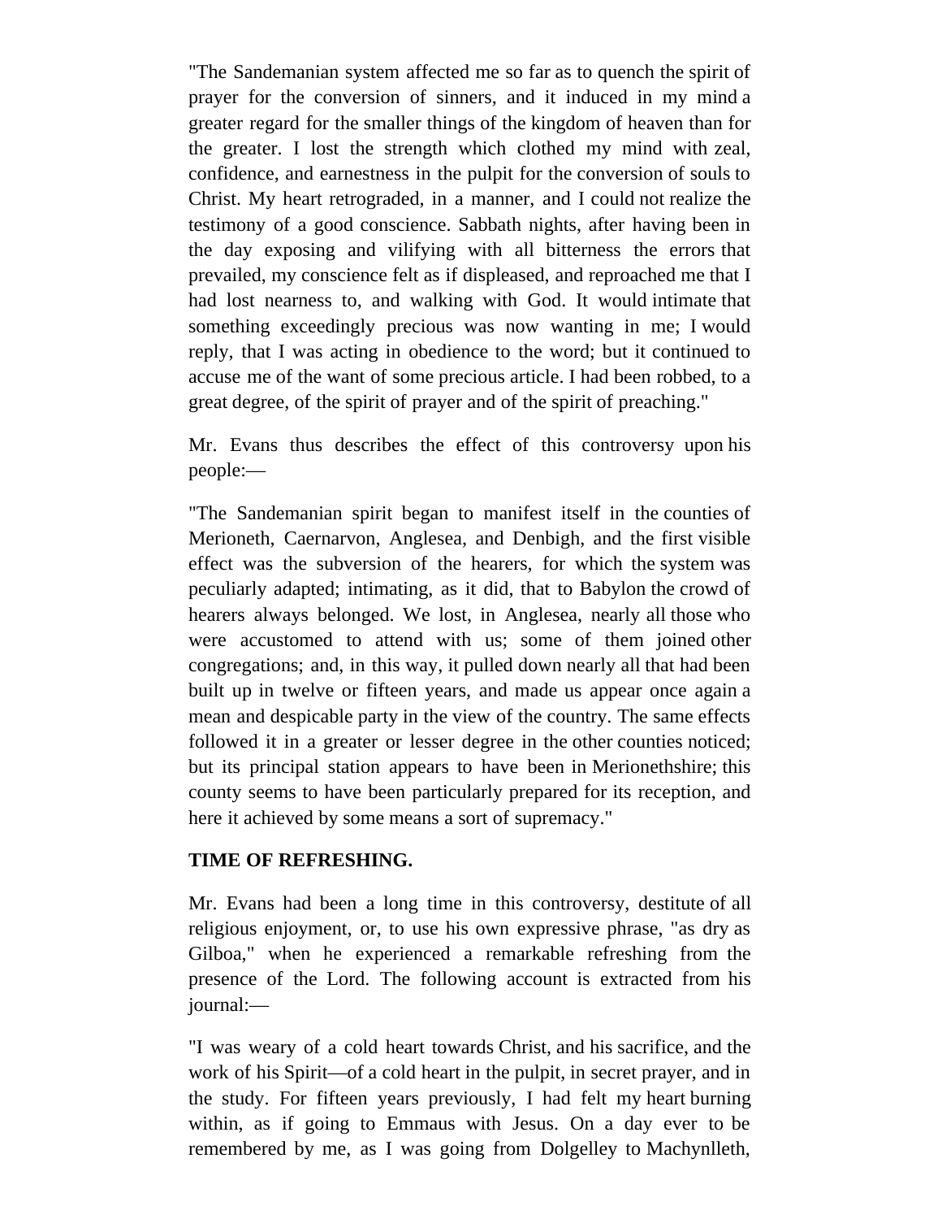"The Sandemanian system affected me so far as to quench the spirit of prayer for the conversion of sinners, and it induced in my mind a greater regard for the smaller things of the kingdom of heaven than for the greater. I lost the strength which clothed my mind with zeal, confidence, and earnestness in the pulpit for the conversion of souls to Christ. My heart retrograded, in a manner, and I could not realize the testimony of a good conscience. Sabbath nights, after having been in the day exposing and vilifying with all bitterness the errors that prevailed, my conscience felt as if displeased, and reproached me that I had lost nearness to, and walking with God. It would intimate that something exceedingly precious was now wanting in me; I would reply, that I was acting in obedience to the word; but it continued to accuse me of the want of some precious article. I had been robbed, to a great degree, of the spirit of prayer and of the spirit of preaching."

Mr. Evans thus describes the effect of this controversy upon his people:—

"The Sandemanian spirit began to manifest itself in the counties of Merioneth, Caernarvon, Anglesea, and Denbigh, and the first visible effect was the subversion of the hearers, for which the system was peculiarly adapted; intimating, as it did, that to Babylon the crowd of hearers always belonged. We lost, in Anglesea, nearly all those who were accustomed to attend with us; some of them joined other congregations; and, in this way, it pulled down nearly all that had been built up in twelve or fifteen years, and made us appear once again a mean and despicable party in the view of the country. The same effects followed it in a greater or lesser degree in the other counties noticed; but its principal station appears to have been in Merionethshire; this county seems to have been particularly prepared for its reception, and here it achieved by some means a sort of supremacy."

**TIME OF REFRESHING.**

Mr. Evans had been a long time in this controversy, destitute of all religious enjoyment, or, to use his own expressive phrase, "as dry as Gilboa," when he experienced a remarkable refreshing from the presence of the Lord. The following account is extracted from his journal:—

"I was weary of a cold heart towards Christ, and his sacrifice, and the work of his Spirit—of a cold heart in the pulpit, in secret prayer, and in the study. For fifteen years previously, I had felt my heart burning within, as if going to Emmaus with Jesus. On a day ever to be remembered by me, as I was going from Dolgelley to Machynlleth,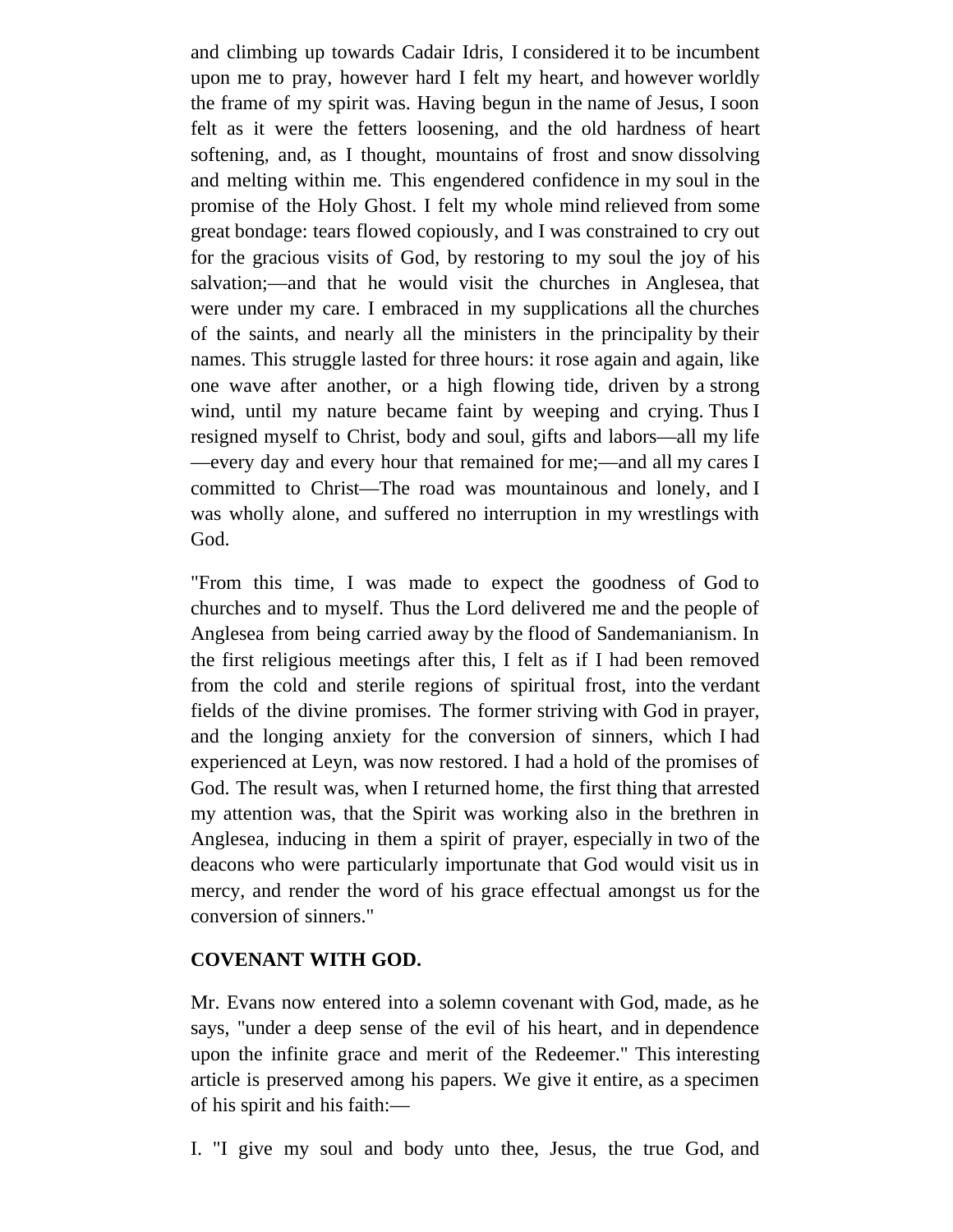and climbing up towards Cadair Idris, I considered it to be incumbent upon me to pray, however hard I felt my heart, and however worldly the frame of my spirit was. Having begun in the name of Jesus, I soon felt as it were the fetters loosening, and the old hardness of heart softening, and, as I thought, mountains of frost and snow dissolving and melting within me. This engendered confidence in my soul in the promise of the Holy Ghost. I felt my whole mind relieved from some great bondage: tears flowed copiously, and I was constrained to cry out for the gracious visits of God, by restoring to my soul the joy of his salvation;—and that he would visit the churches in Anglesea, that were under my care. I embraced in my supplications all the churches of the saints, and nearly all the ministers in the principality by their names. This struggle lasted for three hours: it rose again and again, like one wave after another, or a high flowing tide, driven by a strong wind, until my nature became faint by weeping and crying. Thus I resigned myself to Christ, body and soul, gifts and labors—all my life—every day and every hour that remained for me;—and all my cares I committed to Christ—The road was mountainous and lonely, and I was wholly alone, and suffered no interruption in my wrestlings with God.

"From this time, I was made to expect the goodness of God to churches and to myself. Thus the Lord delivered me and the people of Anglesea from being carried away by the flood of Sandemanianism. In the first religious meetings after this, I felt as if I had been removed from the cold and sterile regions of spiritual frost, into the verdant fields of the divine promises. The former striving with God in prayer, and the longing anxiety for the conversion of sinners, which I had experienced at Leyn, was now restored. I had a hold of the promises of God. The result was, when I returned home, the first thing that arrested my attention was, that the Spirit was working also in the brethren in Anglesea, inducing in them a spirit of prayer, especially in two of the deacons who were particularly importunate that God would visit us in mercy, and render the word of his grace effectual amongst us for the conversion of sinners."

**COVENANT WITH GOD.**

Mr. Evans now entered into a solemn covenant with God, made, as he says, "under a deep sense of the evil of his heart, and in dependence upon the infinite grace and merit of the Redeemer." This interesting article is preserved among his papers. We give it entire, as a specimen of his spirit and his faith:—

I. "I give my soul and body unto thee, Jesus, the true God, and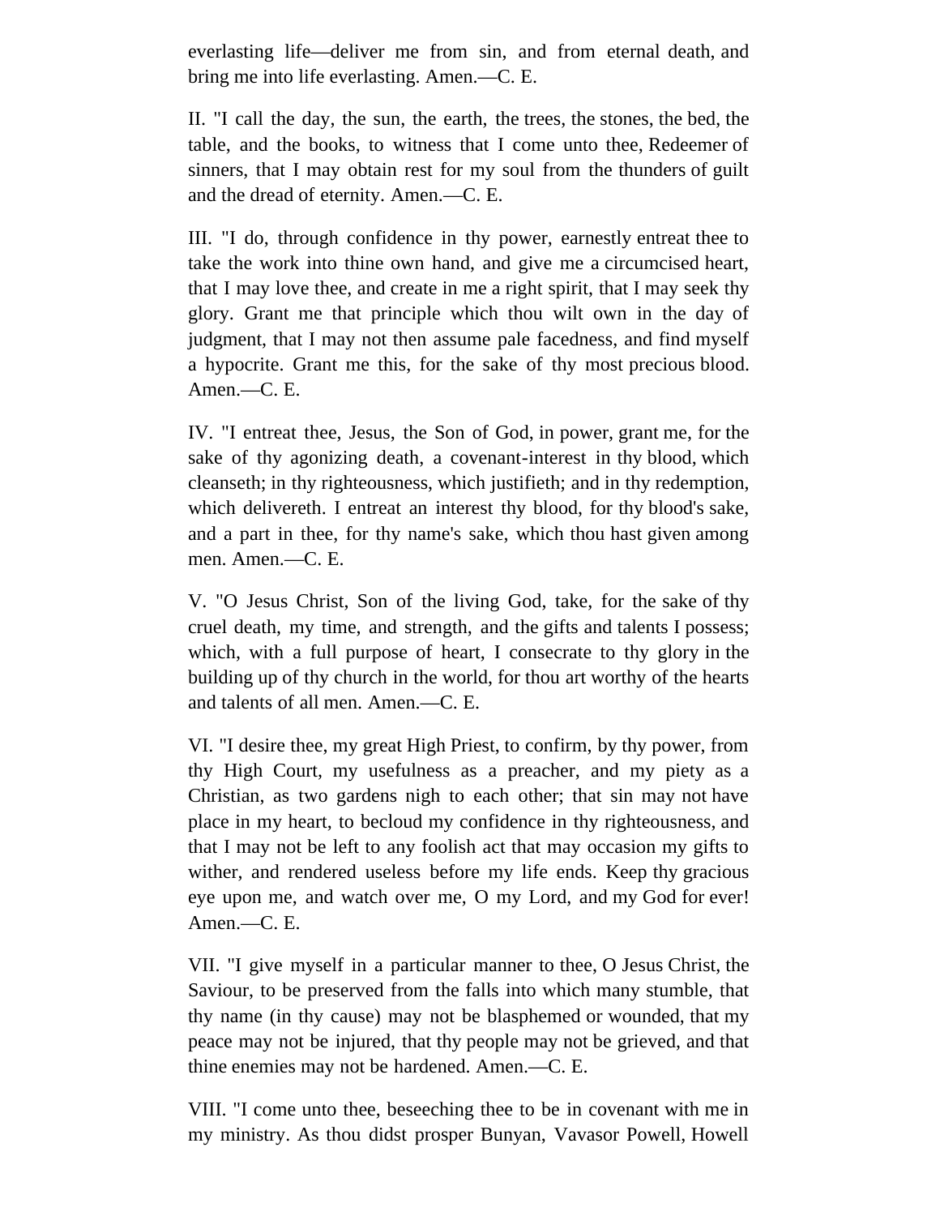everlasting life—deliver me from sin, and from eternal death, and bring me into life everlasting. Amen.—C. E.

II. "I call the day, the sun, the earth, the trees, the stones, the bed, the table, and the books, to witness that I come unto thee, Redeemer of sinners, that I may obtain rest for my soul from the thunders of guilt and the dread of eternity. Amen.—C. E.

III. "I do, through confidence in thy power, earnestly entreat thee to take the work into thine own hand, and give me a circumcised heart, that I may love thee, and create in me a right spirit, that I may seek thy glory. Grant me that principle which thou wilt own in the day of judgment, that I may not then assume pale facedness, and find myself a hypocrite. Grant me this, for the sake of thy most precious blood. Amen.—C. E.

IV. "I entreat thee, Jesus, the Son of God, in power, grant me, for the sake of thy agonizing death, a covenant-interest in thy blood, which cleanseth; in thy righteousness, which justifieth; and in thy redemption, which delivereth. I entreat an interest thy blood, for thy blood's sake, and a part in thee, for thy name's sake, which thou hast given among men. Amen.—C. E.

V. "O Jesus Christ, Son of the living God, take, for the sake of thy cruel death, my time, and strength, and the gifts and talents I possess; which, with a full purpose of heart, I consecrate to thy glory in the building up of thy church in the world, for thou art worthy of the hearts and talents of all men. Amen.—C. E.

VI. "I desire thee, my great High Priest, to confirm, by thy power, from thy High Court, my usefulness as a preacher, and my piety as a Christian, as two gardens nigh to each other; that sin may not have place in my heart, to becloud my confidence in thy righteousness, and that I may not be left to any foolish act that may occasion my gifts to wither, and rendered useless before my life ends. Keep thy gracious eye upon me, and watch over me, O my Lord, and my God for ever! Amen.—C. E.

VII. "I give myself in a particular manner to thee, O Jesus Christ, the Saviour, to be preserved from the falls into which many stumble, that thy name (in thy cause) may not be blasphemed or wounded, that my peace may not be injured, that thy people may not be grieved, and that thine enemies may not be hardened. Amen.—C. E.

VIII. "I come unto thee, beseeching thee to be in covenant with me in my ministry. As thou didst prosper Bunyan, Vavasor Powell, Howell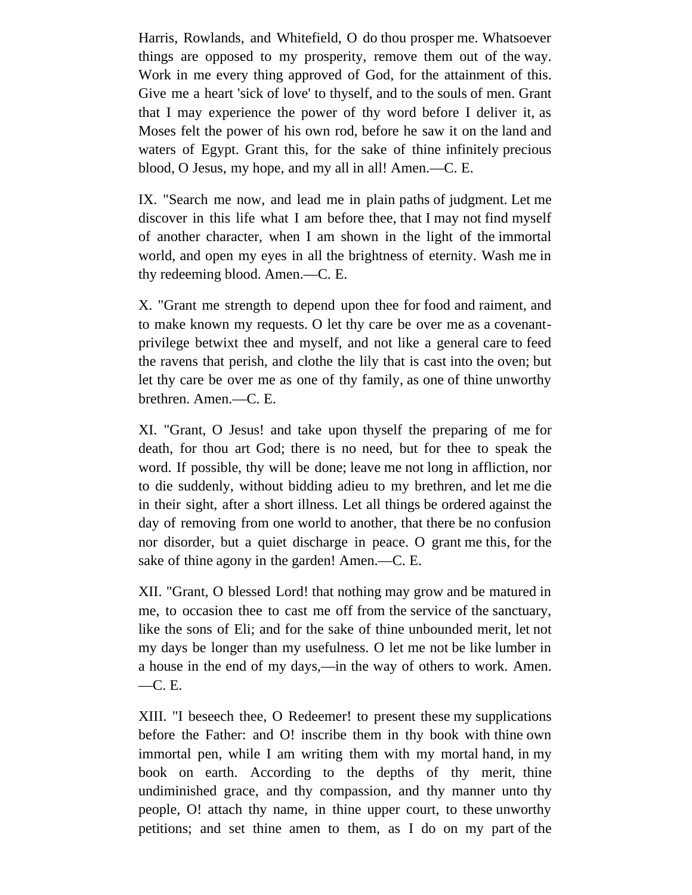Harris, Rowlands, and Whitefield, O do thou prosper me. Whatsoever things are opposed to my prosperity, remove them out of the way. Work in me every thing approved of God, for the attainment of this. Give me a heart 'sick of love' to thyself, and to the souls of men. Grant that I may experience the power of thy word before I deliver it, as Moses felt the power of his own rod, before he saw it on the land and waters of Egypt. Grant this, for the sake of thine infinitely precious blood, O Jesus, my hope, and my all in all! Amen.—C. E.

IX. "Search me now, and lead me in plain paths of judgment. Let me discover in this life what I am before thee, that I may not find myself of another character, when I am shown in the light of the immortal world, and open my eyes in all the brightness of eternity. Wash me in thy redeeming blood. Amen.—C. E.

X. "Grant me strength to depend upon thee for food and raiment, and to make known my requests. O let thy care be over me as a covenant-privilege betwixt thee and myself, and not like a general care to feed the ravens that perish, and clothe the lily that is cast into the oven; but let thy care be over me as one of thy family, as one of thine unworthy brethren. Amen.—C. E.

XI. "Grant, O Jesus! and take upon thyself the preparing of me for death, for thou art God; there is no need, but for thee to speak the word. If possible, thy will be done; leave me not long in affliction, nor to die suddenly, without bidding adieu to my brethren, and let me die in their sight, after a short illness. Let all things be ordered against the day of removing from one world to another, that there be no confusion nor disorder, but a quiet discharge in peace. O grant me this, for the sake of thine agony in the garden! Amen.—C. E.

XII. "Grant, O blessed Lord! that nothing may grow and be matured in me, to occasion thee to cast me off from the service of the sanctuary, like the sons of Eli; and for the sake of thine unbounded merit, let not my days be longer than my usefulness. O let me not be like lumber in a house in the end of my days,—in the way of others to work. Amen.—C. E.

XIII. "I beseech thee, O Redeemer! to present these my supplications before the Father: and O! inscribe them in thy book with thine own immortal pen, while I am writing them with my mortal hand, in my book on earth. According to the depths of thy merit, thine undiminished grace, and thy compassion, and thy manner unto thy people, O! attach thy name, in thine upper court, to these unworthy petitions; and set thine amen to them, as I do on my part of the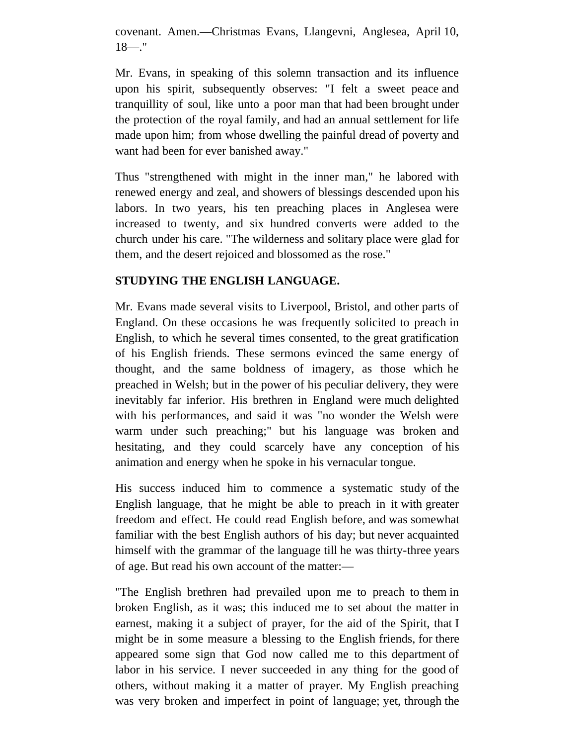covenant. Amen.—Christmas Evans, Llangevni, Anglesea, April 10, 18—."

Mr. Evans, in speaking of this solemn transaction and its influence upon his spirit, subsequently observes: "I felt a sweet peace and tranquillity of soul, like unto a poor man that had been brought under the protection of the royal family, and had an annual settlement for life made upon him; from whose dwelling the painful dread of poverty and want had been for ever banished away."

Thus "strengthened with might in the inner man," he labored with renewed energy and zeal, and showers of blessings descended upon his labors. In two years, his ten preaching places in Anglesea were increased to twenty, and six hundred converts were added to the church under his care. "The wilderness and solitary place were glad for them, and the desert rejoiced and blossomed as the rose."

## STUDYING THE ENGLISH LANGUAGE.

Mr. Evans made several visits to Liverpool, Bristol, and other parts of England. On these occasions he was frequently solicited to preach in English, to which he several times consented, to the great gratification of his English friends. These sermons evinced the same energy of thought, and the same boldness of imagery, as those which he preached in Welsh; but in the power of his peculiar delivery, they were inevitably far inferior. His brethren in England were much delighted with his performances, and said it was "no wonder the Welsh were warm under such preaching;" but his language was broken and hesitating, and they could scarcely have any conception of his animation and energy when he spoke in his vernacular tongue.

His success induced him to commence a systematic study of the English language, that he might be able to preach in it with greater freedom and effect. He could read English before, and was somewhat familiar with the best English authors of his day; but never acquainted himself with the grammar of the language till he was thirty-three years of age. But read his own account of the matter:—

"The English brethren had prevailed upon me to preach to them in broken English, as it was; this induced me to set about the matter in earnest, making it a subject of prayer, for the aid of the Spirit, that I might be in some measure a blessing to the English friends, for there appeared some sign that God now called me to this department of labor in his service. I never succeeded in any thing for the good of others, without making it a matter of prayer. My English preaching was very broken and imperfect in point of language; yet, through the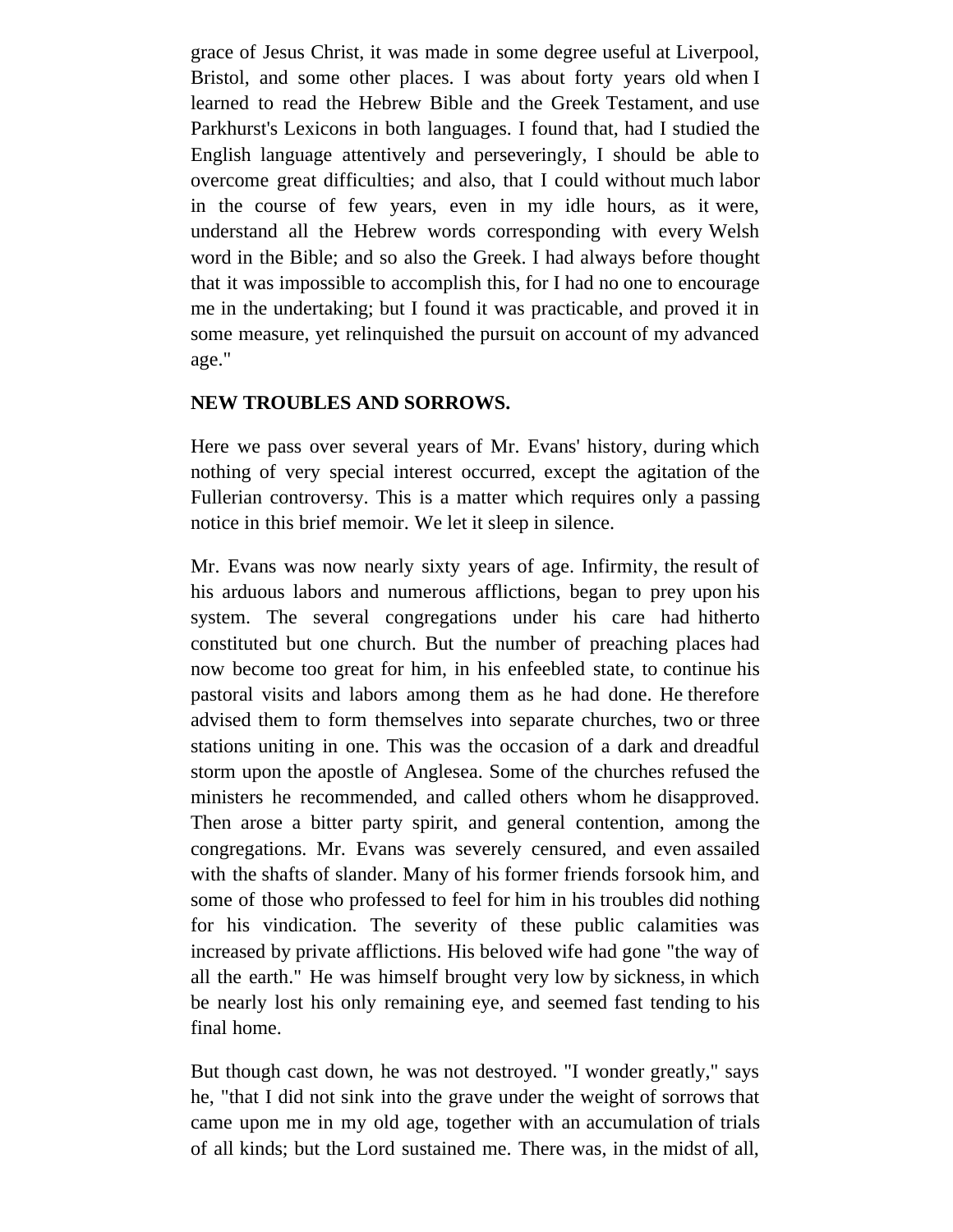grace of Jesus Christ, it was made in some degree useful at Liverpool, Bristol, and some other places. I was about forty years old when I learned to read the Hebrew Bible and the Greek Testament, and use Parkhurst's Lexicons in both languages. I found that, had I studied the English language attentively and perseveringly, I should be able to overcome great difficulties; and also, that I could without much labor in the course of few years, even in my idle hours, as it were, understand all the Hebrew words corresponding with every Welsh word in the Bible; and so also the Greek. I had always before thought that it was impossible to accomplish this, for I had no one to encourage me in the undertaking; but I found it was practicable, and proved it in some measure, yet relinquished the pursuit on account of my advanced age."

**NEW TROUBLES AND SORROWS.**

Here we pass over several years of Mr. Evans' history, during which nothing of very special interest occurred, except the agitation of the Fullerian controversy. This is a matter which requires only a passing notice in this brief memoir. We let it sleep in silence.

Mr. Evans was now nearly sixty years of age. Infirmity, the result of his arduous labors and numerous afflictions, began to prey upon his system. The several congregations under his care had hitherto constituted but one church. But the number of preaching places had now become too great for him, in his enfeebled state, to continue his pastoral visits and labors among them as he had done. He therefore advised them to form themselves into separate churches, two or three stations uniting in one. This was the occasion of a dark and dreadful storm upon the apostle of Anglesea. Some of the churches refused the ministers he recommended, and called others whom he disapproved. Then arose a bitter party spirit, and general contention, among the congregations. Mr. Evans was severely censured, and even assailed with the shafts of slander. Many of his former friends forsook him, and some of those who professed to feel for him in his troubles did nothing for his vindication. The severity of these public calamities was increased by private afflictions. His beloved wife had gone "the way of all the earth." He was himself brought very low by sickness, in which be nearly lost his only remaining eye, and seemed fast tending to his final home.

But though cast down, he was not destroyed. "I wonder greatly," says he, "that I did not sink into the grave under the weight of sorrows that came upon me in my old age, together with an accumulation of trials of all kinds; but the Lord sustained me. There was, in the midst of all,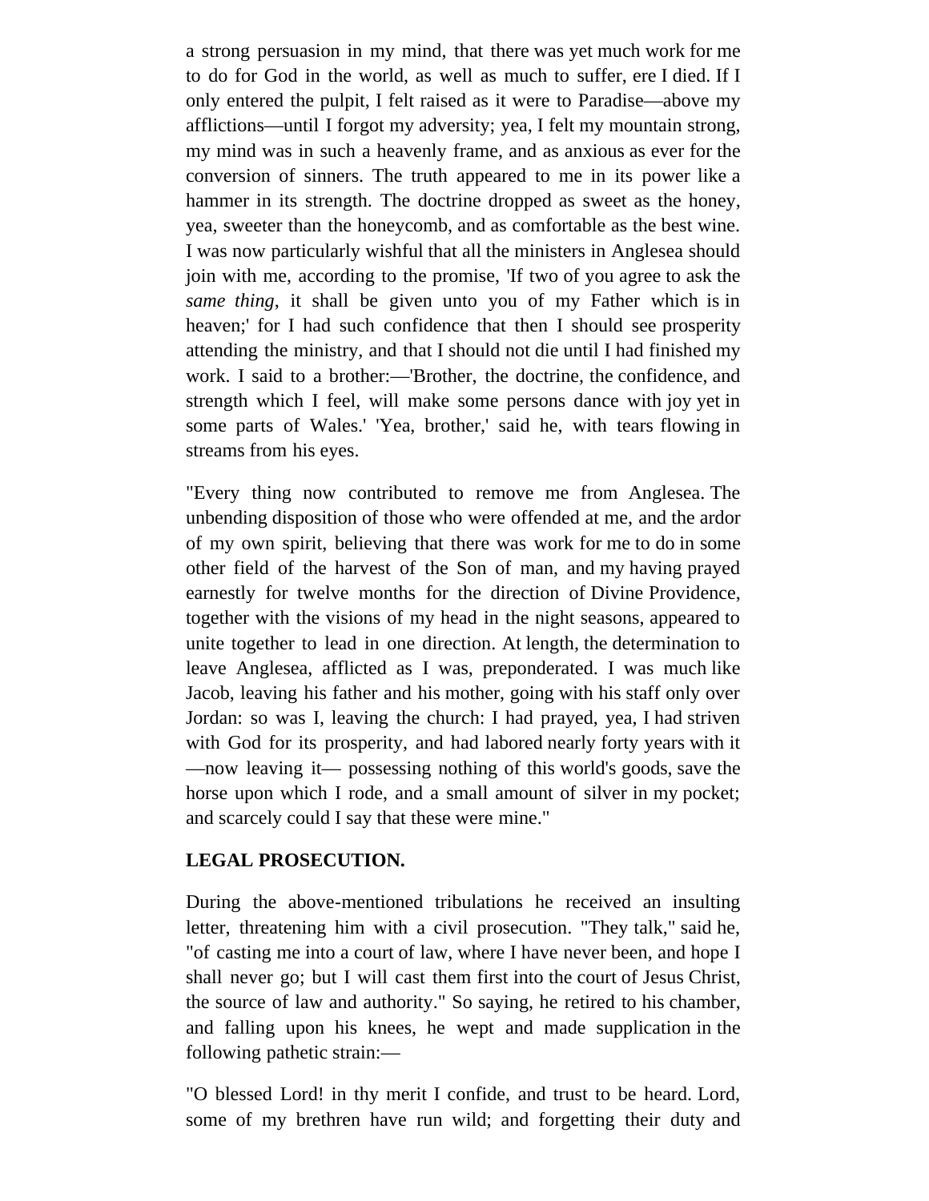a strong persuasion in my mind, that there was yet much work for me to do for God in the world, as well as much to suffer, ere I died. If I only entered the pulpit, I felt raised as it were to Paradise—above my afflictions—until I forgot my adversity; yea, I felt my mountain strong, my mind was in such a heavenly frame, and as anxious as ever for the conversion of sinners. The truth appeared to me in its power like a hammer in its strength. The doctrine dropped as sweet as the honey, yea, sweeter than the honeycomb, and as comfortable as the best wine. I was now particularly wishful that all the ministers in Anglesea should join with me, according to the promise, 'If two of you agree to ask the *same thing*, it shall be given unto you of my Father which is in heaven;' for I had such confidence that then I should see prosperity attending the ministry, and that I should not die until I had finished my work. I said to a brother:—'Brother, the doctrine, the confidence, and strength which I feel, will make some persons dance with joy yet in some parts of Wales.' 'Yea, brother,' said he, with tears flowing in streams from his eyes.

"Every thing now contributed to remove me from Anglesea. The unbending disposition of those who were offended at me, and the ardor of my own spirit, believing that there was work for me to do in some other field of the harvest of the Son of man, and my having prayed earnestly for twelve months for the direction of Divine Providence, together with the visions of my head in the night seasons, appeared to unite together to lead in one direction. At length, the determination to leave Anglesea, afflicted as I was, preponderated. I was much like Jacob, leaving his father and his mother, going with his staff only over Jordan: so was I, leaving the church: I had prayed, yea, I had striven with God for its prosperity, and had labored nearly forty years with it—now leaving it— possessing nothing of this world's goods, save the horse upon which I rode, and a small amount of silver in my pocket; and scarcely could I say that these were mine."

**LEGAL PROSECUTION.**

During the above-mentioned tribulations he received an insulting letter, threatening him with a civil prosecution. "They talk," said he, "of casting me into a court of law, where I have never been, and hope I shall never go; but I will cast them first into the court of Jesus Christ, the source of law and authority." So saying, he retired to his chamber, and falling upon his knees, he wept and made supplication in the following pathetic strain:—

"O blessed Lord! in thy merit I confide, and trust to be heard. Lord, some of my brethren have run wild; and forgetting their duty and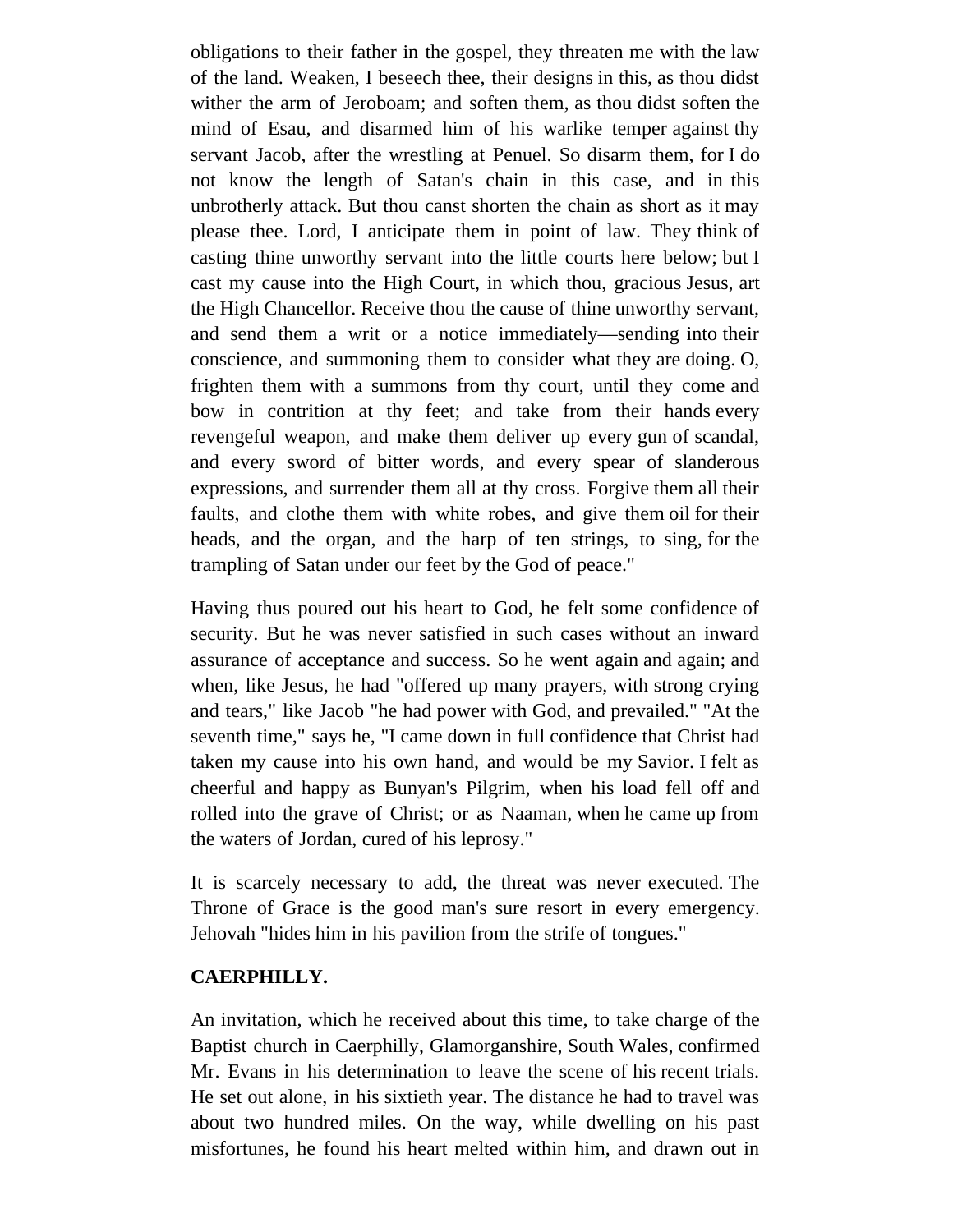obligations to their father in the gospel, they threaten me with the law of the land. Weaken, I beseech thee, their designs in this, as thou didst wither the arm of Jeroboam; and soften them, as thou didst soften the mind of Esau, and disarmed him of his warlike temper against thy servant Jacob, after the wrestling at Penuel. So disarm them, for I do not know the length of Satan's chain in this case, and in this unbrotherly attack. But thou canst shorten the chain as short as it may please thee. Lord, I anticipate them in point of law. They think of casting thine unworthy servant into the little courts here below; but I cast my cause into the High Court, in which thou, gracious Jesus, art the High Chancellor. Receive thou the cause of thine unworthy servant, and send them a writ or a notice immediately—sending into their conscience, and summoning them to consider what they are doing. O, frighten them with a summons from thy court, until they come and bow in contrition at thy feet; and take from their hands every revengeful weapon, and make them deliver up every gun of scandal, and every sword of bitter words, and every spear of slanderous expressions, and surrender them all at thy cross. Forgive them all their faults, and clothe them with white robes, and give them oil for their heads, and the organ, and the harp of ten strings, to sing, for the trampling of Satan under our feet by the God of peace."

Having thus poured out his heart to God, he felt some confidence of security. But he was never satisfied in such cases without an inward assurance of acceptance and success. So he went again and again; and when, like Jesus, he had "offered up many prayers, with strong crying and tears," like Jacob "he had power with God, and prevailed." "At the seventh time," says he, "I came down in full confidence that Christ had taken my cause into his own hand, and would be my Savior. I felt as cheerful and happy as Bunyan's Pilgrim, when his load fell off and rolled into the grave of Christ; or as Naaman, when he came up from the waters of Jordan, cured of his leprosy."

It is scarcely necessary to add, the threat was never executed. The Throne of Grace is the good man's sure resort in every emergency. Jehovah "hides him in his pavilion from the strife of tongues."

**CAERPHILLY.**

An invitation, which he received about this time, to take charge of the Baptist church in Caerphilly, Glamorganshire, South Wales, confirmed Mr. Evans in his determination to leave the scene of his recent trials. He set out alone, in his sixtieth year. The distance he had to travel was about two hundred miles. On the way, while dwelling on his past misfortunes, he found his heart melted within him, and drawn out in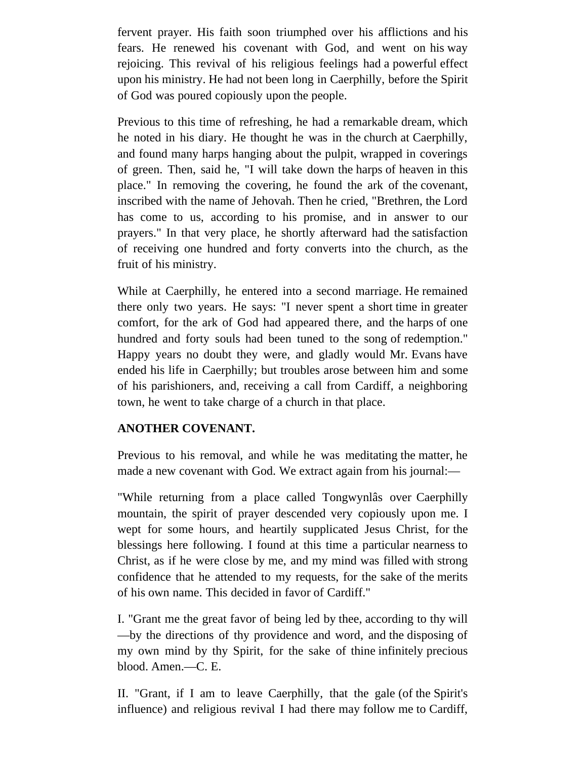fervent prayer. His faith soon triumphed over his afflictions and his fears. He renewed his covenant with God, and went on his way rejoicing. This revival of his religious feelings had a powerful effect upon his ministry. He had not been long in Caerphilly, before the Spirit of God was poured copiously upon the people.

Previous to this time of refreshing, he had a remarkable dream, which he noted in his diary. He thought he was in the church at Caerphilly, and found many harps hanging about the pulpit, wrapped in coverings of green. Then, said he, "I will take down the harps of heaven in this place." In removing the covering, he found the ark of the covenant, inscribed with the name of Jehovah. Then he cried, "Brethren, the Lord has come to us, according to his promise, and in answer to our prayers." In that very place, he shortly afterward had the satisfaction of receiving one hundred and forty converts into the church, as the fruit of his ministry.

While at Caerphilly, he entered into a second marriage. He remained there only two years. He says: "I never spent a short time in greater comfort, for the ark of God had appeared there, and the harps of one hundred and forty souls had been tuned to the song of redemption." Happy years no doubt they were, and gladly would Mr. Evans have ended his life in Caerphilly; but troubles arose between him and some of his parishioners, and, receiving a call from Cardiff, a neighboring town, he went to take charge of a church in that place.

**ANOTHER COVENANT.**

Previous to his removal, and while he was meditating the matter, he made a new covenant with God. We extract again from his journal:—

"While returning from a place called Tongwynlâs over Caerphilly mountain, the spirit of prayer descended very copiously upon me. I wept for some hours, and heartily supplicated Jesus Christ, for the blessings here following. I found at this time a particular nearness to Christ, as if he were close by me, and my mind was filled with strong confidence that he attended to my requests, for the sake of the merits of his own name. This decided in favor of Cardiff."

I. "Grant me the great favor of being led by thee, according to thy will—by the directions of thy providence and word, and the disposing of my own mind by thy Spirit, for the sake of thine infinitely precious blood. Amen.—C. E.

II. "Grant, if I am to leave Caerphilly, that the gale (of the Spirit's influence) and religious revival I had there may follow me to Cardiff,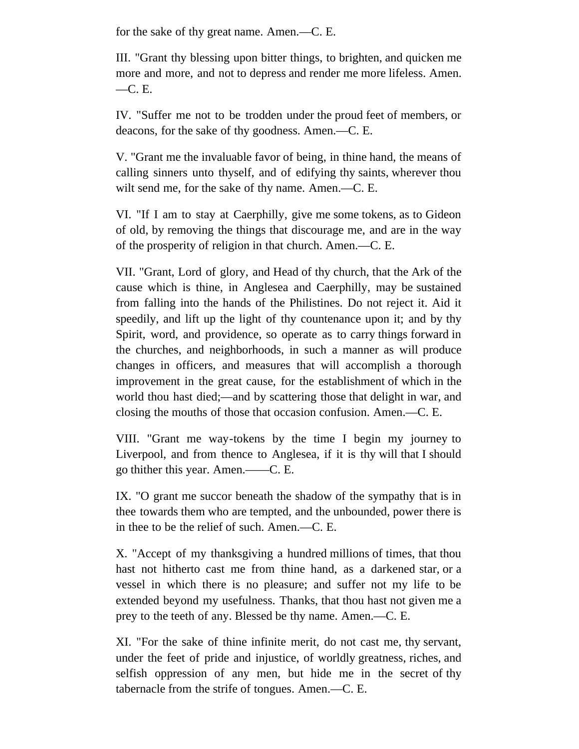for the sake of thy great name. Amen.—C. E.

III. "Grant thy blessing upon bitter things, to brighten, and quicken me more and more, and not to depress and render me more lifeless. Amen. —C. E.

IV. "Suffer me not to be trodden under the proud feet of members, or deacons, for the sake of thy goodness. Amen.—C. E.

V. "Grant me the invaluable favor of being, in thine hand, the means of calling sinners unto thyself, and of edifying thy saints, wherever thou wilt send me, for the sake of thy name. Amen.—C. E.

VI. "If I am to stay at Caerphilly, give me some tokens, as to Gideon of old, by removing the things that discourage me, and are in the way of the prosperity of religion in that church. Amen.—C. E.

VII. "Grant, Lord of glory, and Head of thy church, that the Ark of the cause which is thine, in Anglesea and Caerphilly, may be sustained from falling into the hands of the Philistines. Do not reject it. Aid it speedily, and lift up the light of thy countenance upon it; and by thy Spirit, word, and providence, so operate as to carry things forward in the churches, and neighborhoods, in such a manner as will produce changes in officers, and measures that will accomplish a thorough improvement in the great cause, for the establishment of which in the world thou hast died;—and by scattering those that delight in war, and closing the mouths of those that occasion confusion. Amen.—C. E.

VIII. "Grant me way-tokens by the time I begin my journey to Liverpool, and from thence to Anglesea, if it is thy will that I should go thither this year. Amen.——C. E.

IX. "O grant me succor beneath the shadow of the sympathy that is in thee towards them who are tempted, and the unbounded, power there is in thee to be the relief of such. Amen.—C. E.

X. "Accept of my thanksgiving a hundred millions of times, that thou hast not hitherto cast me from thine hand, as a darkened star, or a vessel in which there is no pleasure; and suffer not my life to be extended beyond my usefulness. Thanks, that thou hast not given me a prey to the teeth of any. Blessed be thy name. Amen.—C. E.

XI. "For the sake of thine infinite merit, do not cast me, thy servant, under the feet of pride and injustice, of worldly greatness, riches, and selfish oppression of any men, but hide me in the secret of thy tabernacle from the strife of tongues. Amen.—C. E.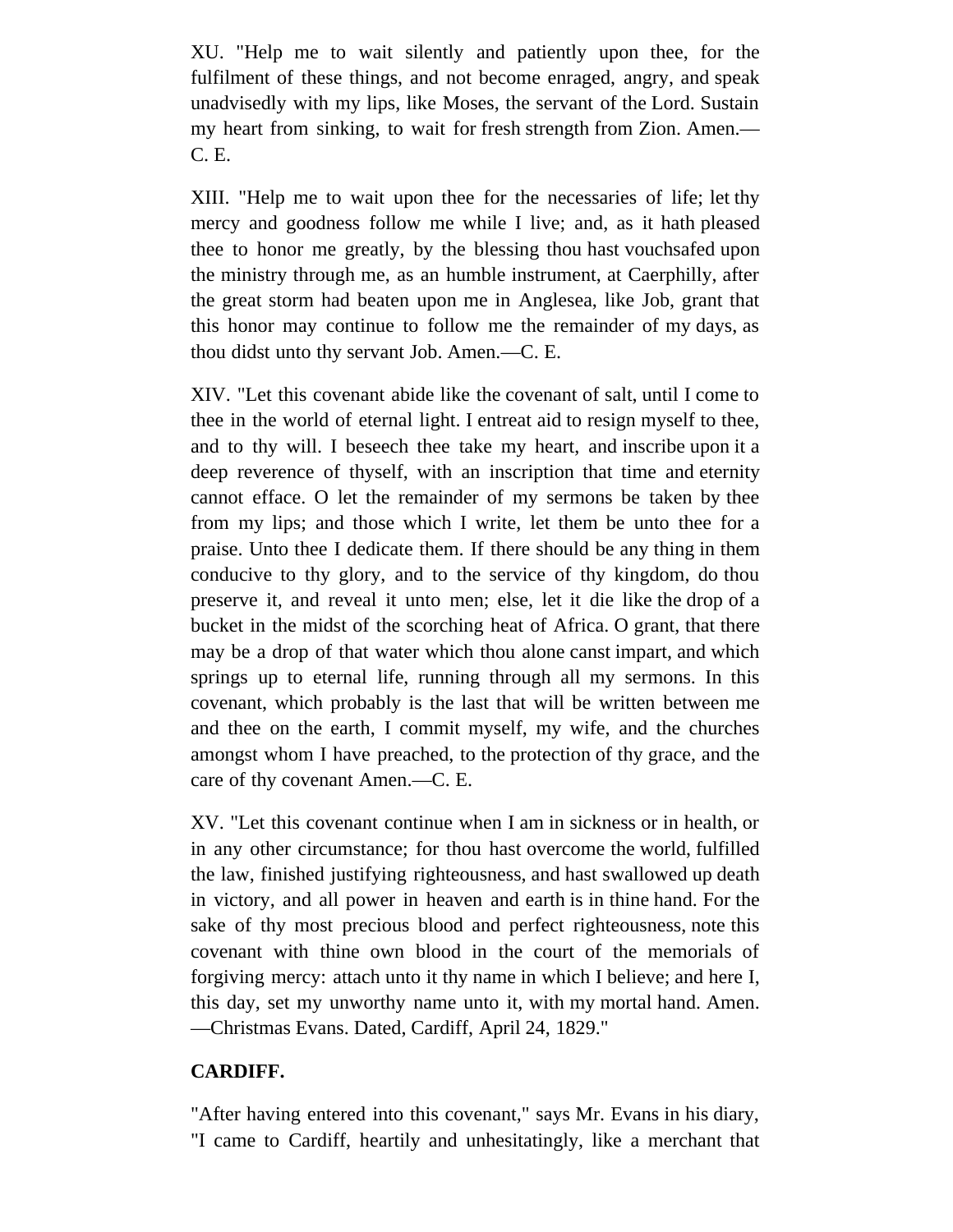XU. "Help me to wait silently and patiently upon thee, for the fulfilment of these things, and not become enraged, angry, and speak unadvisedly with my lips, like Moses, the servant of the Lord. Sustain my heart from sinking, to wait for fresh strength from Zion. Amen.—C. E.

XIII. "Help me to wait upon thee for the necessaries of life; let thy mercy and goodness follow me while I live; and, as it hath pleased thee to honor me greatly, by the blessing thou hast vouchsafed upon the ministry through me, as an humble instrument, at Caerphilly, after the great storm had beaten upon me in Anglesea, like Job, grant that this honor may continue to follow me the remainder of my days, as thou didst unto thy servant Job. Amen.—C. E.

XIV. "Let this covenant abide like the covenant of salt, until I come to thee in the world of eternal light. I entreat aid to resign myself to thee, and to thy will. I beseech thee take my heart, and inscribe upon it a deep reverence of thyself, with an inscription that time and eternity cannot efface. O let the remainder of my sermons be taken by thee from my lips; and those which I write, let them be unto thee for a praise. Unto thee I dedicate them. If there should be any thing in them conducive to thy glory, and to the service of thy kingdom, do thou preserve it, and reveal it unto men; else, let it die like the drop of a bucket in the midst of the scorching heat of Africa. O grant, that there may be a drop of that water which thou alone canst impart, and which springs up to eternal life, running through all my sermons. In this covenant, which probably is the last that will be written between me and thee on the earth, I commit myself, my wife, and the churches amongst whom I have preached, to the protection of thy grace, and the care of thy covenant Amen.—C. E.

XV. "Let this covenant continue when I am in sickness or in health, or in any other circumstance; for thou hast overcome the world, fulfilled the law, finished justifying righteousness, and hast swallowed up death in victory, and all power in heaven and earth is in thine hand. For the sake of thy most precious blood and perfect righteousness, note this covenant with thine own blood in the court of the memorials of forgiving mercy: attach unto it thy name in which I believe; and here I, this day, set my unworthy name unto it, with my mortal hand. Amen.—Christmas Evans. Dated, Cardiff, April 24, 1829."

**CARDIFF.**

"After having entered into this covenant," says Mr. Evans in his diary, "I came to Cardiff, heartily and unhesitatingly, like a merchant that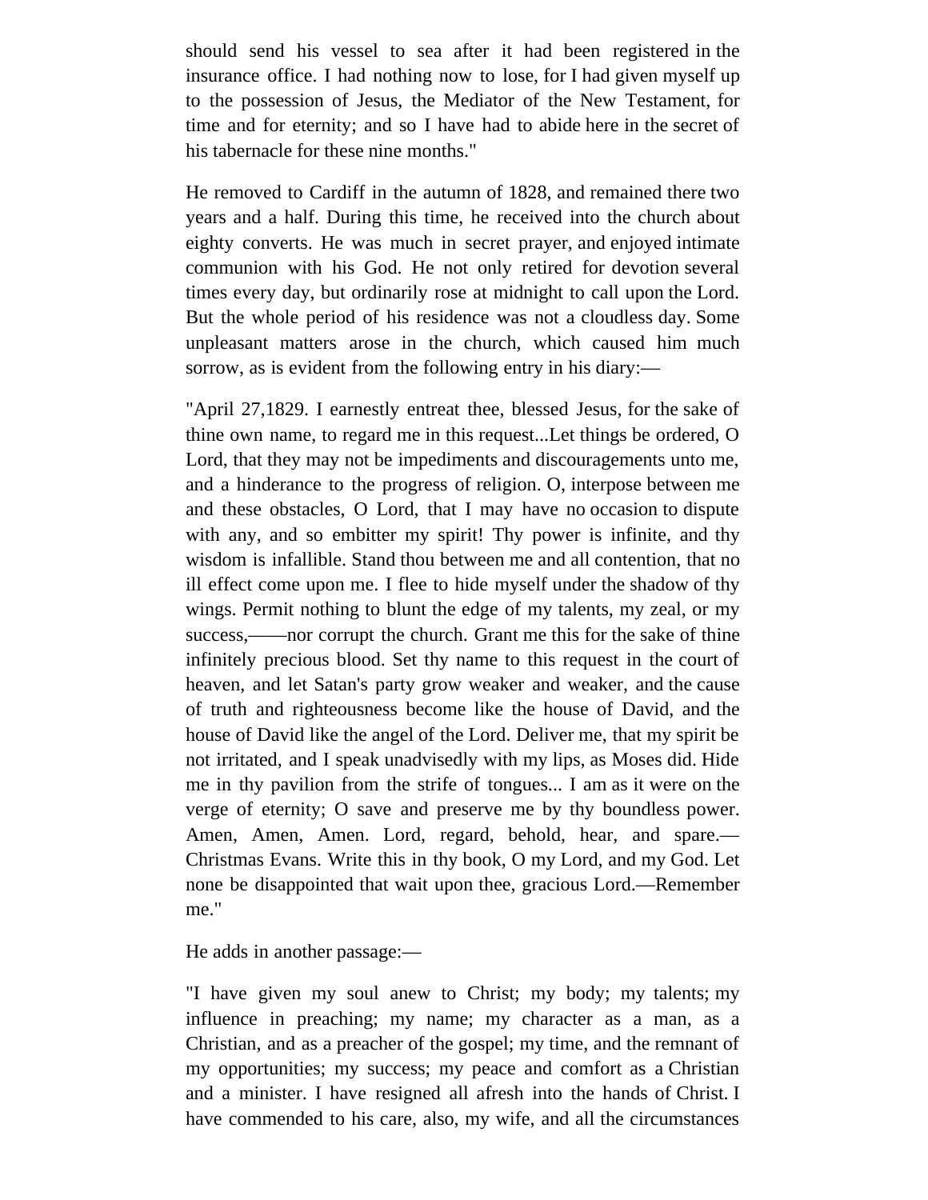should send his vessel to sea after it had been registered in the insurance office. I had nothing now to lose, for I had given myself up to the possession of Jesus, the Mediator of the New Testament, for time and for eternity; and so I have had to abide here in the secret of his tabernacle for these nine months."

He removed to Cardiff in the autumn of 1828, and remained there two years and a half. During this time, he received into the church about eighty converts. He was much in secret prayer, and enjoyed intimate communion with his God. He not only retired for devotion several times every day, but ordinarily rose at midnight to call upon the Lord. But the whole period of his residence was not a cloudless day. Some unpleasant matters arose in the church, which caused him much sorrow, as is evident from the following entry in his diary:—

"April 27,1829. I earnestly entreat thee, blessed Jesus, for the sake of thine own name, to regard me in this request...Let things be ordered, O Lord, that they may not be impediments and discouragements unto me, and a hinderance to the progress of religion. O, interpose between me and these obstacles, O Lord, that I may have no occasion to dispute with any, and so embitter my spirit! Thy power is infinite, and thy wisdom is infallible. Stand thou between me and all contention, that no ill effect come upon me. I flee to hide myself under the shadow of thy wings. Permit nothing to blunt the edge of my talents, my zeal, or my success,——nor corrupt the church. Grant me this for the sake of thine infinitely precious blood. Set thy name to this request in the court of heaven, and let Satan's party grow weaker and weaker, and the cause of truth and righteousness become like the house of David, and the house of David like the angel of the Lord. Deliver me, that my spirit be not irritated, and I speak unadvisedly with my lips, as Moses did. Hide me in thy pavilion from the strife of tongues... I am as it were on the verge of eternity; O save and preserve me by thy boundless power. Amen, Amen, Amen. Lord, regard, behold, hear, and spare.—Christmas Evans. Write this in thy book, O my Lord, and my God. Let none be disappointed that wait upon thee, gracious Lord.—Remember me."

He adds in another passage:—

"I have given my soul anew to Christ; my body; my talents; my influence in preaching; my name; my character as a man, as a Christian, and as a preacher of the gospel; my time, and the remnant of my opportunities; my success; my peace and comfort as a Christian and a minister. I have resigned all afresh into the hands of Christ. I have commended to his care, also, my wife, and all the circumstances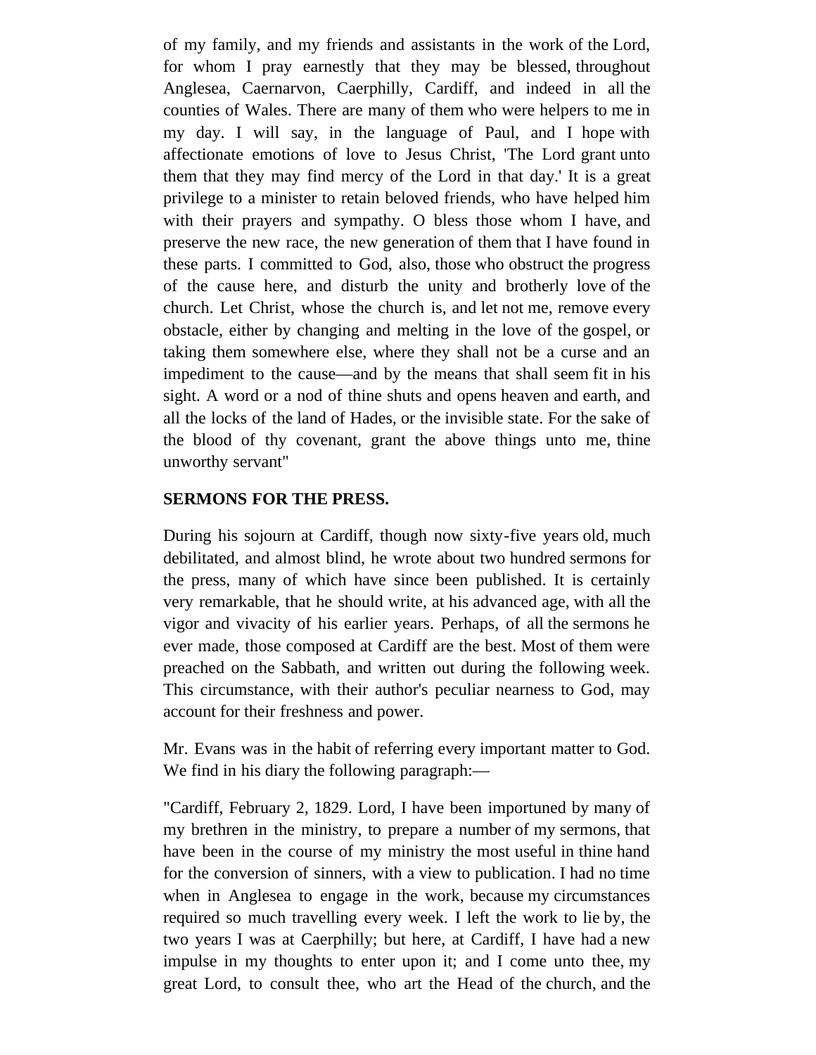of my family, and my friends and assistants in the work of the Lord, for whom I pray earnestly that they may be blessed, throughout Anglesea, Caernarvon, Caerphilly, Cardiff, and indeed in all the counties of Wales. There are many of them who were helpers to me in my day. I will say, in the language of Paul, and I hope with affectionate emotions of love to Jesus Christ, 'The Lord grant unto them that they may find mercy of the Lord in that day.' It is a great privilege to a minister to retain beloved friends, who have helped him with their prayers and sympathy. O bless those whom I have, and preserve the new race, the new generation of them that I have found in these parts. I committed to God, also, those who obstruct the progress of the cause here, and disturb the unity and brotherly love of the church. Let Christ, whose the church is, and let not me, remove every obstacle, either by changing and melting in the love of the gospel, or taking them somewhere else, where they shall not be a curse and an impediment to the cause—and by the means that shall seem fit in his sight. A word or a nod of thine shuts and opens heaven and earth, and all the locks of the land of Hades, or the invisible state. For the sake of the blood of thy covenant, grant the above things unto me, thine unworthy servant"

**SERMONS FOR THE PRESS.**

During his sojourn at Cardiff, though now sixty-five years old, much debilitated, and almost blind, he wrote about two hundred sermons for the press, many of which have since been published. It is certainly very remarkable, that he should write, at his advanced age, with all the vigor and vivacity of his earlier years. Perhaps, of all the sermons he ever made, those composed at Cardiff are the best. Most of them were preached on the Sabbath, and written out during the following week. This circumstance, with their author's peculiar nearness to God, may account for their freshness and power.

Mr. Evans was in the habit of referring every important matter to God. We find in his diary the following paragraph:—

"Cardiff, February 2, 1829. Lord, I have been importuned by many of my brethren in the ministry, to prepare a number of my sermons, that have been in the course of my ministry the most useful in thine hand for the conversion of sinners, with a view to publication. I had no time when in Anglesea to engage in the work, because my circumstances required so much travelling every week. I left the work to lie by, the two years I was at Caerphilly; but here, at Cardiff, I have had a new impulse in my thoughts to enter upon it; and I come unto thee, my great Lord, to consult thee, who art the Head of the church, and the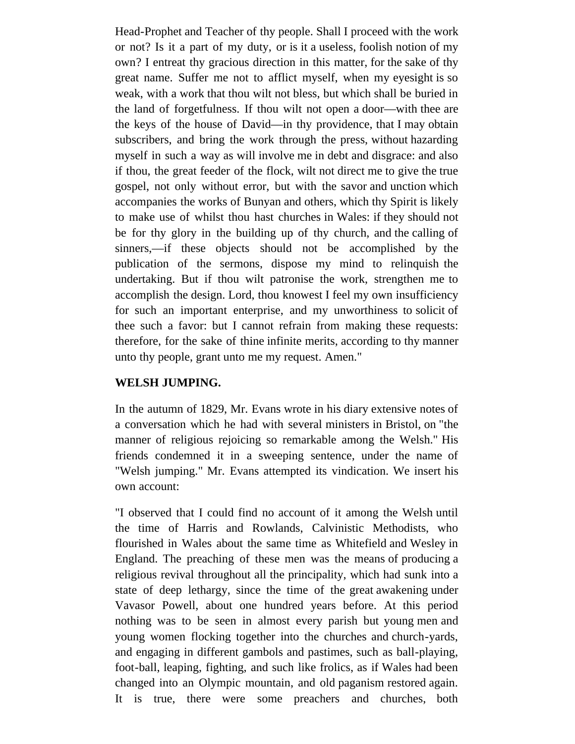Head-Prophet and Teacher of thy people. Shall I proceed with the work or not? Is it a part of my duty, or is it a useless, foolish notion of my own? I entreat thy gracious direction in this matter, for the sake of thy great name. Suffer me not to afflict myself, when my eyesight is so weak, with a work that thou wilt not bless, but which shall be buried in the land of forgetfulness. If thou wilt not open a door—with thee are the keys of the house of David—in thy providence, that I may obtain subscribers, and bring the work through the press, without hazarding myself in such a way as will involve me in debt and disgrace: and also if thou, the great feeder of the flock, wilt not direct me to give the true gospel, not only without error, but with the savor and unction which accompanies the works of Bunyan and others, which thy Spirit is likely to make use of whilst thou hast churches in Wales: if they should not be for thy glory in the building up of thy church, and the calling of sinners,—if these objects should not be accomplished by the publication of the sermons, dispose my mind to relinquish the undertaking. But if thou wilt patronise the work, strengthen me to accomplish the design. Lord, thou knowest I feel my own insufficiency for such an important enterprise, and my unworthiness to solicit of thee such a favor: but I cannot refrain from making these requests: therefore, for the sake of thine infinite merits, according to thy manner unto thy people, grant unto me my request. Amen."

**WELSH JUMPING.**

In the autumn of 1829, Mr. Evans wrote in his diary extensive notes of a conversation which he had with several ministers in Bristol, on "the manner of religious rejoicing so remarkable among the Welsh." His friends condemned it in a sweeping sentence, under the name of "Welsh jumping." Mr. Evans attempted its vindication. We insert his own account:

"I observed that I could find no account of it among the Welsh until the time of Harris and Rowlands, Calvinistic Methodists, who flourished in Wales about the same time as Whitefield and Wesley in England. The preaching of these men was the means of producing a religious revival throughout all the principality, which had sunk into a state of deep lethargy, since the time of the great awakening under Vavasor Powell, about one hundred years before. At this period nothing was to be seen in almost every parish but young men and young women flocking together into the churches and church-yards, and engaging in different gambols and pastimes, such as ball-playing, foot-ball, leaping, fighting, and such like frolics, as if Wales had been changed into an Olympic mountain, and old paganism restored again. It is true, there were some preachers and churches, both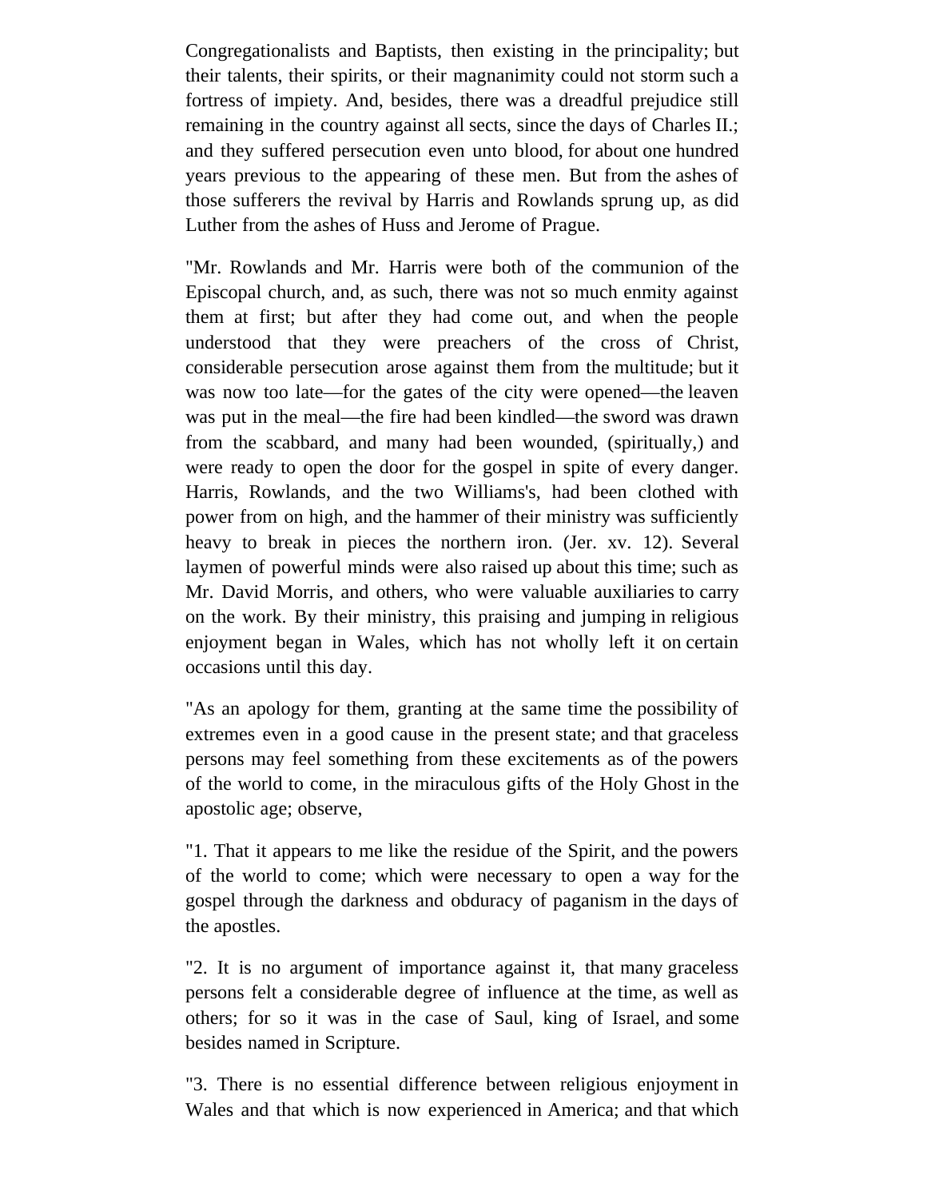Congregationalists and Baptists, then existing in the principality; but their talents, their spirits, or their magnanimity could not storm such a fortress of impiety. And, besides, there was a dreadful prejudice still remaining in the country against all sects, since the days of Charles II.; and they suffered persecution even unto blood, for about one hundred years previous to the appearing of these men. But from the ashes of those sufferers the revival by Harris and Rowlands sprung up, as did Luther from the ashes of Huss and Jerome of Prague.

"Mr. Rowlands and Mr. Harris were both of the communion of the Episcopal church, and, as such, there was not so much enmity against them at first; but after they had come out, and when the people understood that they were preachers of the cross of Christ, considerable persecution arose against them from the multitude; but it was now too late—for the gates of the city were opened—the leaven was put in the meal—the fire had been kindled—the sword was drawn from the scabbard, and many had been wounded, (spiritually,) and were ready to open the door for the gospel in spite of every danger. Harris, Rowlands, and the two Williams's, had been clothed with power from on high, and the hammer of their ministry was sufficiently heavy to break in pieces the northern iron. (Jer. xv. 12). Several laymen of powerful minds were also raised up about this time; such as Mr. David Morris, and others, who were valuable auxiliaries to carry on the work. By their ministry, this praising and jumping in religious enjoyment began in Wales, which has not wholly left it on certain occasions until this day.

"As an apology for them, granting at the same time the possibility of extremes even in a good cause in the present state; and that graceless persons may feel something from these excitements as of the powers of the world to come, in the miraculous gifts of the Holy Ghost in the apostolic age; observe,

"1. That it appears to me like the residue of the Spirit, and the powers of the world to come; which were necessary to open a way for the gospel through the darkness and obduracy of paganism in the days of the apostles.

"2. It is no argument of importance against it, that many graceless persons felt a considerable degree of influence at the time, as well as others; for so it was in the case of Saul, king of Israel, and some besides named in Scripture.

"3. There is no essential difference between religious enjoyment in Wales and that which is now experienced in America; and that which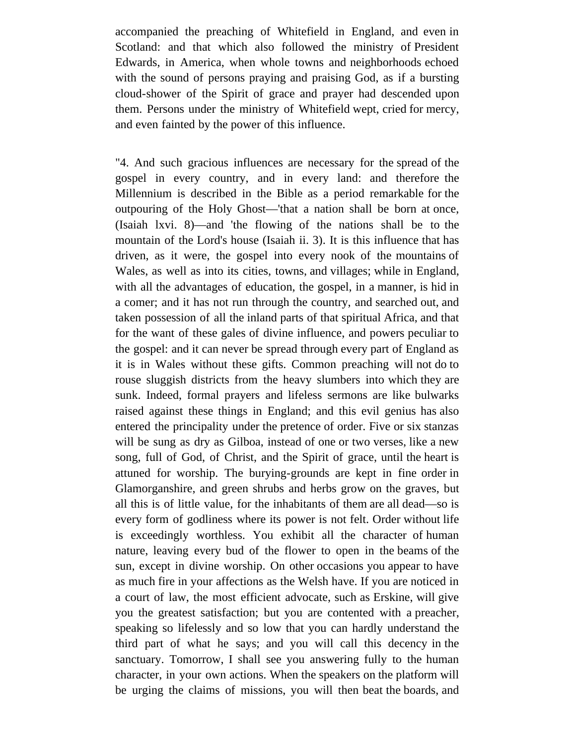accompanied the preaching of Whitefield in England, and even in Scotland: and that which also followed the ministry of President Edwards, in America, when whole towns and neighborhoods echoed with the sound of persons praying and praising God, as if a bursting cloud-shower of the Spirit of grace and prayer had descended upon them. Persons under the ministry of Whitefield wept, cried for mercy, and even fainted by the power of this influence.

"4. And such gracious influences are necessary for the spread of the gospel in every country, and in every land: and therefore the Millennium is described in the Bible as a period remarkable for the outpouring of the Holy Ghost—'that a nation shall be born at once, (Isaiah lxvi. 8)—and 'the flowing of the nations shall be to the mountain of the Lord's house (Isaiah ii. 3). It is this influence that has driven, as it were, the gospel into every nook of the mountains of Wales, as well as into its cities, towns, and villages; while in England, with all the advantages of education, the gospel, in a manner, is hid in a comer; and it has not run through the country, and searched out, and taken possession of all the inland parts of that spiritual Africa, and that for the want of these gales of divine influence, and powers peculiar to the gospel: and it can never be spread through every part of England as it is in Wales without these gifts. Common preaching will not do to rouse sluggish districts from the heavy slumbers into which they are sunk. Indeed, formal prayers and lifeless sermons are like bulwarks raised against these things in England; and this evil genius has also entered the principality under the pretence of order. Five or six stanzas will be sung as dry as Gilboa, instead of one or two verses, like a new song, full of God, of Christ, and the Spirit of grace, until the heart is attuned for worship. The burying-grounds are kept in fine order in Glamorganshire, and green shrubs and herbs grow on the graves, but all this is of little value, for the inhabitants of them are all dead—so is every form of godliness where its power is not felt. Order without life is exceedingly worthless. You exhibit all the character of human nature, leaving every bud of the flower to open in the beams of the sun, except in divine worship. On other occasions you appear to have as much fire in your affections as the Welsh have. If you are noticed in a court of law, the most efficient advocate, such as Erskine, will give you the greatest satisfaction; but you are contented with a preacher, speaking so lifelessly and so low that you can hardly understand the third part of what he says; and you will call this decency in the sanctuary. Tomorrow, I shall see you answering fully to the human character, in your own actions. When the speakers on the platform will be urging the claims of missions, you will then beat the boards, and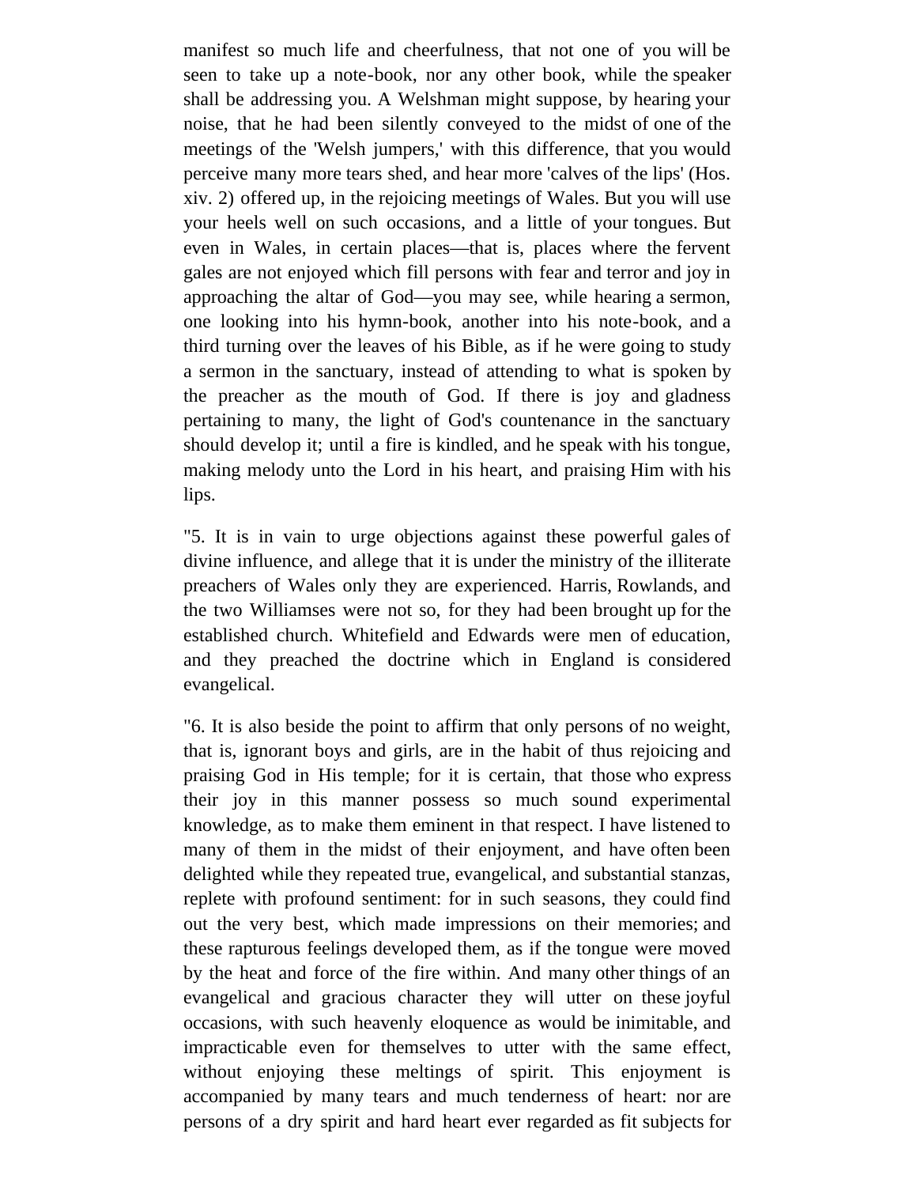manifest so much life and cheerfulness, that not one of you will be seen to take up a note-book, nor any other book, while the speaker shall be addressing you. A Welshman might suppose, by hearing your noise, that he had been silently conveyed to the midst of one of the meetings of the 'Welsh jumpers,' with this difference, that you would perceive many more tears shed, and hear more 'calves of the lips' (Hos. xiv. 2) offered up, in the rejoicing meetings of Wales. But you will use your heels well on such occasions, and a little of your tongues. But even in Wales, in certain places—that is, places where the fervent gales are not enjoyed which fill persons with fear and terror and joy in approaching the altar of God—you may see, while hearing a sermon, one looking into his hymn-book, another into his note-book, and a third turning over the leaves of his Bible, as if he were going to study a sermon in the sanctuary, instead of attending to what is spoken by the preacher as the mouth of God. If there is joy and gladness pertaining to many, the light of God's countenance in the sanctuary should develop it; until a fire is kindled, and he speak with his tongue, making melody unto the Lord in his heart, and praising Him with his lips.

"5. It is in vain to urge objections against these powerful gales of divine influence, and allege that it is under the ministry of the illiterate preachers of Wales only they are experienced. Harris, Rowlands, and the two Williamses were not so, for they had been brought up for the established church. Whitefield and Edwards were men of education, and they preached the doctrine which in England is considered evangelical.

"6. It is also beside the point to affirm that only persons of no weight, that is, ignorant boys and girls, are in the habit of thus rejoicing and praising God in His temple; for it is certain, that those who express their joy in this manner possess so much sound experimental knowledge, as to make them eminent in that respect. I have listened to many of them in the midst of their enjoyment, and have often been delighted while they repeated true, evangelical, and substantial stanzas, replete with profound sentiment: for in such seasons, they could find out the very best, which made impressions on their memories; and these rapturous feelings developed them, as if the tongue were moved by the heat and force of the fire within. And many other things of an evangelical and gracious character they will utter on these joyful occasions, with such heavenly eloquence as would be inimitable, and impracticable even for themselves to utter with the same effect, without enjoying these meltings of spirit. This enjoyment is accompanied by many tears and much tenderness of heart: nor are persons of a dry spirit and hard heart ever regarded as fit subjects for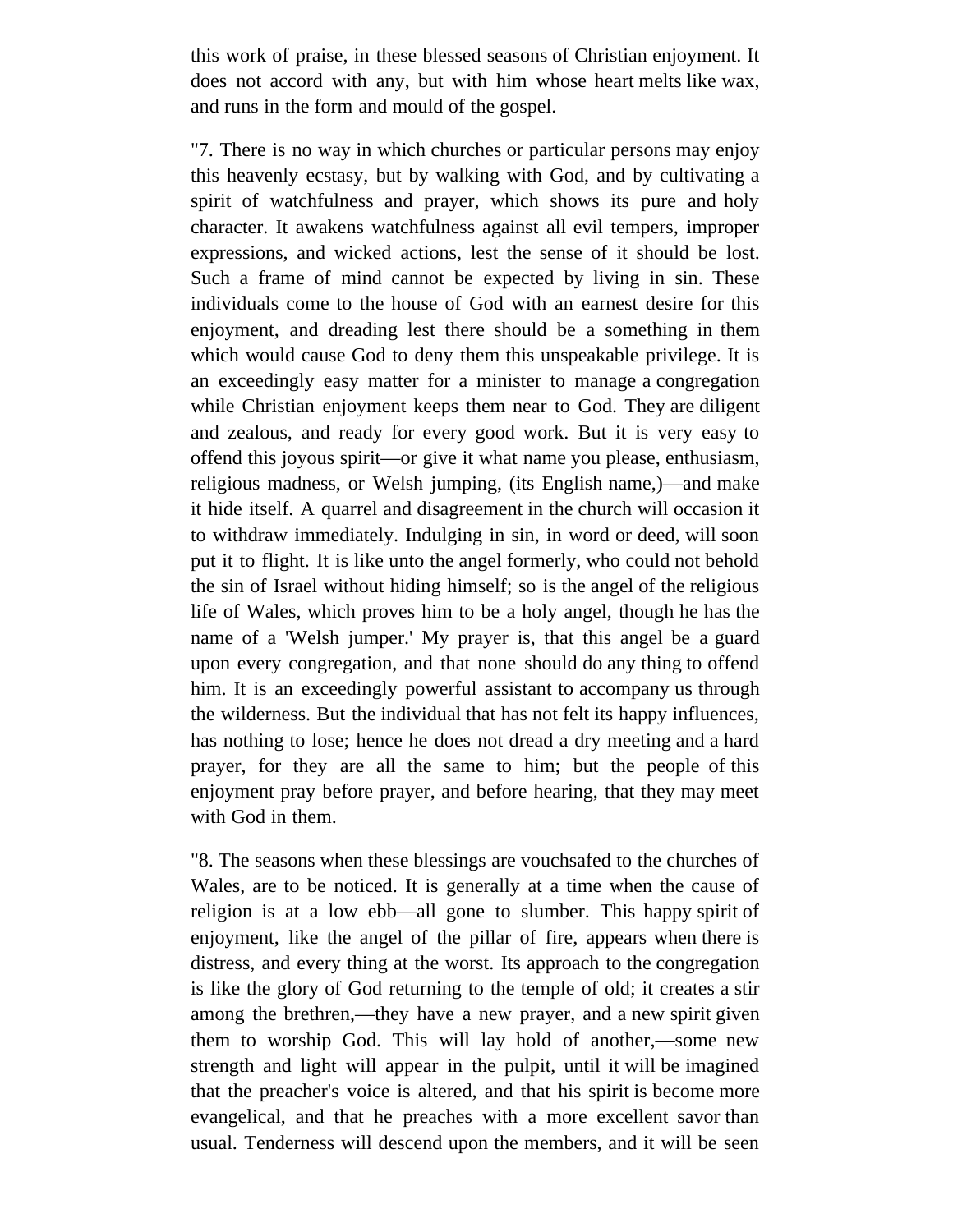this work of praise, in these blessed seasons of Christian enjoyment. It does not accord with any, but with him whose heart melts like wax, and runs in the form and mould of the gospel.

"7. There is no way in which churches or particular persons may enjoy this heavenly ecstasy, but by walking with God, and by cultivating a spirit of watchfulness and prayer, which shows its pure and holy character. It awakens watchfulness against all evil tempers, improper expressions, and wicked actions, lest the sense of it should be lost. Such a frame of mind cannot be expected by living in sin. These individuals come to the house of God with an earnest desire for this enjoyment, and dreading lest there should be a something in them which would cause God to deny them this unspeakable privilege. It is an exceedingly easy matter for a minister to manage a congregation while Christian enjoyment keeps them near to God. They are diligent and zealous, and ready for every good work. But it is very easy to offend this joyous spirit—or give it what name you please, enthusiasm, religious madness, or Welsh jumping, (its English name,)—and make it hide itself. A quarrel and disagreement in the church will occasion it to withdraw immediately. Indulging in sin, in word or deed, will soon put it to flight. It is like unto the angel formerly, who could not behold the sin of Israel without hiding himself; so is the angel of the religious life of Wales, which proves him to be a holy angel, though he has the name of a 'Welsh jumper.' My prayer is, that this angel be a guard upon every congregation, and that none should do any thing to offend him. It is an exceedingly powerful assistant to accompany us through the wilderness. But the individual that has not felt its happy influences, has nothing to lose; hence he does not dread a dry meeting and a hard prayer, for they are all the same to him; but the people of this enjoyment pray before prayer, and before hearing, that they may meet with God in them.

"8. The seasons when these blessings are vouchsafed to the churches of Wales, are to be noticed. It is generally at a time when the cause of religion is at a low ebb—all gone to slumber. This happy spirit of enjoyment, like the angel of the pillar of fire, appears when there is distress, and every thing at the worst. Its approach to the congregation is like the glory of God returning to the temple of old; it creates a stir among the brethren,—they have a new prayer, and a new spirit given them to worship God. This will lay hold of another,—some new strength and light will appear in the pulpit, until it will be imagined that the preacher's voice is altered, and that his spirit is become more evangelical, and that he preaches with a more excellent savor than usual. Tenderness will descend upon the members, and it will be seen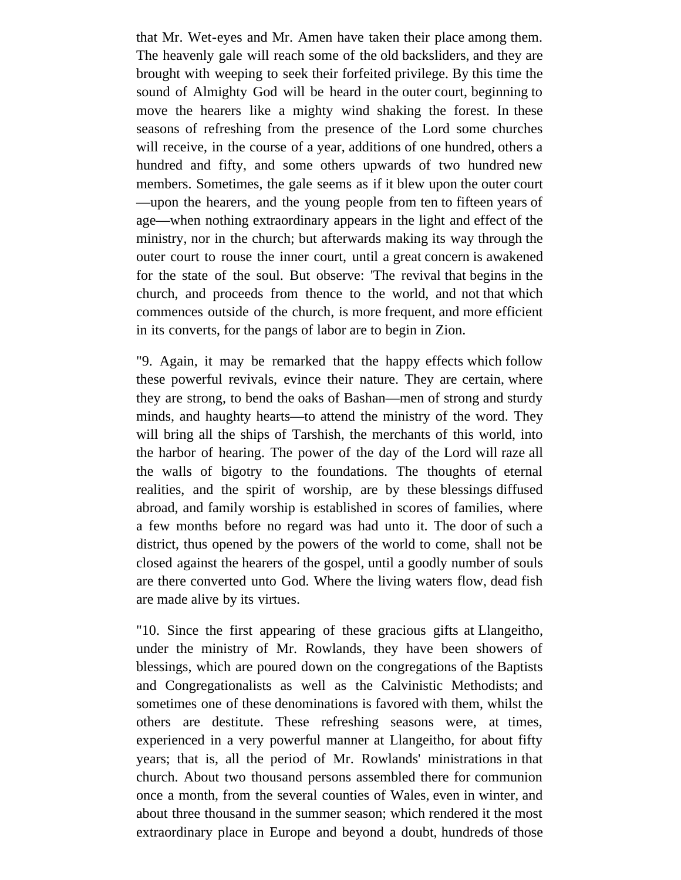that Mr. Wet-eyes and Mr. Amen have taken their place among them. The heavenly gale will reach some of the old backsliders, and they are brought with weeping to seek their forfeited privilege. By this time the sound of Almighty God will be heard in the outer court, beginning to move the hearers like a mighty wind shaking the forest. In these seasons of refreshing from the presence of the Lord some churches will receive, in the course of a year, additions of one hundred, others a hundred and fifty, and some others upwards of two hundred new members. Sometimes, the gale seems as if it blew upon the outer court —upon the hearers, and the young people from ten to fifteen years of age—when nothing extraordinary appears in the light and effect of the ministry, nor in the church; but afterwards making its way through the outer court to rouse the inner court, until a great concern is awakened for the state of the soul. But observe: 'The revival that begins in the church, and proceeds from thence to the world, and not that which commences outside of the church, is more frequent, and more efficient in its converts, for the pangs of labor are to begin in Zion.

"9. Again, it may be remarked that the happy effects which follow these powerful revivals, evince their nature. They are certain, where they are strong, to bend the oaks of Bashan—men of strong and sturdy minds, and haughty hearts—to attend the ministry of the word. They will bring all the ships of Tarshish, the merchants of this world, into the harbor of hearing. The power of the day of the Lord will raze all the walls of bigotry to the foundations. The thoughts of eternal realities, and the spirit of worship, are by these blessings diffused abroad, and family worship is established in scores of families, where a few months before no regard was had unto it. The door of such a district, thus opened by the powers of the world to come, shall not be closed against the hearers of the gospel, until a goodly number of souls are there converted unto God. Where the living waters flow, dead fish are made alive by its virtues.

"10. Since the first appearing of these gracious gifts at Llangeitho, under the ministry of Mr. Rowlands, they have been showers of blessings, which are poured down on the congregations of the Baptists and Congregationalists as well as the Calvinistic Methodists; and sometimes one of these denominations is favored with them, whilst the others are destitute. These refreshing seasons were, at times, experienced in a very powerful manner at Llangeitho, for about fifty years; that is, all the period of Mr. Rowlands' ministrations in that church. About two thousand persons assembled there for communion once a month, from the several counties of Wales, even in winter, and about three thousand in the summer season; which rendered it the most extraordinary place in Europe and beyond a doubt, hundreds of those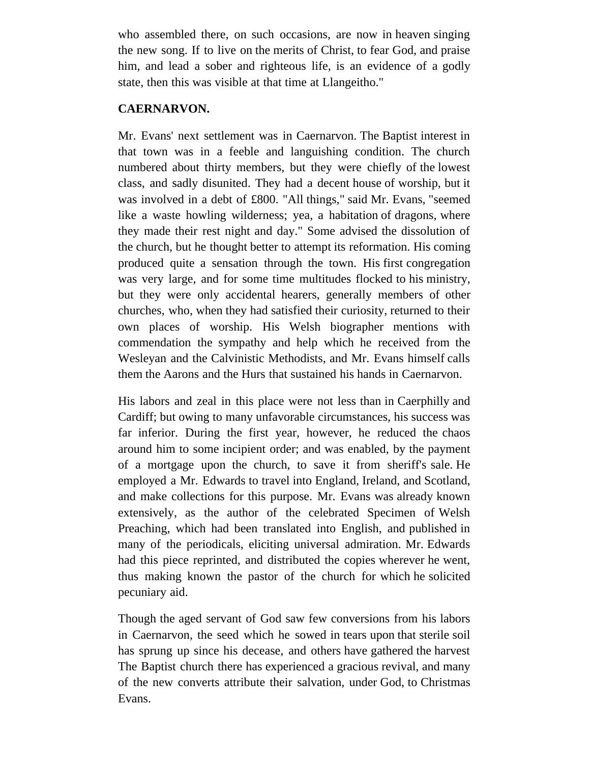who assembled there, on such occasions, are now in heaven singing the new song. If to live on the merits of Christ, to fear God, and praise him, and lead a sober and righteous life, is an evidence of a godly state, then this was visible at that time at Llangeitho."

**CAERNARVON.**

Mr. Evans' next settlement was in Caernarvon. The Baptist interest in that town was in a feeble and languishing condition. The church numbered about thirty members, but they were chiefly of the lowest class, and sadly disunited. They had a decent house of worship, but it was involved in a debt of £800. "All things," said Mr. Evans, "seemed like a waste howling wilderness; yea, a habitation of dragons, where they made their rest night and day." Some advised the dissolution of the church, but he thought better to attempt its reformation. His coming produced quite a sensation through the town. His first congregation was very large, and for some time multitudes flocked to his ministry, but they were only accidental hearers, generally members of other churches, who, when they had satisfied their curiosity, returned to their own places of worship. His Welsh biographer mentions with commendation the sympathy and help which he received from the Wesleyan and the Calvinistic Methodists, and Mr. Evans himself calls them the Aarons and the Hurs that sustained his hands in Caernarvon.

His labors and zeal in this place were not less than in Caerphilly and Cardiff; but owing to many unfavorable circumstances, his success was far inferior. During the first year, however, he reduced the chaos around him to some incipient order; and was enabled, by the payment of a mortgage upon the church, to save it from sheriff's sale. He employed a Mr. Edwards to travel into England, Ireland, and Scotland, and make collections for this purpose. Mr. Evans was already known extensively, as the author of the celebrated Specimen of Welsh Preaching, which had been translated into English, and published in many of the periodicals, eliciting universal admiration. Mr. Edwards had this piece reprinted, and distributed the copies wherever he went, thus making known the pastor of the church for which he solicited pecuniary aid.

Though the aged servant of God saw few conversions from his labors in Caernarvon, the seed which he sowed in tears upon that sterile soil has sprung up since his decease, and others have gathered the harvest The Baptist church there has experienced a gracious revival, and many of the new converts attribute their salvation, under God, to Christmas Evans.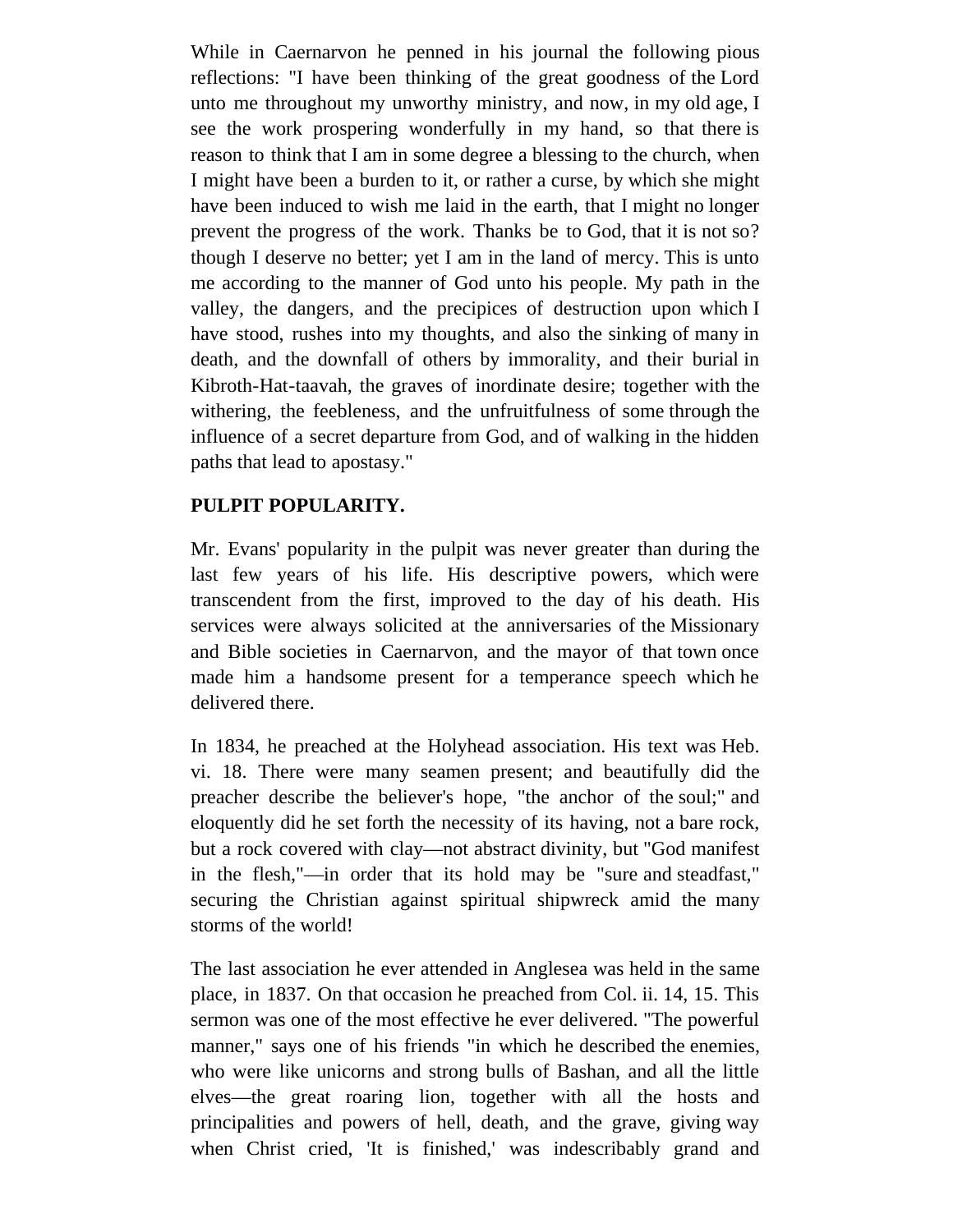While in Caernarvon he penned in his journal the following pious reflections: "I have been thinking of the great goodness of the Lord unto me throughout my unworthy ministry, and now, in my old age, I see the work prospering wonderfully in my hand, so that there is reason to think that I am in some degree a blessing to the church, when I might have been a burden to it, or rather a curse, by which she might have been induced to wish me laid in the earth, that I might no longer prevent the progress of the work. Thanks be to God, that it is not so? though I deserve no better; yet I am in the land of mercy. This is unto me according to the manner of God unto his people. My path in the valley, the dangers, and the precipices of destruction upon which I have stood, rushes into my thoughts, and also the sinking of many in death, and the downfall of others by immorality, and their burial in Kibroth-Hat-taavah, the graves of inordinate desire; together with the withering, the feebleness, and the unfruitfulness of some through the influence of a secret departure from God, and of walking in the hidden paths that lead to apostasy."

**PULPIT POPULARITY.**

Mr. Evans' popularity in the pulpit was never greater than during the last few years of his life. His descriptive powers, which were transcendent from the first, improved to the day of his death. His services were always solicited at the anniversaries of the Missionary and Bible societies in Caernarvon, and the mayor of that town once made him a handsome present for a temperance speech which he delivered there.

In 1834, he preached at the Holyhead association. His text was Heb. vi. 18. There were many seamen present; and beautifully did the preacher describe the believer's hope, "the anchor of the soul;" and eloquently did he set forth the necessity of its having, not a bare rock, but a rock covered with clay—not abstract divinity, but "God manifest in the flesh,"—in order that its hold may be "sure and steadfast," securing the Christian against spiritual shipwreck amid the many storms of the world!

The last association he ever attended in Anglesea was held in the same place, in 1837. On that occasion he preached from Col. ii. 14, 15. This sermon was one of the most effective he ever delivered. "The powerful manner," says one of his friends "in which he described the enemies, who were like unicorns and strong bulls of Bashan, and all the little elves—the great roaring lion, together with all the hosts and principalities and powers of hell, death, and the grave, giving way when Christ cried, 'It is finished,' was indescribably grand and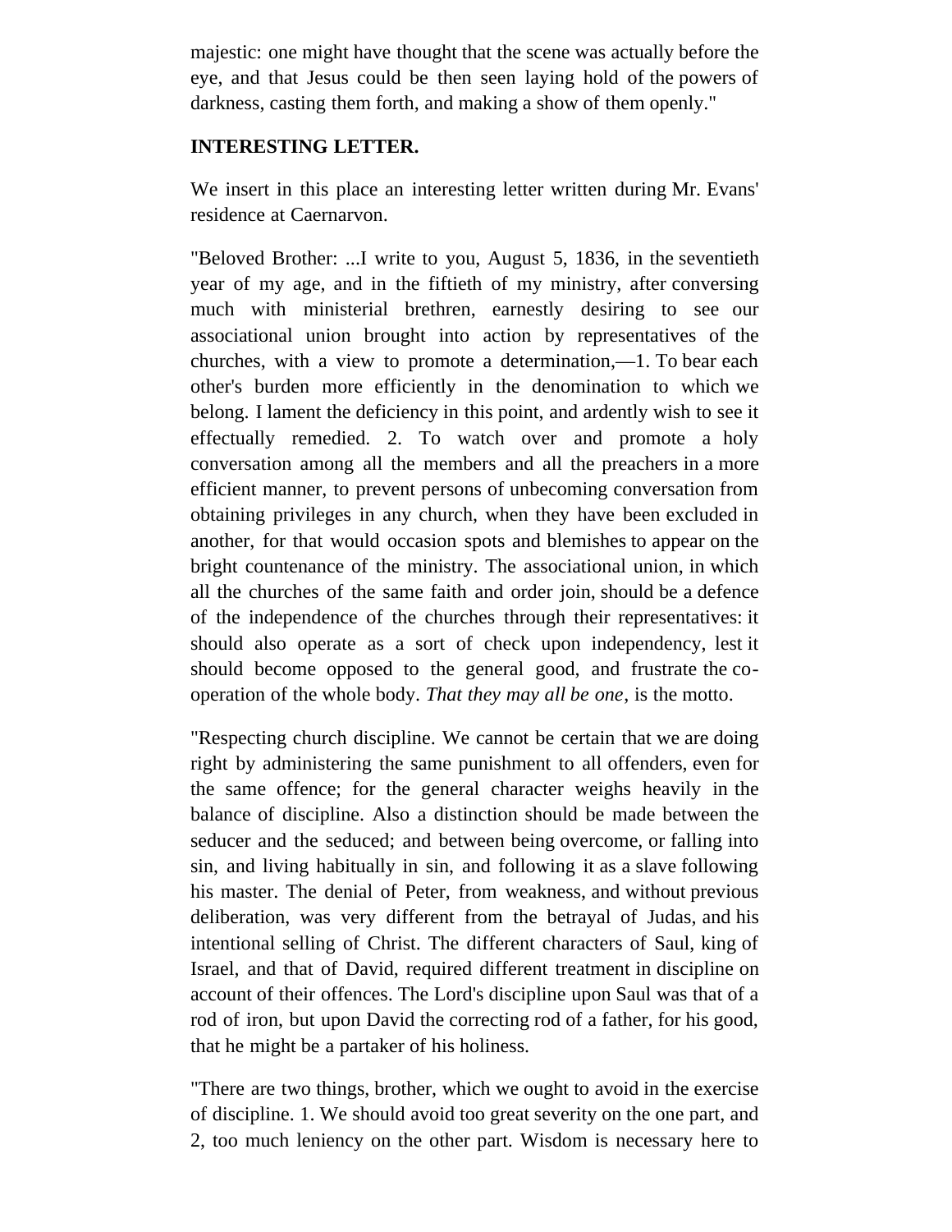majestic: one might have thought that the scene was actually before the eye, and that Jesus could be then seen laying hold of the powers of darkness, casting them forth, and making a show of them openly."

**INTERESTING LETTER.**

We insert in this place an interesting letter written during Mr. Evans' residence at Caernarvon.

"Beloved Brother: ...I write to you, August 5, 1836, in the seventieth year of my age, and in the fiftieth of my ministry, after conversing much with ministerial brethren, earnestly desiring to see our associational union brought into action by representatives of the churches, with a view to promote a determination,—1. To bear each other's burden more efficiently in the denomination to which we belong. I lament the deficiency in this point, and ardently wish to see it effectually remedied. 2. To watch over and promote a holy conversation among all the members and all the preachers in a more efficient manner, to prevent persons of unbecoming conversation from obtaining privileges in any church, when they have been excluded in another, for that would occasion spots and blemishes to appear on the bright countenance of the ministry. The associational union, in which all the churches of the same faith and order join, should be a defence of the independence of the churches through their representatives: it should also operate as a sort of check upon independency, lest it should become opposed to the general good, and frustrate the co-operation of the whole body. *That they may all be one*, is the motto.

"Respecting church discipline. We cannot be certain that we are doing right by administering the same punishment to all offenders, even for the same offence; for the general character weighs heavily in the balance of discipline. Also a distinction should be made between the seducer and the seduced; and between being overcome, or falling into sin, and living habitually in sin, and following it as a slave following his master. The denial of Peter, from weakness, and without previous deliberation, was very different from the betrayal of Judas, and his intentional selling of Christ. The different characters of Saul, king of Israel, and that of David, required different treatment in discipline on account of their offences. The Lord's discipline upon Saul was that of a rod of iron, but upon David the correcting rod of a father, for his good, that he might be a partaker of his holiness.

"There are two things, brother, which we ought to avoid in the exercise of discipline. 1. We should avoid too great severity on the one part, and 2, too much leniency on the other part. Wisdom is necessary here to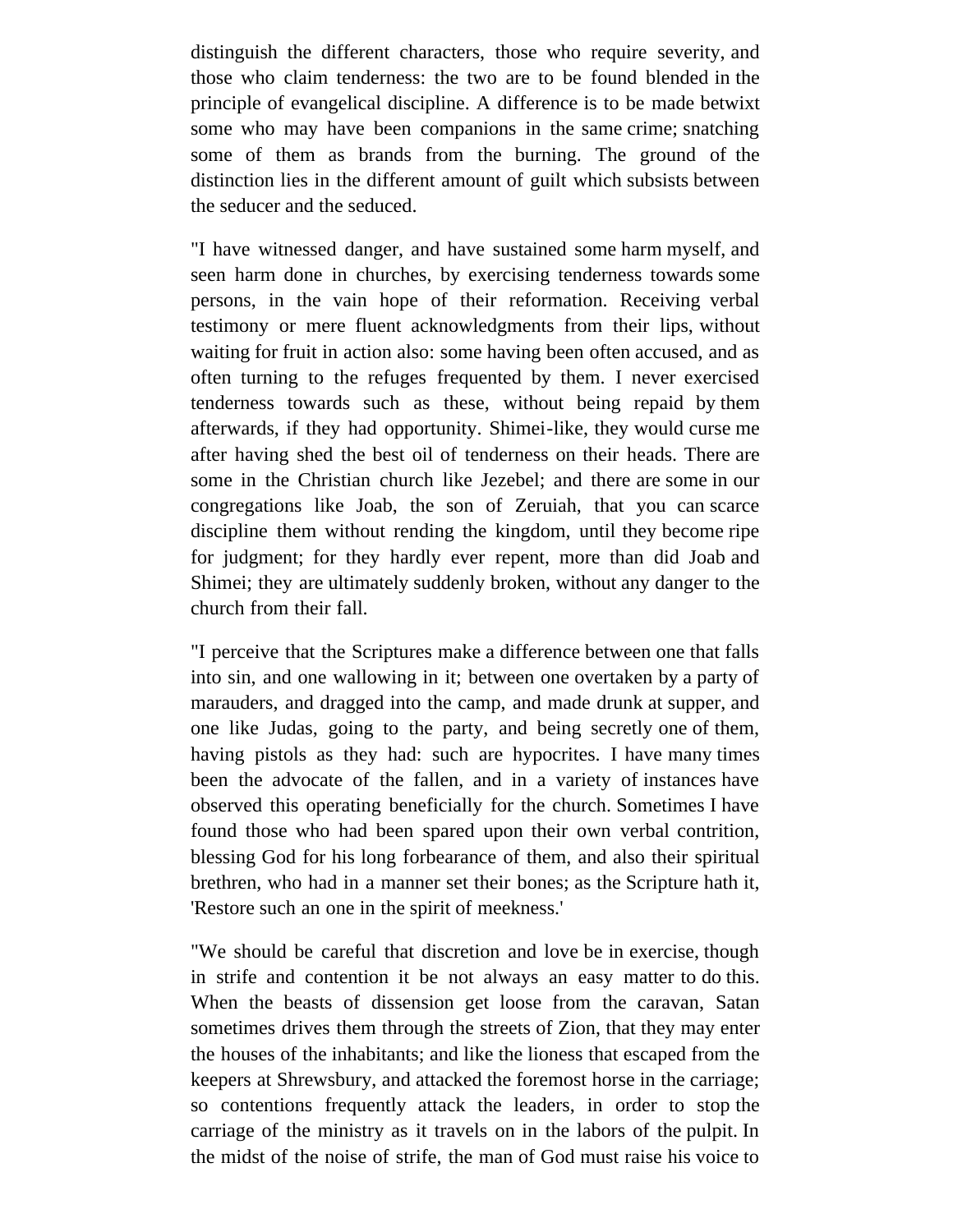distinguish the different characters, those who require severity, and those who claim tenderness: the two are to be found blended in the principle of evangelical discipline. A difference is to be made betwixt some who may have been companions in the same crime; snatching some of them as brands from the burning. The ground of the distinction lies in the different amount of guilt which subsists between the seducer and the seduced.

"I have witnessed danger, and have sustained some harm myself, and seen harm done in churches, by exercising tenderness towards some persons, in the vain hope of their reformation. Receiving verbal testimony or mere fluent acknowledgments from their lips, without waiting for fruit in action also: some having been often accused, and as often turning to the refuges frequented by them. I never exercised tenderness towards such as these, without being repaid by them afterwards, if they had opportunity. Shimei-like, they would curse me after having shed the best oil of tenderness on their heads. There are some in the Christian church like Jezebel; and there are some in our congregations like Joab, the son of Zeruiah, that you can scarce discipline them without rending the kingdom, until they become ripe for judgment; for they hardly ever repent, more than did Joab and Shimei; they are ultimately suddenly broken, without any danger to the church from their fall.

"I perceive that the Scriptures make a difference between one that falls into sin, and one wallowing in it; between one overtaken by a party of marauders, and dragged into the camp, and made drunk at supper, and one like Judas, going to the party, and being secretly one of them, having pistols as they had: such are hypocrites. I have many times been the advocate of the fallen, and in a variety of instances have observed this operating beneficially for the church. Sometimes I have found those who had been spared upon their own verbal contrition, blessing God for his long forbearance of them, and also their spiritual brethren, who had in a manner set their bones; as the Scripture hath it, 'Restore such an one in the spirit of meekness.'

"We should be careful that discretion and love be in exercise, though in strife and contention it be not always an easy matter to do this. When the beasts of dissension get loose from the caravan, Satan sometimes drives them through the streets of Zion, that they may enter the houses of the inhabitants; and like the lioness that escaped from the keepers at Shrewsbury, and attacked the foremost horse in the carriage; so contentions frequently attack the leaders, in order to stop the carriage of the ministry as it travels on in the labors of the pulpit. In the midst of the noise of strife, the man of God must raise his voice to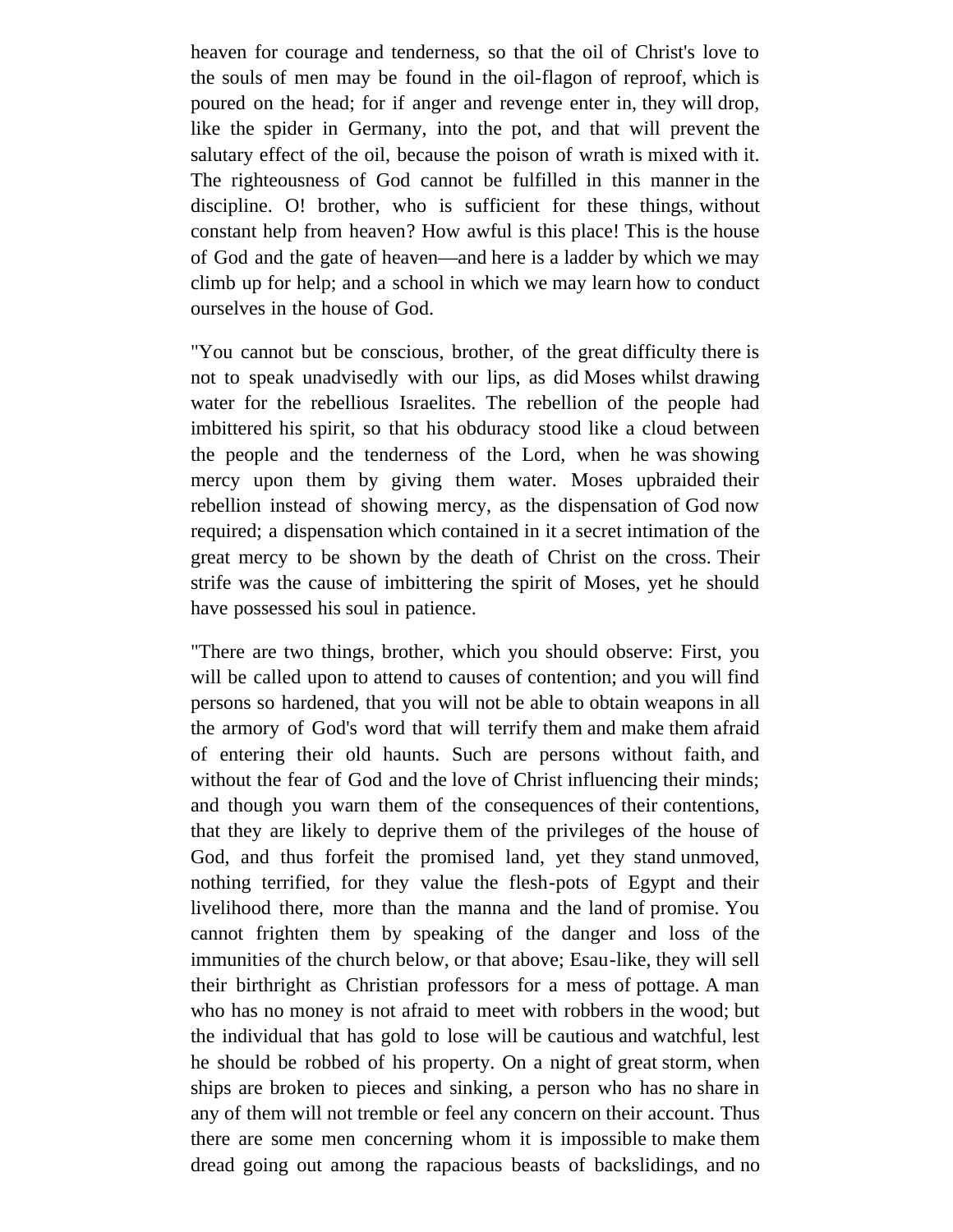heaven for courage and tenderness, so that the oil of Christ's love to the souls of men may be found in the oil-flagon of reproof, which is poured on the head; for if anger and revenge enter in, they will drop, like the spider in Germany, into the pot, and that will prevent the salutary effect of the oil, because the poison of wrath is mixed with it. The righteousness of God cannot be fulfilled in this manner in the discipline. O! brother, who is sufficient for these things, without constant help from heaven? How awful is this place! This is the house of God and the gate of heaven—and here is a ladder by which we may climb up for help; and a school in which we may learn how to conduct ourselves in the house of God.

"You cannot but be conscious, brother, of the great difficulty there is not to speak unadvisedly with our lips, as did Moses whilst drawing water for the rebellious Israelites. The rebellion of the people had imbittered his spirit, so that his obduracy stood like a cloud between the people and the tenderness of the Lord, when he was showing mercy upon them by giving them water. Moses upbraided their rebellion instead of showing mercy, as the dispensation of God now required; a dispensation which contained in it a secret intimation of the great mercy to be shown by the death of Christ on the cross. Their strife was the cause of imbittering the spirit of Moses, yet he should have possessed his soul in patience.

"There are two things, brother, which you should observe: First, you will be called upon to attend to causes of contention; and you will find persons so hardened, that you will not be able to obtain weapons in all the armory of God's word that will terrify them and make them afraid of entering their old haunts. Such are persons without faith, and without the fear of God and the love of Christ influencing their minds; and though you warn them of the consequences of their contentions, that they are likely to deprive them of the privileges of the house of God, and thus forfeit the promised land, yet they stand unmoved, nothing terrified, for they value the flesh-pots of Egypt and their livelihood there, more than the manna and the land of promise. You cannot frighten them by speaking of the danger and loss of the immunities of the church below, or that above; Esau-like, they will sell their birthright as Christian professors for a mess of pottage. A man who has no money is not afraid to meet with robbers in the wood; but the individual that has gold to lose will be cautious and watchful, lest he should be robbed of his property. On a night of great storm, when ships are broken to pieces and sinking, a person who has no share in any of them will not tremble or feel any concern on their account. Thus there are some men concerning whom it is impossible to make them dread going out among the rapacious beasts of backslidings, and no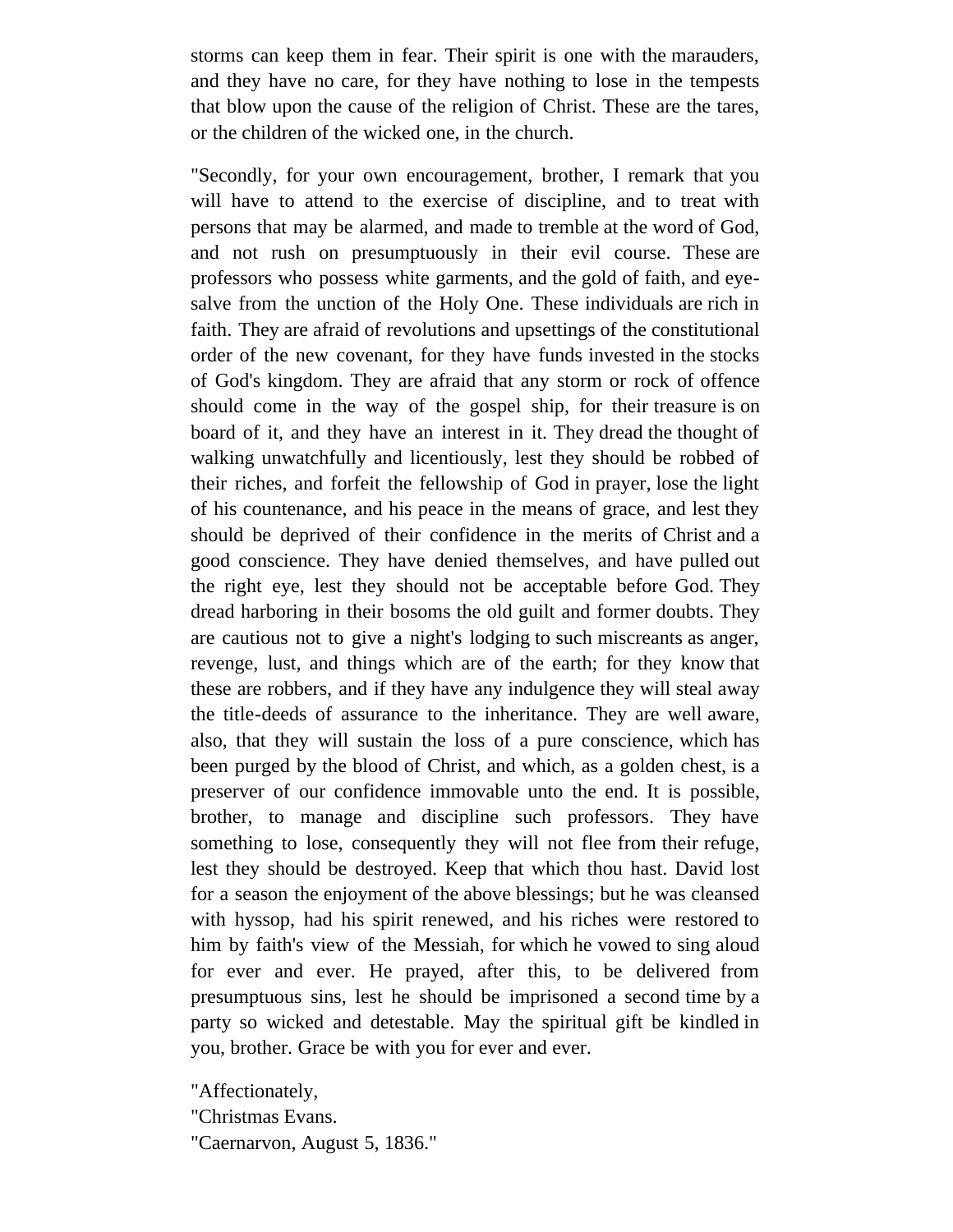storms can keep them in fear. Their spirit is one with the marauders, and they have no care, for they have nothing to lose in the tempests that blow upon the cause of the religion of Christ. These are the tares, or the children of the wicked one, in the church.

"Secondly, for your own encouragement, brother, I remark that you will have to attend to the exercise of discipline, and to treat with persons that may be alarmed, and made to tremble at the word of God, and not rush on presumptuously in their evil course. These are professors who possess white garments, and the gold of faith, and eye-salve from the unction of the Holy One. These individuals are rich in faith. They are afraid of revolutions and upsettings of the constitutional order of the new covenant, for they have funds invested in the stocks of God's kingdom. They are afraid that any storm or rock of offence should come in the way of the gospel ship, for their treasure is on board of it, and they have an interest in it. They dread the thought of walking unwatchfully and licentiously, lest they should be robbed of their riches, and forfeit the fellowship of God in prayer, lose the light of his countenance, and his peace in the means of grace, and lest they should be deprived of their confidence in the merits of Christ and a good conscience. They have denied themselves, and have pulled out the right eye, lest they should not be acceptable before God. They dread harboring in their bosoms the old guilt and former doubts. They are cautious not to give a night's lodging to such miscreants as anger, revenge, lust, and things which are of the earth; for they know that these are robbers, and if they have any indulgence they will steal away the title-deeds of assurance to the inheritance. They are well aware, also, that they will sustain the loss of a pure conscience, which has been purged by the blood of Christ, and which, as a golden chest, is a preserver of our confidence immovable unto the end. It is possible, brother, to manage and discipline such professors. They have something to lose, consequently they will not flee from their refuge, lest they should be destroyed. Keep that which thou hast. David lost for a season the enjoyment of the above blessings; but he was cleansed with hyssop, had his spirit renewed, and his riches were restored to him by faith's view of the Messiah, for which he vowed to sing aloud for ever and ever. He prayed, after this, to be delivered from presumptuous sins, lest he should be imprisoned a second time by a party so wicked and detestable. May the spiritual gift be kindled in you, brother. Grace be with you for ever and ever.

"Affectionately,
"Christmas Evans.
"Caernarvon, August 5, 1836."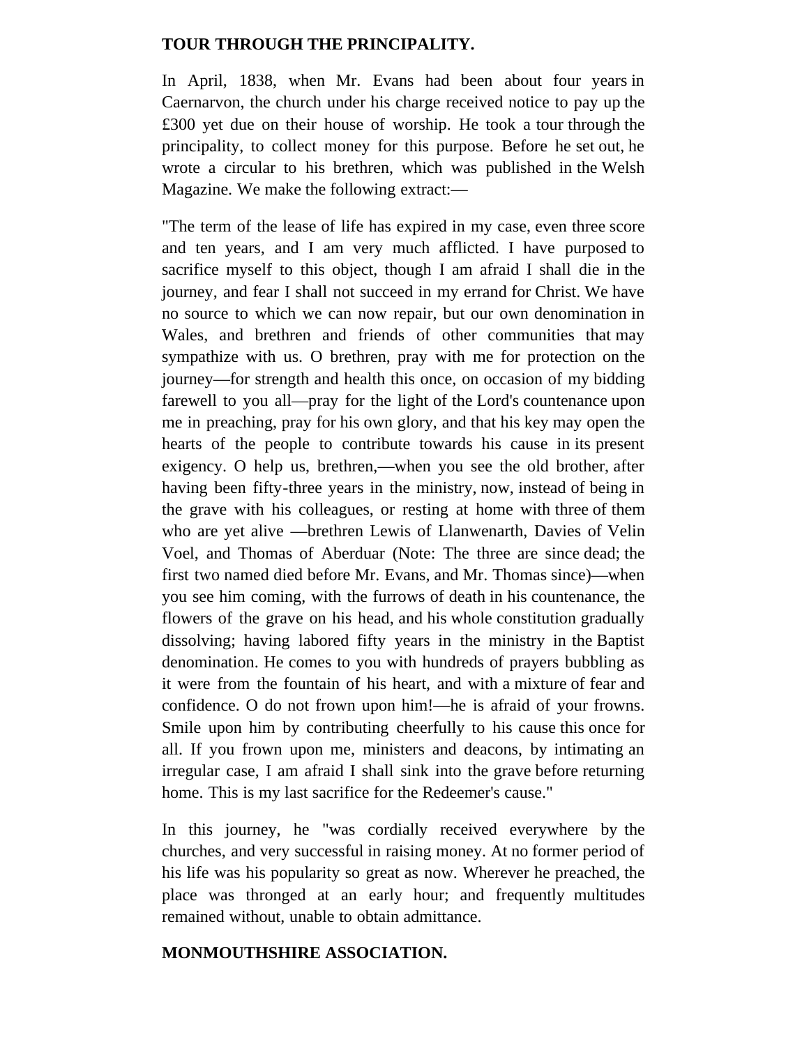**TOUR THROUGH THE PRINCIPALITY.**

In April, 1838, when Mr. Evans had been about four years in Caernarvon, the church under his charge received notice to pay up the £300 yet due on their house of worship. He took a tour through the principality, to collect money for this purpose. Before he set out, he wrote a circular to his brethren, which was published in the Welsh Magazine. We make the following extract:—

"The term of the lease of life has expired in my case, even three score and ten years, and I am very much afflicted. I have purposed to sacrifice myself to this object, though I am afraid I shall die in the journey, and fear I shall not succeed in my errand for Christ. We have no source to which we can now repair, but our own denomination in Wales, and brethren and friends of other communities that may sympathize with us. O brethren, pray with me for protection on the journey—for strength and health this once, on occasion of my bidding farewell to you all—pray for the light of the Lord's countenance upon me in preaching, pray for his own glory, and that his key may open the hearts of the people to contribute towards his cause in its present exigency. O help us, brethren,—when you see the old brother, after having been fifty-three years in the ministry, now, instead of being in the grave with his colleagues, or resting at home with three of them who are yet alive —brethren Lewis of Llanwenarth, Davies of Velin Voel, and Thomas of Aberduar (Note: The three are since dead; the first two named died before Mr. Evans, and Mr. Thomas since)—when you see him coming, with the furrows of death in his countenance, the flowers of the grave on his head, and his whole constitution gradually dissolving; having labored fifty years in the ministry in the Baptist denomination. He comes to you with hundreds of prayers bubbling as it were from the fountain of his heart, and with a mixture of fear and confidence. O do not frown upon him!—he is afraid of your frowns. Smile upon him by contributing cheerfully to his cause this once for all. If you frown upon me, ministers and deacons, by intimating an irregular case, I am afraid I shall sink into the grave before returning home. This is my last sacrifice for the Redeemer's cause."

In this journey, he "was cordially received everywhere by the churches, and very successful in raising money. At no former period of his life was his popularity so great as now. Wherever he preached, the place was thronged at an early hour; and frequently multitudes remained without, unable to obtain admittance.

**MONMOUTHSHIRE ASSOCIATION.**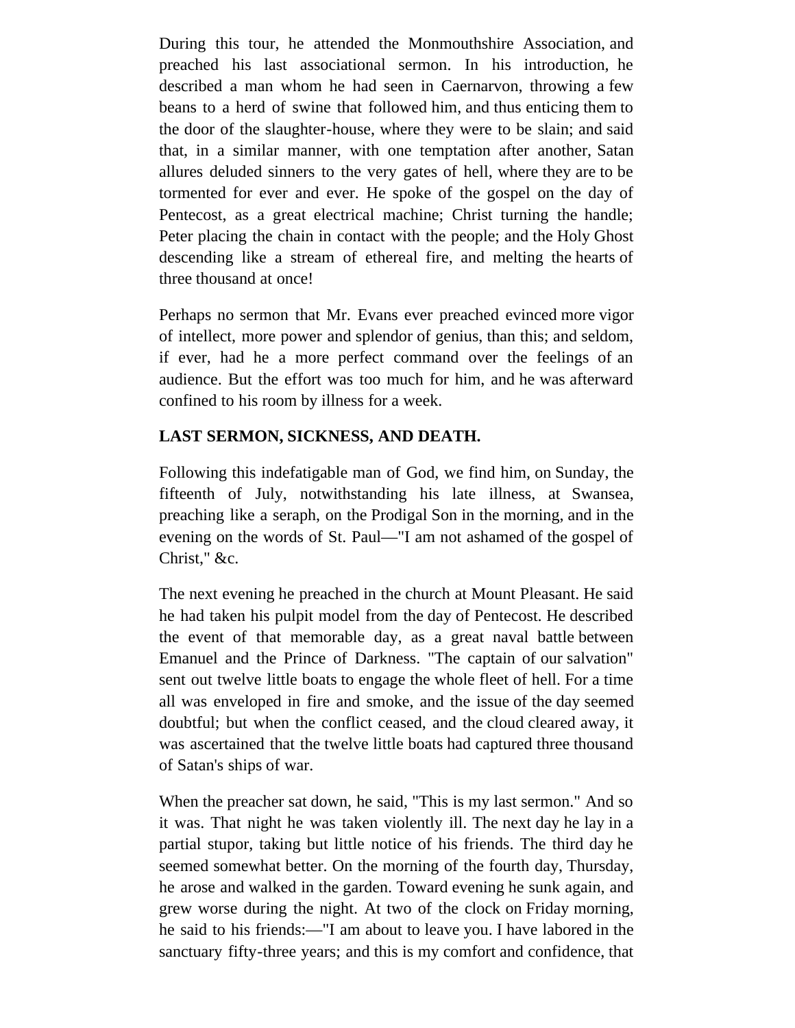During this tour, he attended the Monmouthshire Association, and preached his last associational sermon. In his introduction, he described a man whom he had seen in Caernarvon, throwing a few beans to a herd of swine that followed him, and thus enticing them to the door of the slaughter-house, where they were to be slain; and said that, in a similar manner, with one temptation after another, Satan allures deluded sinners to the very gates of hell, where they are to be tormented for ever and ever. He spoke of the gospel on the day of Pentecost, as a great electrical machine; Christ turning the handle; Peter placing the chain in contact with the people; and the Holy Ghost descending like a stream of ethereal fire, and melting the hearts of three thousand at once!

Perhaps no sermon that Mr. Evans ever preached evinced more vigor of intellect, more power and splendor of genius, than this; and seldom, if ever, had he a more perfect command over the feelings of an audience. But the effort was too much for him, and he was afterward confined to his room by illness for a week.

**LAST SERMON, SICKNESS, AND DEATH.**

Following this indefatigable man of God, we find him, on Sunday, the fifteenth of July, notwithstanding his late illness, at Swansea, preaching like a seraph, on the Prodigal Son in the morning, and in the evening on the words of St. Paul—"I am not ashamed of the gospel of Christ," &c.

The next evening he preached in the church at Mount Pleasant. He said he had taken his pulpit model from the day of Pentecost. He described the event of that memorable day, as a great naval battle between Emanuel and the Prince of Darkness. "The captain of our salvation" sent out twelve little boats to engage the whole fleet of hell. For a time all was enveloped in fire and smoke, and the issue of the day seemed doubtful; but when the conflict ceased, and the cloud cleared away, it was ascertained that the twelve little boats had captured three thousand of Satan's ships of war.

When the preacher sat down, he said, "This is my last sermon." And so it was. That night he was taken violently ill. The next day he lay in a partial stupor, taking but little notice of his friends. The third day he seemed somewhat better. On the morning of the fourth day, Thursday, he arose and walked in the garden. Toward evening he sunk again, and grew worse during the night. At two of the clock on Friday morning, he said to his friends:—"I am about to leave you. I have labored in the sanctuary fifty-three years; and this is my comfort and confidence, that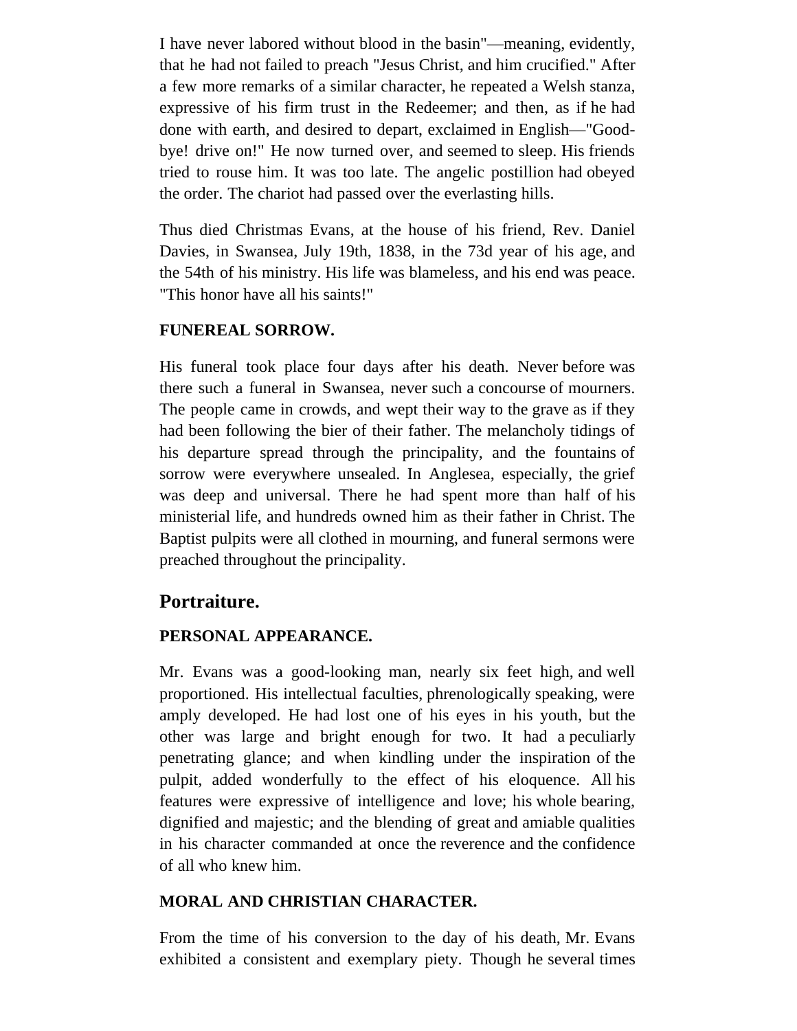I have never labored without blood in the basin"—meaning, evidently, that he had not failed to preach "Jesus Christ, and him crucified." After a few more remarks of a similar character, he repeated a Welsh stanza, expressive of his firm trust in the Redeemer; and then, as if he had done with earth, and desired to depart, exclaimed in English—"Good-bye! drive on!" He now turned over, and seemed to sleep. His friends tried to rouse him. It was too late. The angelic postillion had obeyed the order. The chariot had passed over the everlasting hills.

Thus died Christmas Evans, at the house of his friend, Rev. Daniel Davies, in Swansea, July 19th, 1838, in the 73d year of his age, and the 54th of his ministry. His life was blameless, and his end was peace. "This honor have all his saints!"

**FUNEREAL SORROW.**

His funeral took place four days after his death. Never before was there such a funeral in Swansea, never such a concourse of mourners. The people came in crowds, and wept their way to the grave as if they had been following the bier of their father. The melancholy tidings of his departure spread through the principality, and the fountains of sorrow were everywhere unsealed. In Anglesea, especially, the grief was deep and universal. There he had spent more than half of his ministerial life, and hundreds owned him as their father in Christ. The Baptist pulpits were all clothed in mourning, and funeral sermons were preached throughout the principality.

## Portraiture.

**PERSONAL APPEARANCE.**

Mr. Evans was a good-looking man, nearly six feet high, and well proportioned. His intellectual faculties, phrenologically speaking, were amply developed. He had lost one of his eyes in his youth, but the other was large and bright enough for two. It had a peculiarly penetrating glance; and when kindling under the inspiration of the pulpit, added wonderfully to the effect of his eloquence. All his features were expressive of intelligence and love; his whole bearing, dignified and majestic; and the blending of great and amiable qualities in his character commanded at once the reverence and the confidence of all who knew him.

**MORAL AND CHRISTIAN CHARACTER.**

From the time of his conversion to the day of his death, Mr. Evans exhibited a consistent and exemplary piety. Though he several times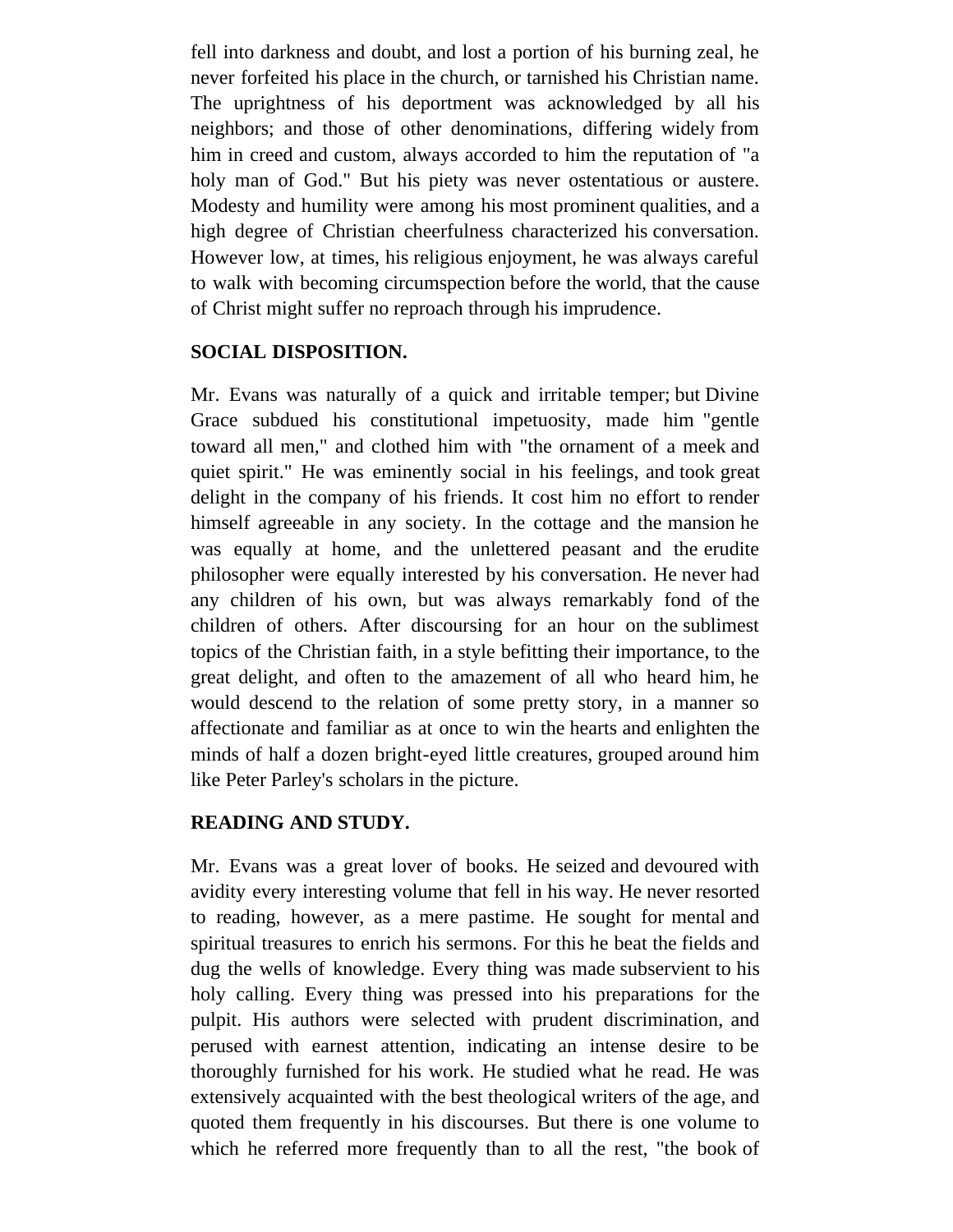fell into darkness and doubt, and lost a portion of his burning zeal, he never forfeited his place in the church, or tarnished his Christian name. The uprightness of his deportment was acknowledged by all his neighbors; and those of other denominations, differing widely from him in creed and custom, always accorded to him the reputation of "a holy man of God." But his piety was never ostentatious or austere. Modesty and humility were among his most prominent qualities, and a high degree of Christian cheerfulness characterized his conversation. However low, at times, his religious enjoyment, he was always careful to walk with becoming circumspection before the world, that the cause of Christ might suffer no reproach through his imprudence.

**SOCIAL DISPOSITION.**

Mr. Evans was naturally of a quick and irritable temper; but Divine Grace subdued his constitutional impetuosity, made him "gentle toward all men," and clothed him with "the ornament of a meek and quiet spirit." He was eminently social in his feelings, and took great delight in the company of his friends. It cost him no effort to render himself agreeable in any society. In the cottage and the mansion he was equally at home, and the unlettered peasant and the erudite philosopher were equally interested by his conversation. He never had any children of his own, but was always remarkably fond of the children of others. After discoursing for an hour on the sublimest topics of the Christian faith, in a style befitting their importance, to the great delight, and often to the amazement of all who heard him, he would descend to the relation of some pretty story, in a manner so affectionate and familiar as at once to win the hearts and enlighten the minds of half a dozen bright-eyed little creatures, grouped around him like Peter Parley's scholars in the picture.

**READING AND STUDY.**

Mr. Evans was a great lover of books. He seized and devoured with avidity every interesting volume that fell in his way. He never resorted to reading, however, as a mere pastime. He sought for mental and spiritual treasures to enrich his sermons. For this he beat the fields and dug the wells of knowledge. Every thing was made subservient to his holy calling. Every thing was pressed into his preparations for the pulpit. His authors were selected with prudent discrimination, and perused with earnest attention, indicating an intense desire to be thoroughly furnished for his work. He studied what he read. He was extensively acquainted with the best theological writers of the age, and quoted them frequently in his discourses. But there is one volume to which he referred more frequently than to all the rest, "the book of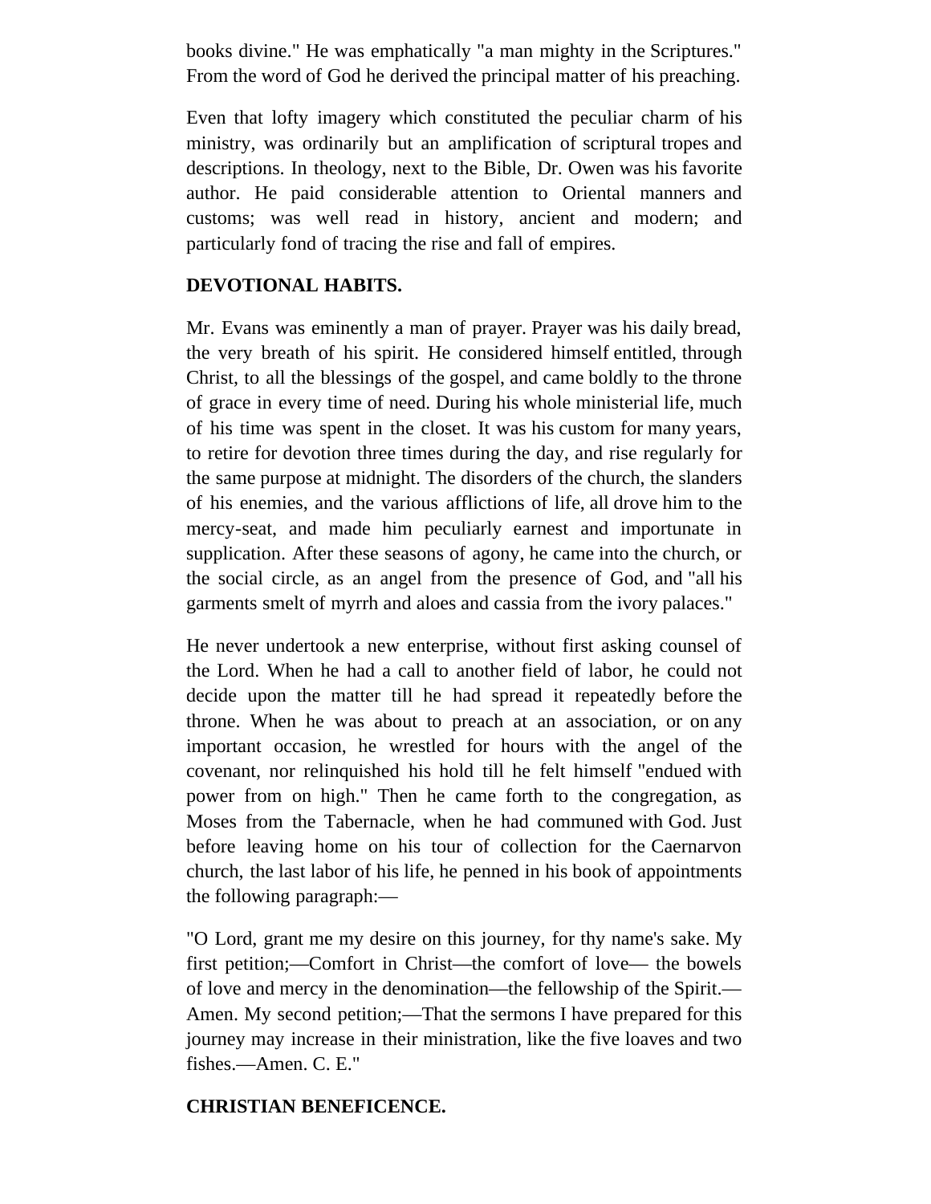books divine." He was emphatically "a man mighty in the Scriptures." From the word of God he derived the principal matter of his preaching.

Even that lofty imagery which constituted the peculiar charm of his ministry, was ordinarily but an amplification of scriptural tropes and descriptions. In theology, next to the Bible, Dr. Owen was his favorite author. He paid considerable attention to Oriental manners and customs; was well read in history, ancient and modern; and particularly fond of tracing the rise and fall of empires.

**DEVOTIONAL HABITS.**

Mr. Evans was eminently a man of prayer. Prayer was his daily bread, the very breath of his spirit. He considered himself entitled, through Christ, to all the blessings of the gospel, and came boldly to the throne of grace in every time of need. During his whole ministerial life, much of his time was spent in the closet. It was his custom for many years, to retire for devotion three times during the day, and rise regularly for the same purpose at midnight. The disorders of the church, the slanders of his enemies, and the various afflictions of life, all drove him to the mercy-seat, and made him peculiarly earnest and importunate in supplication. After these seasons of agony, he came into the church, or the social circle, as an angel from the presence of God, and "all his garments smelt of myrrh and aloes and cassia from the ivory palaces."

He never undertook a new enterprise, without first asking counsel of the Lord. When he had a call to another field of labor, he could not decide upon the matter till he had spread it repeatedly before the throne. When he was about to preach at an association, or on any important occasion, he wrestled for hours with the angel of the covenant, nor relinquished his hold till he felt himself "endued with power from on high." Then he came forth to the congregation, as Moses from the Tabernacle, when he had communed with God. Just before leaving home on his tour of collection for the Caernarvon church, the last labor of his life, he penned in his book of appointments the following paragraph:—

"O Lord, grant me my desire on this journey, for thy name's sake. My first petition;—Comfort in Christ—the comfort of love— the bowels of love and mercy in the denomination—the fellowship of the Spirit.—Amen. My second petition;—That the sermons I have prepared for this journey may increase in their ministration, like the five loaves and two fishes.—Amen. C. E."

**CHRISTIAN BENEFICENCE.**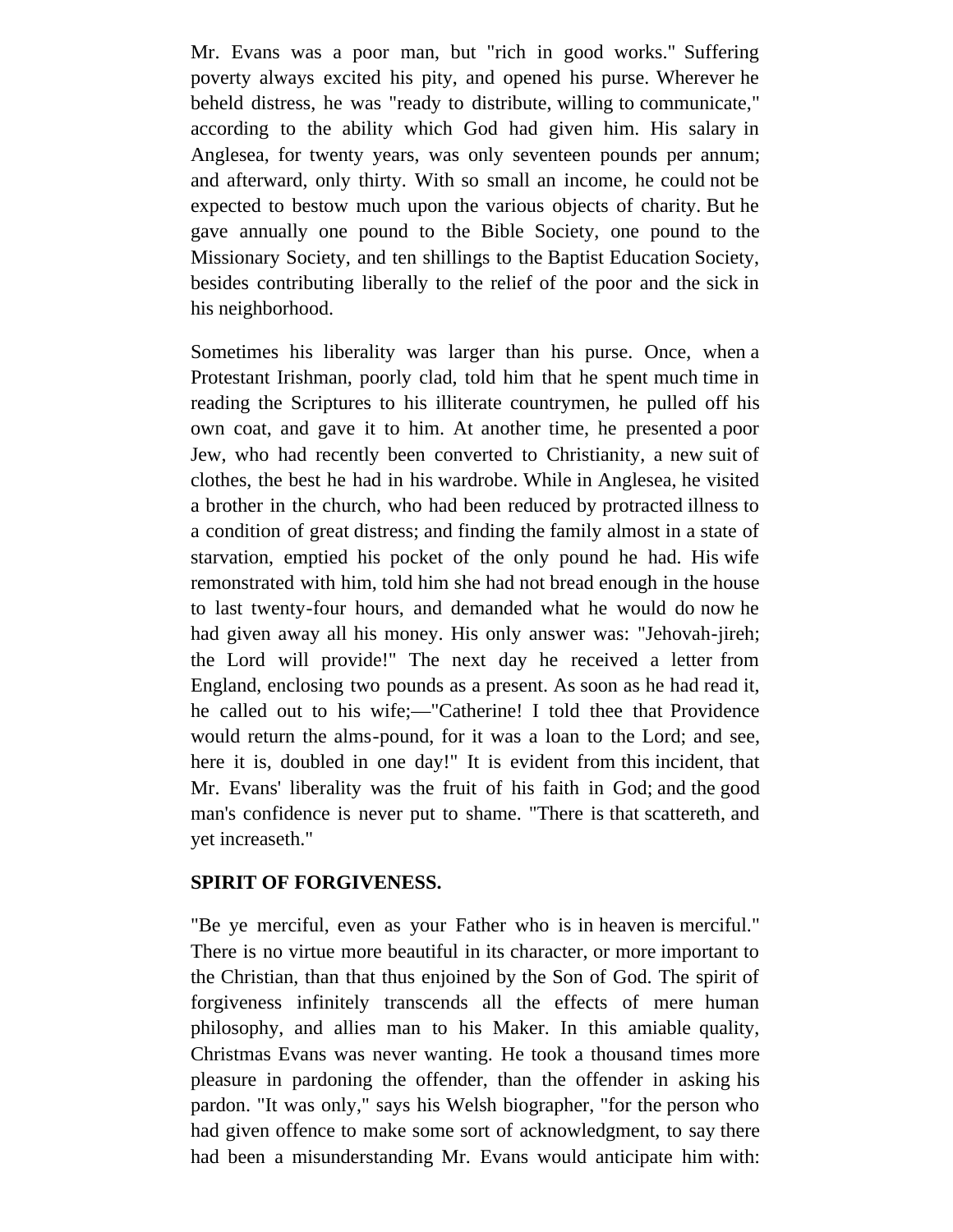Mr. Evans was a poor man, but "rich in good works." Suffering poverty always excited his pity, and opened his purse. Wherever he beheld distress, he was "ready to distribute, willing to communicate," according to the ability which God had given him. His salary in Anglesea, for twenty years, was only seventeen pounds per annum; and afterward, only thirty. With so small an income, he could not be expected to bestow much upon the various objects of charity. But he gave annually one pound to the Bible Society, one pound to the Missionary Society, and ten shillings to the Baptist Education Society, besides contributing liberally to the relief of the poor and the sick in his neighborhood.

Sometimes his liberality was larger than his purse. Once, when a Protestant Irishman, poorly clad, told him that he spent much time in reading the Scriptures to his illiterate countrymen, he pulled off his own coat, and gave it to him. At another time, he presented a poor Jew, who had recently been converted to Christianity, a new suit of clothes, the best he had in his wardrobe. While in Anglesea, he visited a brother in the church, who had been reduced by protracted illness to a condition of great distress; and finding the family almost in a state of starvation, emptied his pocket of the only pound he had. His wife remonstrated with him, told him she had not bread enough in the house to last twenty-four hours, and demanded what he would do now he had given away all his money. His only answer was: "Jehovah-jireh; the Lord will provide!" The next day he received a letter from England, enclosing two pounds as a present. As soon as he had read it, he called out to his wife;—"Catherine! I told thee that Providence would return the alms-pound, for it was a loan to the Lord; and see, here it is, doubled in one day!" It is evident from this incident, that Mr. Evans' liberality was the fruit of his faith in God; and the good man's confidence is never put to shame. "There is that scattereth, and yet increaseth."

**SPIRIT OF FORGIVENESS.**

"Be ye merciful, even as your Father who is in heaven is merciful." There is no virtue more beautiful in its character, or more important to the Christian, than that thus enjoined by the Son of God. The spirit of forgiveness infinitely transcends all the effects of mere human philosophy, and allies man to his Maker. In this amiable quality, Christmas Evans was never wanting. He took a thousand times more pleasure in pardoning the offender, than the offender in asking his pardon. "It was only," says his Welsh biographer, "for the person who had given offence to make some sort of acknowledgment, to say there had been a misunderstanding Mr. Evans would anticipate him with: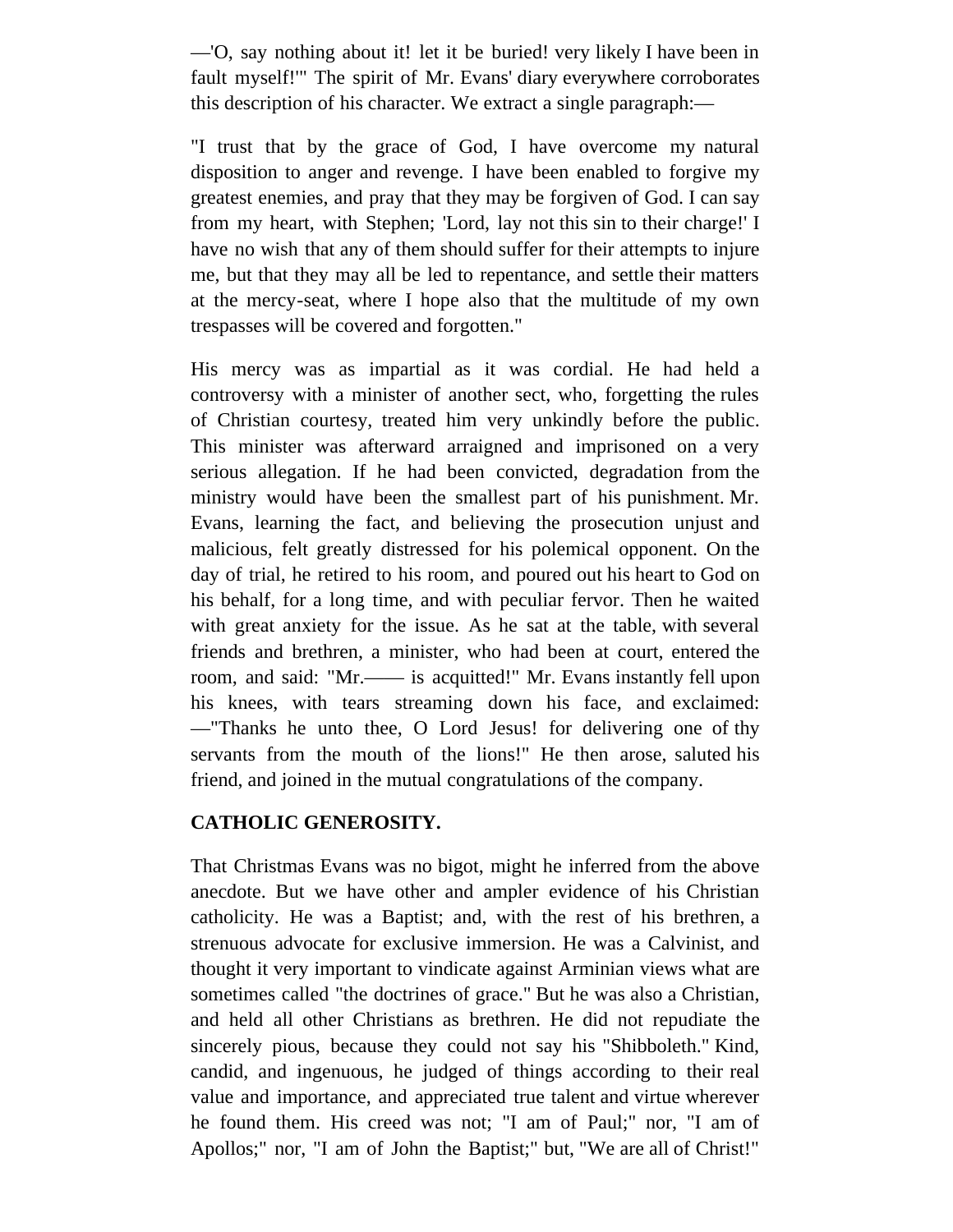—'O, say nothing about it! let it be buried! very likely I have been in fault myself!'" The spirit of Mr. Evans' diary everywhere corroborates this description of his character. We extract a single paragraph:—

"I trust that by the grace of God, I have overcome my natural disposition to anger and revenge. I have been enabled to forgive my greatest enemies, and pray that they may be forgiven of God. I can say from my heart, with Stephen; 'Lord, lay not this sin to their charge!' I have no wish that any of them should suffer for their attempts to injure me, but that they may all be led to repentance, and settle their matters at the mercy-seat, where I hope also that the multitude of my own trespasses will be covered and forgotten."

His mercy was as impartial as it was cordial. He had held a controversy with a minister of another sect, who, forgetting the rules of Christian courtesy, treated him very unkindly before the public. This minister was afterward arraigned and imprisoned on a very serious allegation. If he had been convicted, degradation from the ministry would have been the smallest part of his punishment. Mr. Evans, learning the fact, and believing the prosecution unjust and malicious, felt greatly distressed for his polemical opponent. On the day of trial, he retired to his room, and poured out his heart to God on his behalf, for a long time, and with peculiar fervor. Then he waited with great anxiety for the issue. As he sat at the table, with several friends and brethren, a minister, who had been at court, entered the room, and said: "Mr.—— is acquitted!" Mr. Evans instantly fell upon his knees, with tears streaming down his face, and exclaimed:—"Thanks he unto thee, O Lord Jesus! for delivering one of thy servants from the mouth of the lions!" He then arose, saluted his friend, and joined in the mutual congratulations of the company.

**CATHOLIC GENEROSITY.**

That Christmas Evans was no bigot, might he inferred from the above anecdote. But we have other and ampler evidence of his Christian catholicity. He was a Baptist; and, with the rest of his brethren, a strenuous advocate for exclusive immersion. He was a Calvinist, and thought it very important to vindicate against Arminian views what are sometimes called "the doctrines of grace." But he was also a Christian, and held all other Christians as brethren. He did not repudiate the sincerely pious, because they could not say his "Shibboleth." Kind, candid, and ingenuous, he judged of things according to their real value and importance, and appreciated true talent and virtue wherever he found them. His creed was not; "I am of Paul;" nor, "I am of Apollos;" nor, "I am of John the Baptist;" but, "We are all of Christ!"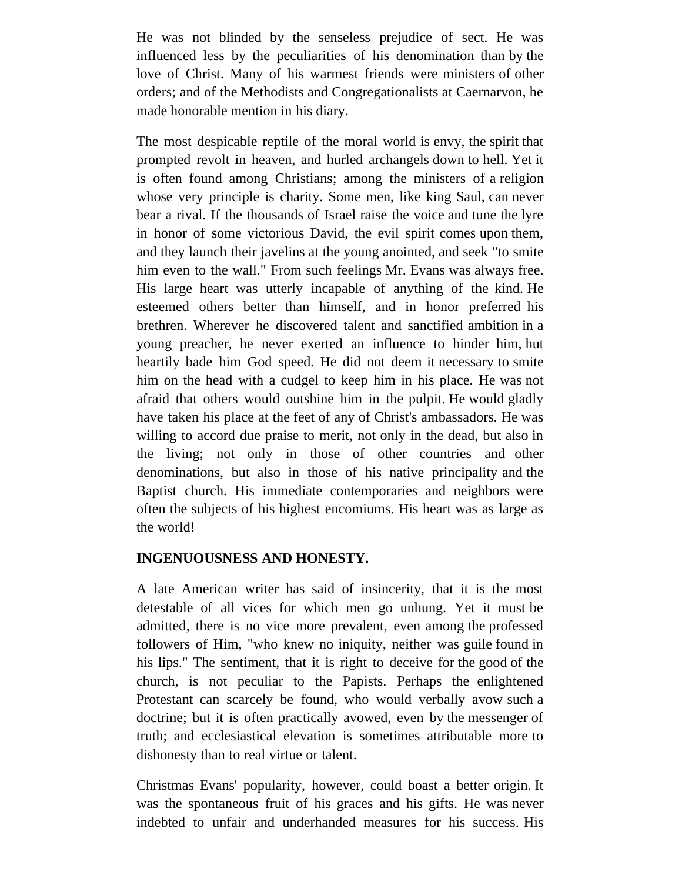He was not blinded by the senseless prejudice of sect. He was influenced less by the peculiarities of his denomination than by the love of Christ. Many of his warmest friends were ministers of other orders; and of the Methodists and Congregationalists at Caernarvon, he made honorable mention in his diary.

The most despicable reptile of the moral world is envy, the spirit that prompted revolt in heaven, and hurled archangels down to hell. Yet it is often found among Christians; among the ministers of a religion whose very principle is charity. Some men, like king Saul, can never bear a rival. If the thousands of Israel raise the voice and tune the lyre in honor of some victorious David, the evil spirit comes upon them, and they launch their javelins at the young anointed, and seek "to smite him even to the wall." From such feelings Mr. Evans was always free. His large heart was utterly incapable of anything of the kind. He esteemed others better than himself, and in honor preferred his brethren. Wherever he discovered talent and sanctified ambition in a young preacher, he never exerted an influence to hinder him, hut heartily bade him God speed. He did not deem it necessary to smite him on the head with a cudgel to keep him in his place. He was not afraid that others would outshine him in the pulpit. He would gladly have taken his place at the feet of any of Christ's ambassadors. He was willing to accord due praise to merit, not only in the dead, but also in the living; not only in those of other countries and other denominations, but also in those of his native principality and the Baptist church. His immediate contemporaries and neighbors were often the subjects of his highest encomiums. His heart was as large as the world!

**INGENUOUSNESS AND HONESTY.**

A late American writer has said of insincerity, that it is the most detestable of all vices for which men go unhung. Yet it must be admitted, there is no vice more prevalent, even among the professed followers of Him, "who knew no iniquity, neither was guile found in his lips." The sentiment, that it is right to deceive for the good of the church, is not peculiar to the Papists. Perhaps the enlightened Protestant can scarcely be found, who would verbally avow such a doctrine; but it is often practically avowed, even by the messenger of truth; and ecclesiastical elevation is sometimes attributable more to dishonesty than to real virtue or talent.

Christmas Evans' popularity, however, could boast a better origin. It was the spontaneous fruit of his graces and his gifts. He was never indebted to unfair and underhanded measures for his success. His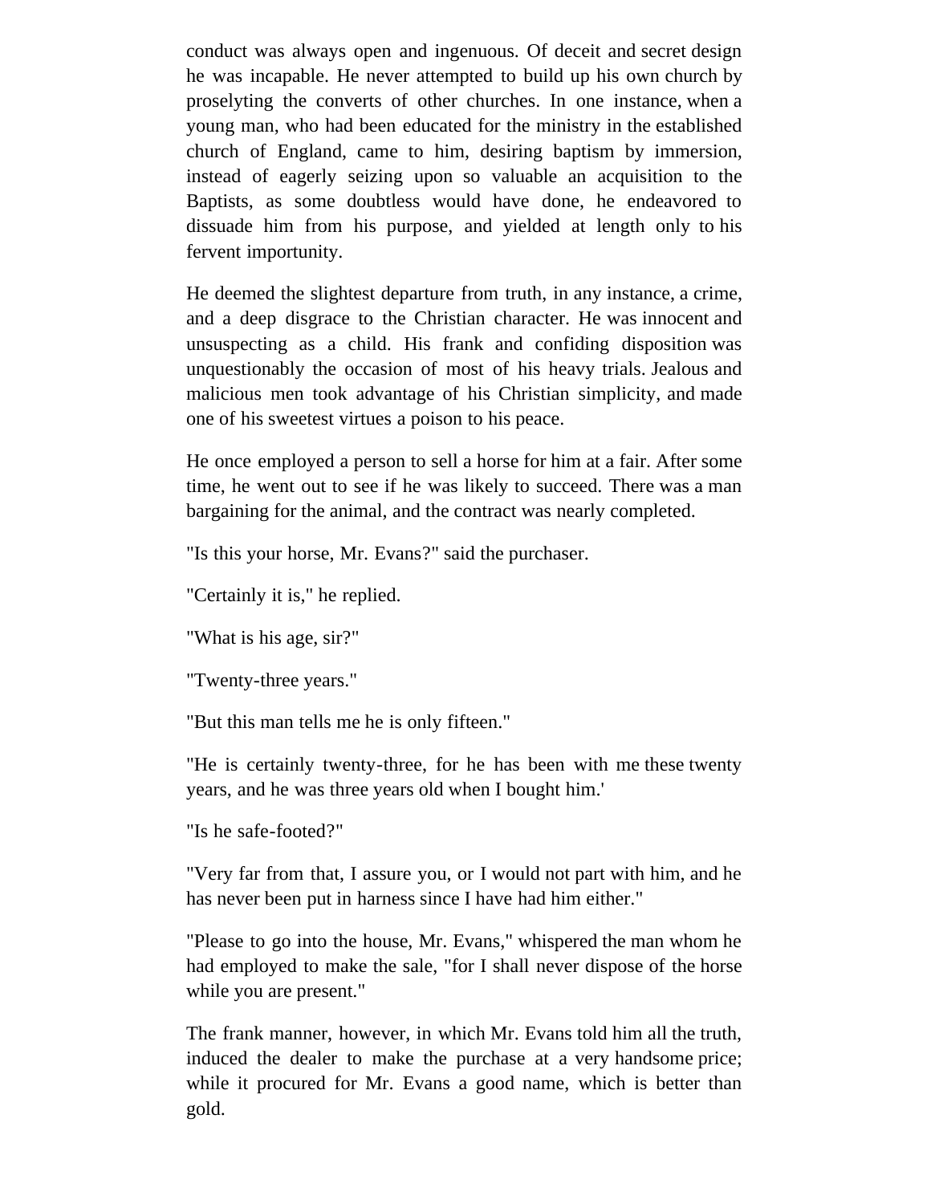conduct was always open and ingenuous. Of deceit and secret design he was incapable. He never attempted to build up his own church by proselyting the converts of other churches. In one instance, when a young man, who had been educated for the ministry in the established church of England, came to him, desiring baptism by immersion, instead of eagerly seizing upon so valuable an acquisition to the Baptists, as some doubtless would have done, he endeavored to dissuade him from his purpose, and yielded at length only to his fervent importunity.

He deemed the slightest departure from truth, in any instance, a crime, and a deep disgrace to the Christian character. He was innocent and unsuspecting as a child. His frank and confiding disposition was unquestionably the occasion of most of his heavy trials. Jealous and malicious men took advantage of his Christian simplicity, and made one of his sweetest virtues a poison to his peace.

He once employed a person to sell a horse for him at a fair. After some time, he went out to see if he was likely to succeed. There was a man bargaining for the animal, and the contract was nearly completed.

"Is this your horse, Mr. Evans?" said the purchaser.

"Certainly it is," he replied.

"What is his age, sir?"

"Twenty-three years."

"But this man tells me he is only fifteen."

"He is certainly twenty-three, for he has been with me these twenty years, and he was three years old when I bought him.'

"Is he safe-footed?"

"Very far from that, I assure you, or I would not part with him, and he has never been put in harness since I have had him either."

"Please to go into the house, Mr. Evans," whispered the man whom he had employed to make the sale, "for I shall never dispose of the horse while you are present."

The frank manner, however, in which Mr. Evans told him all the truth, induced the dealer to make the purchase at a very handsome price; while it procured for Mr. Evans a good name, which is better than gold.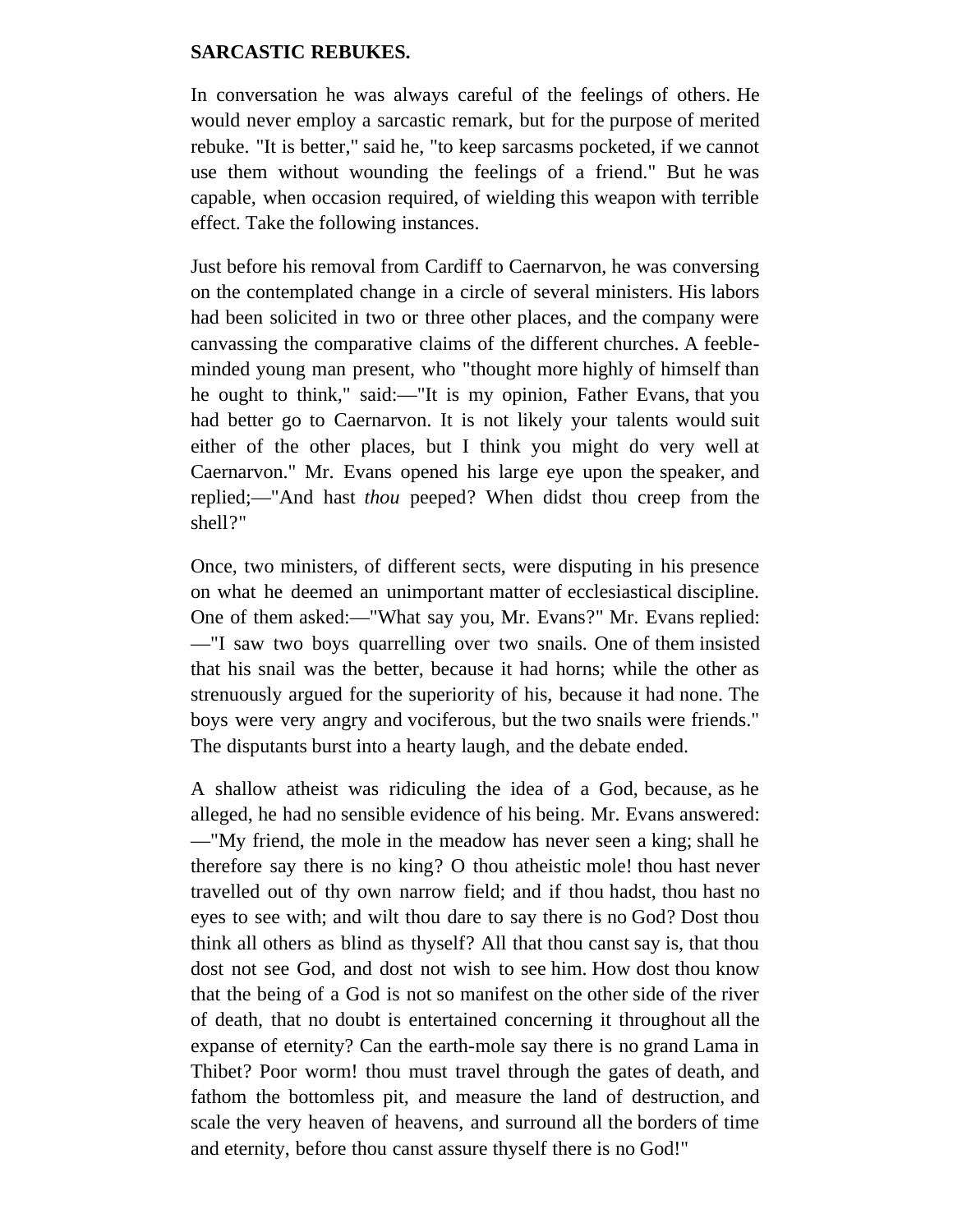## SARCASTIC REBUKES.

In conversation he was always careful of the feelings of others. He would never employ a sarcastic remark, but for the purpose of merited rebuke. "It is better," said he, "to keep sarcasms pocketed, if we cannot use them without wounding the feelings of a friend." But he was capable, when occasion required, of wielding this weapon with terrible effect. Take the following instances.

Just before his removal from Cardiff to Caernarvon, he was conversing on the contemplated change in a circle of several ministers. His labors had been solicited in two or three other places, and the company were canvassing the comparative claims of the different churches. A feeble-minded young man present, who "thought more highly of himself than he ought to think," said:—"It is my opinion, Father Evans, that you had better go to Caernarvon. It is not likely your talents would suit either of the other places, but I think you might do very well at Caernarvon." Mr. Evans opened his large eye upon the speaker, and replied;—"And hast *thou* peeped? When didst thou creep from the shell?"

Once, two ministers, of different sects, were disputing in his presence on what he deemed an unimportant matter of ecclesiastical discipline. One of them asked:—"What say you, Mr. Evans?" Mr. Evans replied:—"I saw two boys quarrelling over two snails. One of them insisted that his snail was the better, because it had horns; while the other as strenuously argued for the superiority of his, because it had none. The boys were very angry and vociferous, but the two snails were friends." The disputants burst into a hearty laugh, and the debate ended.

A shallow atheist was ridiculing the idea of a God, because, as he alleged, he had no sensible evidence of his being. Mr. Evans answered:—"My friend, the mole in the meadow has never seen a king; shall he therefore say there is no king? O thou atheistic mole! thou hast never travelled out of thy own narrow field; and if thou hadst, thou hast no eyes to see with; and wilt thou dare to say there is no God? Dost thou think all others as blind as thyself? All that thou canst say is, that thou dost not see God, and dost not wish to see him. How dost thou know that the being of a God is not so manifest on the other side of the river of death, that no doubt is entertained concerning it throughout all the expanse of eternity? Can the earth-mole say there is no grand Lama in Thibet? Poor worm! thou must travel through the gates of death, and fathom the bottomless pit, and measure the land of destruction, and scale the very heaven of heavens, and surround all the borders of time and eternity, before thou canst assure thyself there is no God!"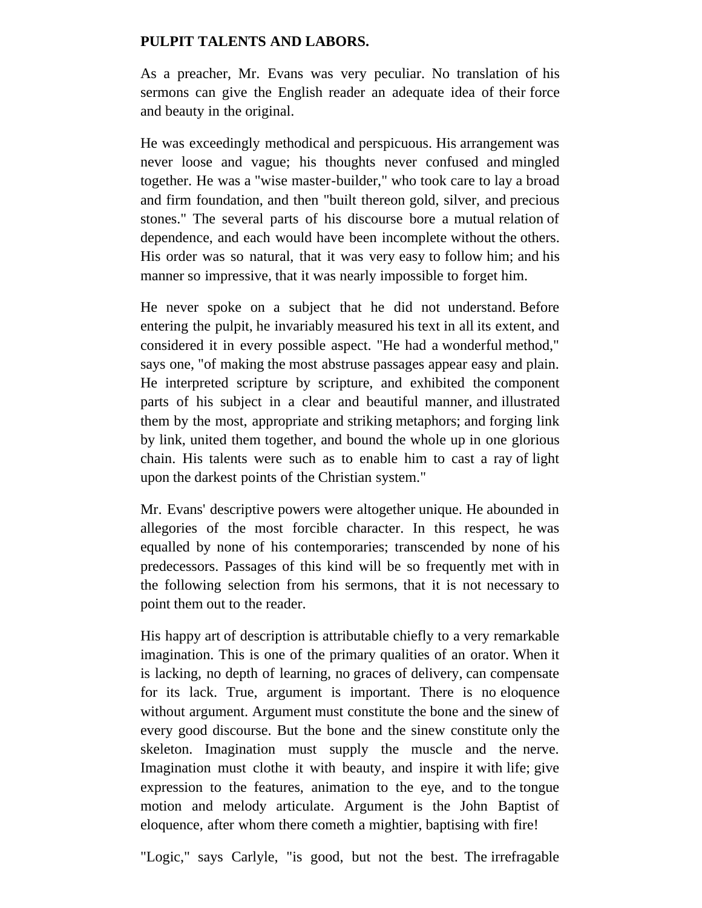**PULPIT TALENTS AND LABORS.**

As a preacher, Mr. Evans was very peculiar. No translation of his sermons can give the English reader an adequate idea of their force and beauty in the original.

He was exceedingly methodical and perspicuous. His arrangement was never loose and vague; his thoughts never confused and mingled together. He was a "wise master-builder," who took care to lay a broad and firm foundation, and then "built thereon gold, silver, and precious stones." The several parts of his discourse bore a mutual relation of dependence, and each would have been incomplete without the others. His order was so natural, that it was very easy to follow him; and his manner so impressive, that it was nearly impossible to forget him.

He never spoke on a subject that he did not understand. Before entering the pulpit, he invariably measured his text in all its extent, and considered it in every possible aspect. "He had a wonderful method," says one, "of making the most abstruse passages appear easy and plain. He interpreted scripture by scripture, and exhibited the component parts of his subject in a clear and beautiful manner, and illustrated them by the most, appropriate and striking metaphors; and forging link by link, united them together, and bound the whole up in one glorious chain. His talents were such as to enable him to cast a ray of light upon the darkest points of the Christian system."

Mr. Evans' descriptive powers were altogether unique. He abounded in allegories of the most forcible character. In this respect, he was equalled by none of his contemporaries; transcended by none of his predecessors. Passages of this kind will be so frequently met with in the following selection from his sermons, that it is not necessary to point them out to the reader.

His happy art of description is attributable chiefly to a very remarkable imagination. This is one of the primary qualities of an orator. When it is lacking, no depth of learning, no graces of delivery, can compensate for its lack. True, argument is important. There is no eloquence without argument. Argument must constitute the bone and the sinew of every good discourse. But the bone and the sinew constitute only the skeleton. Imagination must supply the muscle and the nerve. Imagination must clothe it with beauty, and inspire it with life; give expression to the features, animation to the eye, and to the tongue motion and melody articulate. Argument is the John Baptist of eloquence, after whom there cometh a mightier, baptising with fire!

"Logic," says Carlyle, "is good, but not the best. The irrefragable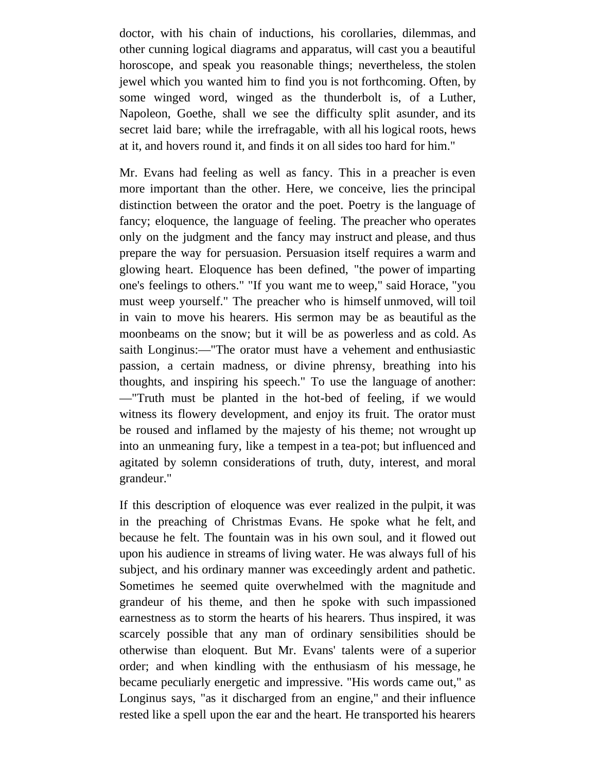doctor, with his chain of inductions, his corollaries, dilemmas, and other cunning logical diagrams and apparatus, will cast you a beautiful horoscope, and speak you reasonable things; nevertheless, the stolen jewel which you wanted him to find you is not forthcoming. Often, by some winged word, winged as the thunderbolt is, of a Luther, Napoleon, Goethe, shall we see the difficulty split asunder, and its secret laid bare; while the irrefragable, with all his logical roots, hews at it, and hovers round it, and finds it on all sides too hard for him."

Mr. Evans had feeling as well as fancy. This in a preacher is even more important than the other. Here, we conceive, lies the principal distinction between the orator and the poet. Poetry is the language of fancy; eloquence, the language of feeling. The preacher who operates only on the judgment and the fancy may instruct and please, and thus prepare the way for persuasion. Persuasion itself requires a warm and glowing heart. Eloquence has been defined, "the power of imparting one's feelings to others." "If you want me to weep," said Horace, "you must weep yourself." The preacher who is himself unmoved, will toil in vain to move his hearers. His sermon may be as beautiful as the moonbeams on the snow; but it will be as powerless and as cold. As saith Longinus:—"The orator must have a vehement and enthusiastic passion, a certain madness, or divine phrensy, breathing into his thoughts, and inspiring his speech." To use the language of another:—"Truth must be planted in the hot-bed of feeling, if we would witness its flowery development, and enjoy its fruit. The orator must be roused and inflamed by the majesty of his theme; not wrought up into an unmeaning fury, like a tempest in a tea-pot; but influenced and agitated by solemn considerations of truth, duty, interest, and moral grandeur."

If this description of eloquence was ever realized in the pulpit, it was in the preaching of Christmas Evans. He spoke what he felt, and because he felt. The fountain was in his own soul, and it flowed out upon his audience in streams of living water. He was always full of his subject, and his ordinary manner was exceedingly ardent and pathetic. Sometimes he seemed quite overwhelmed with the magnitude and grandeur of his theme, and then he spoke with such impassioned earnestness as to storm the hearts of his hearers. Thus inspired, it was scarcely possible that any man of ordinary sensibilities should be otherwise than eloquent. But Mr. Evans' talents were of a superior order; and when kindling with the enthusiasm of his message, he became peculiarly energetic and impressive. "His words came out," as Longinus says, "as it discharged from an engine," and their influence rested like a spell upon the ear and the heart. He transported his hearers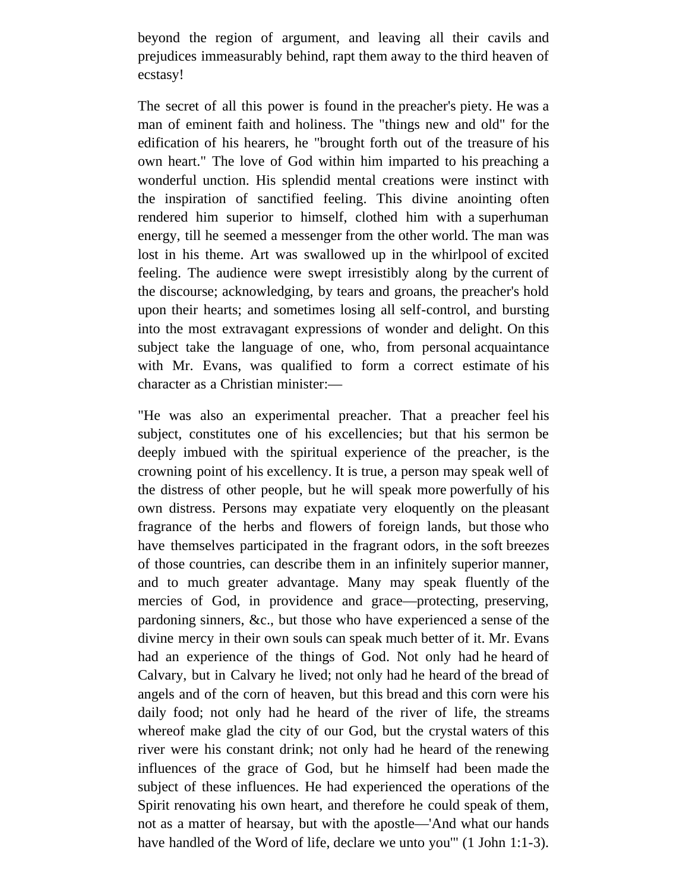beyond the region of argument, and leaving all their cavils and prejudices immeasurably behind, rapt them away to the third heaven of ecstasy!

The secret of all this power is found in the preacher's piety. He was a man of eminent faith and holiness. The "things new and old" for the edification of his hearers, he "brought forth out of the treasure of his own heart." The love of God within him imparted to his preaching a wonderful unction. His splendid mental creations were instinct with the inspiration of sanctified feeling. This divine anointing often rendered him superior to himself, clothed him with a superhuman energy, till he seemed a messenger from the other world. The man was lost in his theme. Art was swallowed up in the whirlpool of excited feeling. The audience were swept irresistibly along by the current of the discourse; acknowledging, by tears and groans, the preacher's hold upon their hearts; and sometimes losing all self-control, and bursting into the most extravagant expressions of wonder and delight. On this subject take the language of one, who, from personal acquaintance with Mr. Evans, was qualified to form a correct estimate of his character as a Christian minister:—

"He was also an experimental preacher. That a preacher feel his subject, constitutes one of his excellencies; but that his sermon be deeply imbued with the spiritual experience of the preacher, is the crowning point of his excellency. It is true, a person may speak well of the distress of other people, but he will speak more powerfully of his own distress. Persons may expatiate very eloquently on the pleasant fragrance of the herbs and flowers of foreign lands, but those who have themselves participated in the fragrant odors, in the soft breezes of those countries, can describe them in an infinitely superior manner, and to much greater advantage. Many may speak fluently of the mercies of God, in providence and grace—protecting, preserving, pardoning sinners, &c., but those who have experienced a sense of the divine mercy in their own souls can speak much better of it. Mr. Evans had an experience of the things of God. Not only had he heard of Calvary, but in Calvary he lived; not only had he heard of the bread of angels and of the corn of heaven, but this bread and this corn were his daily food; not only had he heard of the river of life, the streams whereof make glad the city of our God, but the crystal waters of this river were his constant drink; not only had he heard of the renewing influences of the grace of God, but he himself had been made the subject of these influences. He had experienced the operations of the Spirit renovating his own heart, and therefore he could speak of them, not as a matter of hearsay, but with the apostle—'And what our hands have handled of the Word of life, declare we unto you'" (1 John 1:1-3).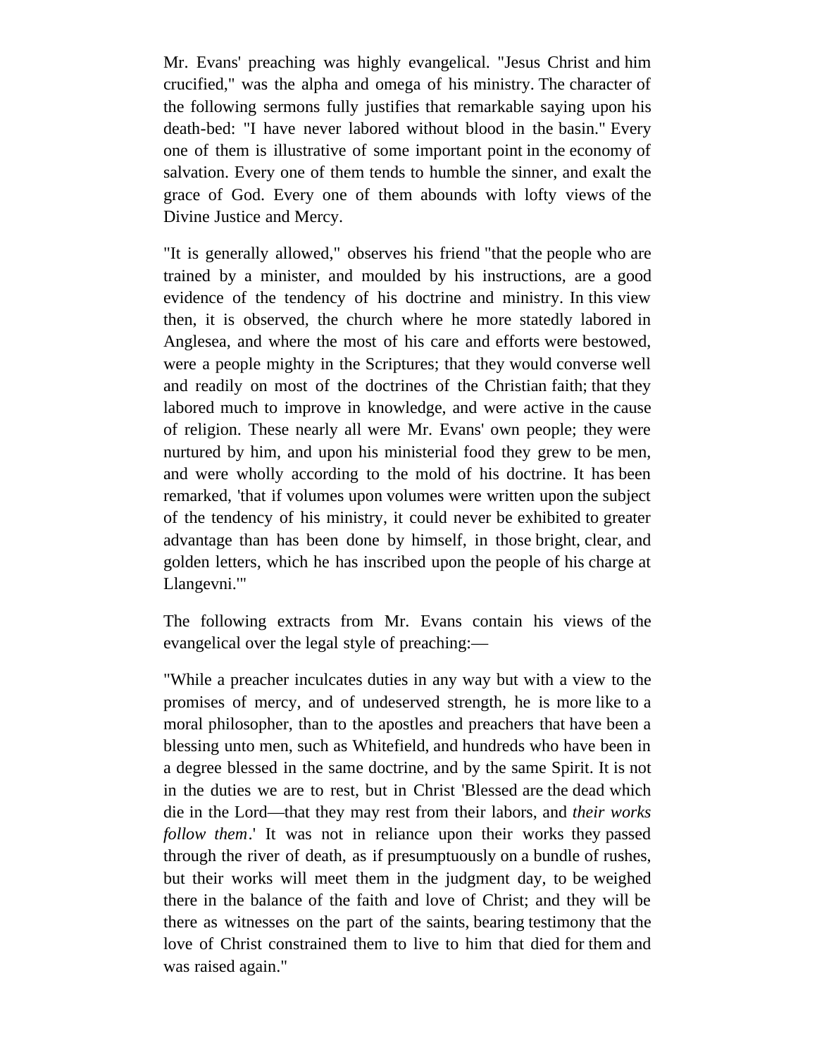Mr. Evans' preaching was highly evangelical. "Jesus Christ and him crucified," was the alpha and omega of his ministry. The character of the following sermons fully justifies that remarkable saying upon his death-bed: "I have never labored without blood in the basin." Every one of them is illustrative of some important point in the economy of salvation. Every one of them tends to humble the sinner, and exalt the grace of God. Every one of them abounds with lofty views of the Divine Justice and Mercy.

"It is generally allowed," observes his friend "that the people who are trained by a minister, and moulded by his instructions, are a good evidence of the tendency of his doctrine and ministry. In this view then, it is observed, the church where he more statedly labored in Anglesea, and where the most of his care and efforts were bestowed, were a people mighty in the Scriptures; that they would converse well and readily on most of the doctrines of the Christian faith; that they labored much to improve in knowledge, and were active in the cause of religion. These nearly all were Mr. Evans' own people; they were nurtured by him, and upon his ministerial food they grew to be men, and were wholly according to the mold of his doctrine. It has been remarked, 'that if volumes upon volumes were written upon the subject of the tendency of his ministry, it could never be exhibited to greater advantage than has been done by himself, in those bright, clear, and golden letters, which he has inscribed upon the people of his charge at Llangevni.'"

The following extracts from Mr. Evans contain his views of the evangelical over the legal style of preaching:—

"While a preacher inculcates duties in any way but with a view to the promises of mercy, and of undeserved strength, he is more like to a moral philosopher, than to the apostles and preachers that have been a blessing unto men, such as Whitefield, and hundreds who have been in a degree blessed in the same doctrine, and by the same Spirit. It is not in the duties we are to rest, but in Christ 'Blessed are the dead which die in the Lord—that they may rest from their labors, and *their works follow them*.' It was not in reliance upon their works they passed through the river of death, as if presumptuously on a bundle of rushes, but their works will meet them in the judgment day, to be weighed there in the balance of the faith and love of Christ; and they will be there as witnesses on the part of the saints, bearing testimony that the love of Christ constrained them to live to him that died for them and was raised again."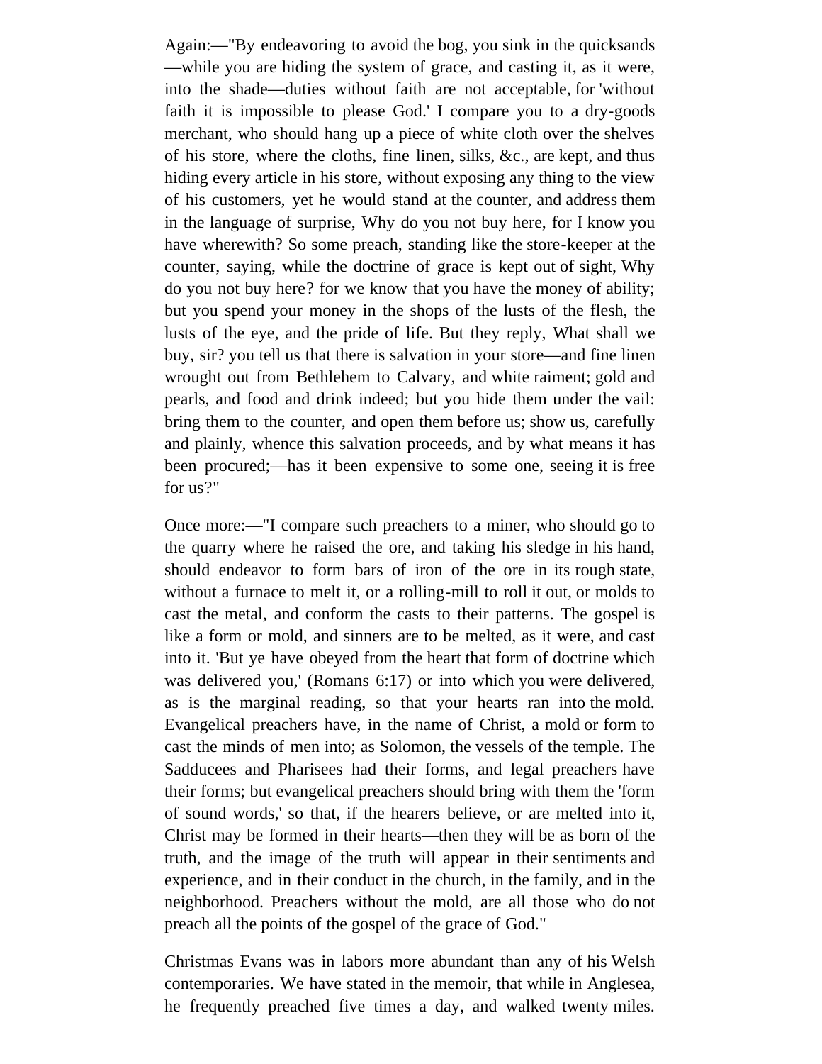Again:—"By endeavoring to avoid the bog, you sink in the quicksands—while you are hiding the system of grace, and casting it, as it were, into the shade—duties without faith are not acceptable, for 'without faith it is impossible to please God.' I compare you to a dry-goods merchant, who should hang up a piece of white cloth over the shelves of his store, where the cloths, fine linen, silks, &c., are kept, and thus hiding every article in his store, without exposing any thing to the view of his customers, yet he would stand at the counter, and address them in the language of surprise, Why do you not buy here, for I know you have wherewith? So some preach, standing like the store-keeper at the counter, saying, while the doctrine of grace is kept out of sight, Why do you not buy here? for we know that you have the money of ability; but you spend your money in the shops of the lusts of the flesh, the lusts of the eye, and the pride of life. But they reply, What shall we buy, sir? you tell us that there is salvation in your store—and fine linen wrought out from Bethlehem to Calvary, and white raiment; gold and pearls, and food and drink indeed; but you hide them under the vail: bring them to the counter, and open them before us; show us, carefully and plainly, whence this salvation proceeds, and by what means it has been procured;—has it been expensive to some one, seeing it is free for us?"

Once more:—"I compare such preachers to a miner, who should go to the quarry where he raised the ore, and taking his sledge in his hand, should endeavor to form bars of iron of the ore in its rough state, without a furnace to melt it, or a rolling-mill to roll it out, or molds to cast the metal, and conform the casts to their patterns. The gospel is like a form or mold, and sinners are to be melted, as it were, and cast into it. 'But ye have obeyed from the heart that form of doctrine which was delivered you,' (Romans 6:17) or into which you were delivered, as is the marginal reading, so that your hearts ran into the mold. Evangelical preachers have, in the name of Christ, a mold or form to cast the minds of men into; as Solomon, the vessels of the temple. The Sadducees and Pharisees had their forms, and legal preachers have their forms; but evangelical preachers should bring with them the 'form of sound words,' so that, if the hearers believe, or are melted into it, Christ may be formed in their hearts—then they will be as born of the truth, and the image of the truth will appear in their sentiments and experience, and in their conduct in the church, in the family, and in the neighborhood. Preachers without the mold, are all those who do not preach all the points of the gospel of the grace of God."

Christmas Evans was in labors more abundant than any of his Welsh contemporaries. We have stated in the memoir, that while in Anglesea, he frequently preached five times a day, and walked twenty miles.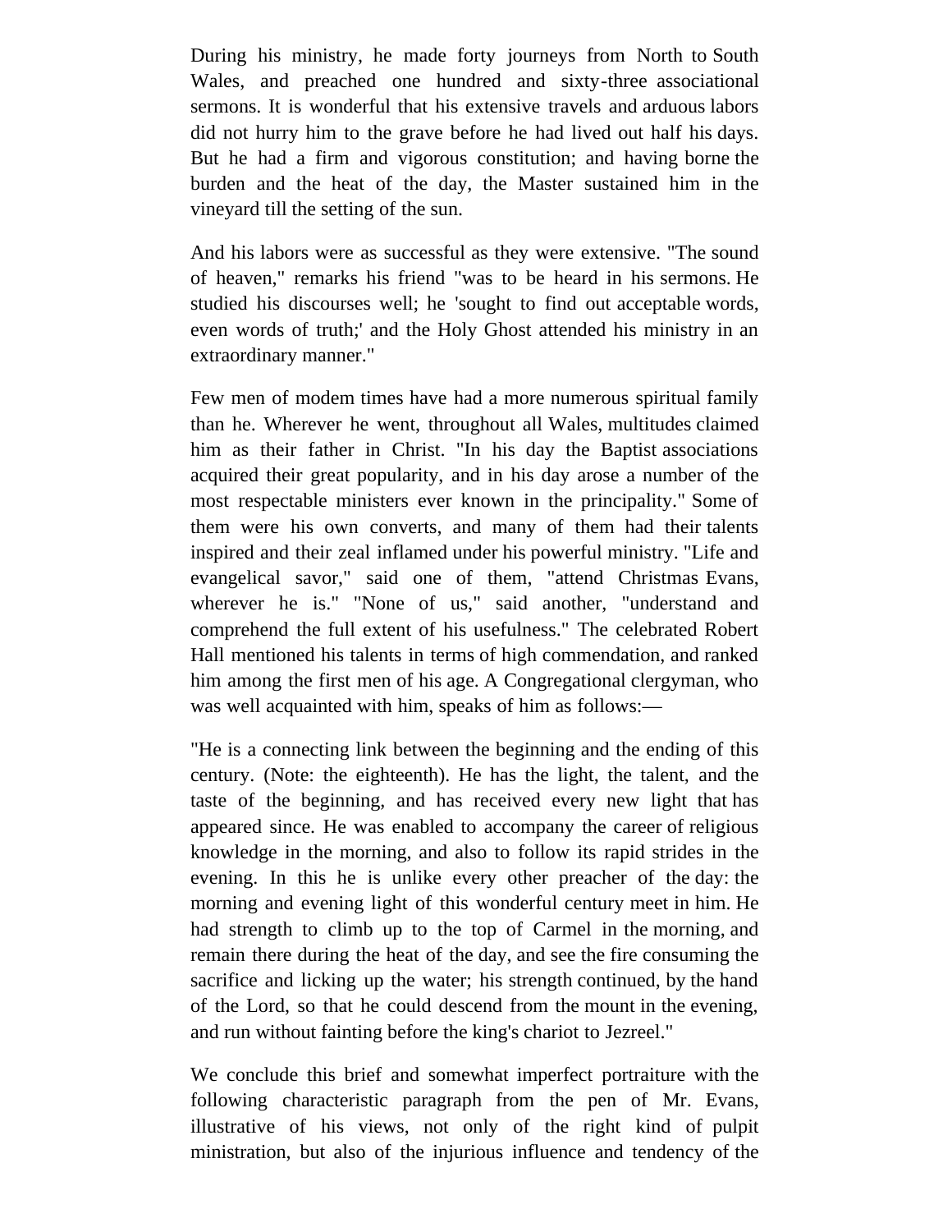During his ministry, he made forty journeys from North to South Wales, and preached one hundred and sixty-three associational sermons. It is wonderful that his extensive travels and arduous labors did not hurry him to the grave before he had lived out half his days. But he had a firm and vigorous constitution; and having borne the burden and the heat of the day, the Master sustained him in the vineyard till the setting of the sun.

And his labors were as successful as they were extensive. "The sound of heaven," remarks his friend "was to be heard in his sermons. He studied his discourses well; he 'sought to find out acceptable words, even words of truth;' and the Holy Ghost attended his ministry in an extraordinary manner."

Few men of modem times have had a more numerous spiritual family than he. Wherever he went, throughout all Wales, multitudes claimed him as their father in Christ. "In his day the Baptist associations acquired their great popularity, and in his day arose a number of the most respectable ministers ever known in the principality." Some of them were his own converts, and many of them had their talents inspired and their zeal inflamed under his powerful ministry. "Life and evangelical savor," said one of them, "attend Christmas Evans, wherever he is." "None of us," said another, "understand and comprehend the full extent of his usefulness." The celebrated Robert Hall mentioned his talents in terms of high commendation, and ranked him among the first men of his age. A Congregational clergyman, who was well acquainted with him, speaks of him as follows:—

"He is a connecting link between the beginning and the ending of this century. (Note: the eighteenth). He has the light, the talent, and the taste of the beginning, and has received every new light that has appeared since. He was enabled to accompany the career of religious knowledge in the morning, and also to follow its rapid strides in the evening. In this he is unlike every other preacher of the day: the morning and evening light of this wonderful century meet in him. He had strength to climb up to the top of Carmel in the morning, and remain there during the heat of the day, and see the fire consuming the sacrifice and licking up the water; his strength continued, by the hand of the Lord, so that he could descend from the mount in the evening, and run without fainting before the king's chariot to Jezreel."

We conclude this brief and somewhat imperfect portraiture with the following characteristic paragraph from the pen of Mr. Evans, illustrative of his views, not only of the right kind of pulpit ministration, but also of the injurious influence and tendency of the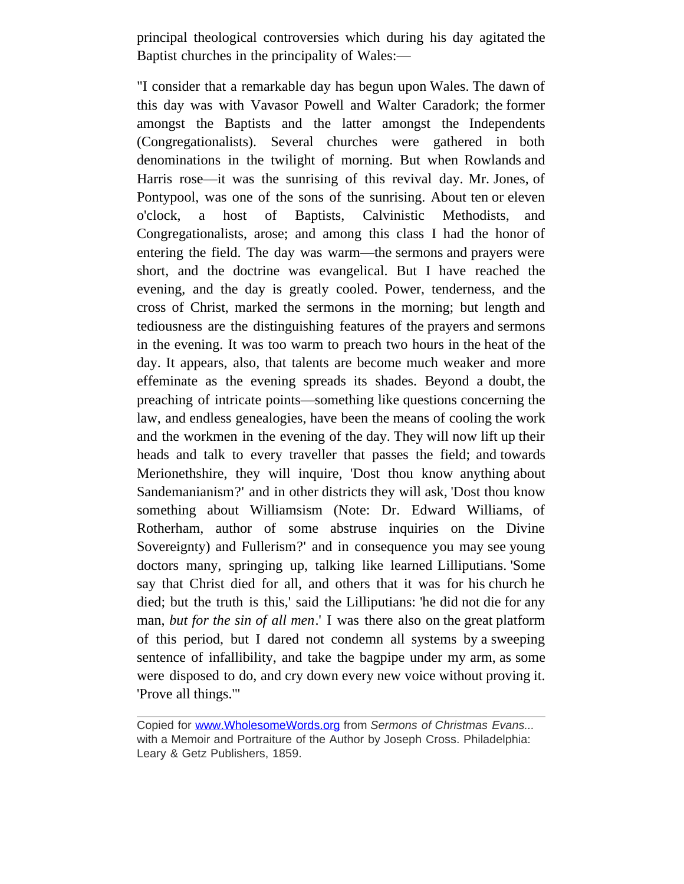principal theological controversies which during his day agitated the Baptist churches in the principality of Wales:—

"I consider that a remarkable day has begun upon Wales. The dawn of this day was with Vavasor Powell and Walter Caradork; the former amongst the Baptists and the latter amongst the Independents (Congregationalists). Several churches were gathered in both denominations in the twilight of morning. But when Rowlands and Harris rose—it was the sunrising of this revival day. Mr. Jones, of Pontypool, was one of the sons of the sunrising. About ten or eleven o'clock, a host of Baptists, Calvinistic Methodists, and Congregationalists, arose; and among this class I had the honor of entering the field. The day was warm—the sermons and prayers were short, and the doctrine was evangelical. But I have reached the evening, and the day is greatly cooled. Power, tenderness, and the cross of Christ, marked the sermons in the morning; but length and tediousness are the distinguishing features of the prayers and sermons in the evening. It was too warm to preach two hours in the heat of the day. It appears, also, that talents are become much weaker and more effeminate as the evening spreads its shades. Beyond a doubt, the preaching of intricate points—something like questions concerning the law, and endless genealogies, have been the means of cooling the work and the workmen in the evening of the day. They will now lift up their heads and talk to every traveller that passes the field; and towards Merionethshire, they will inquire, 'Dost thou know anything about Sandemanianism?' and in other districts they will ask, 'Dost thou know something about Williamsism (Note: Dr. Edward Williams, of Rotherham, author of some abstruse inquiries on the Divine Sovereignty) and Fullerism?' and in consequence you may see young doctors many, springing up, talking like learned Lilliputians. 'Some say that Christ died for all, and others that it was for his church he died; but the truth is this,' said the Lilliputians: 'he did not die for any man, *but for the sin of all men*.' I was there also on the great platform of this period, but I dared not condemn all systems by a sweeping sentence of infallibility, and take the bagpipe under my arm, as some were disposed to do, and cry down every new voice without proving it. 'Prove all things.'"

---

Copied for www.WholesomeWords.org from *Sermons of Christmas Evans...* with a Memoir and Portraiture of the Author by Joseph Cross. Philadelphia: Leary & Getz Publishers, 1859.